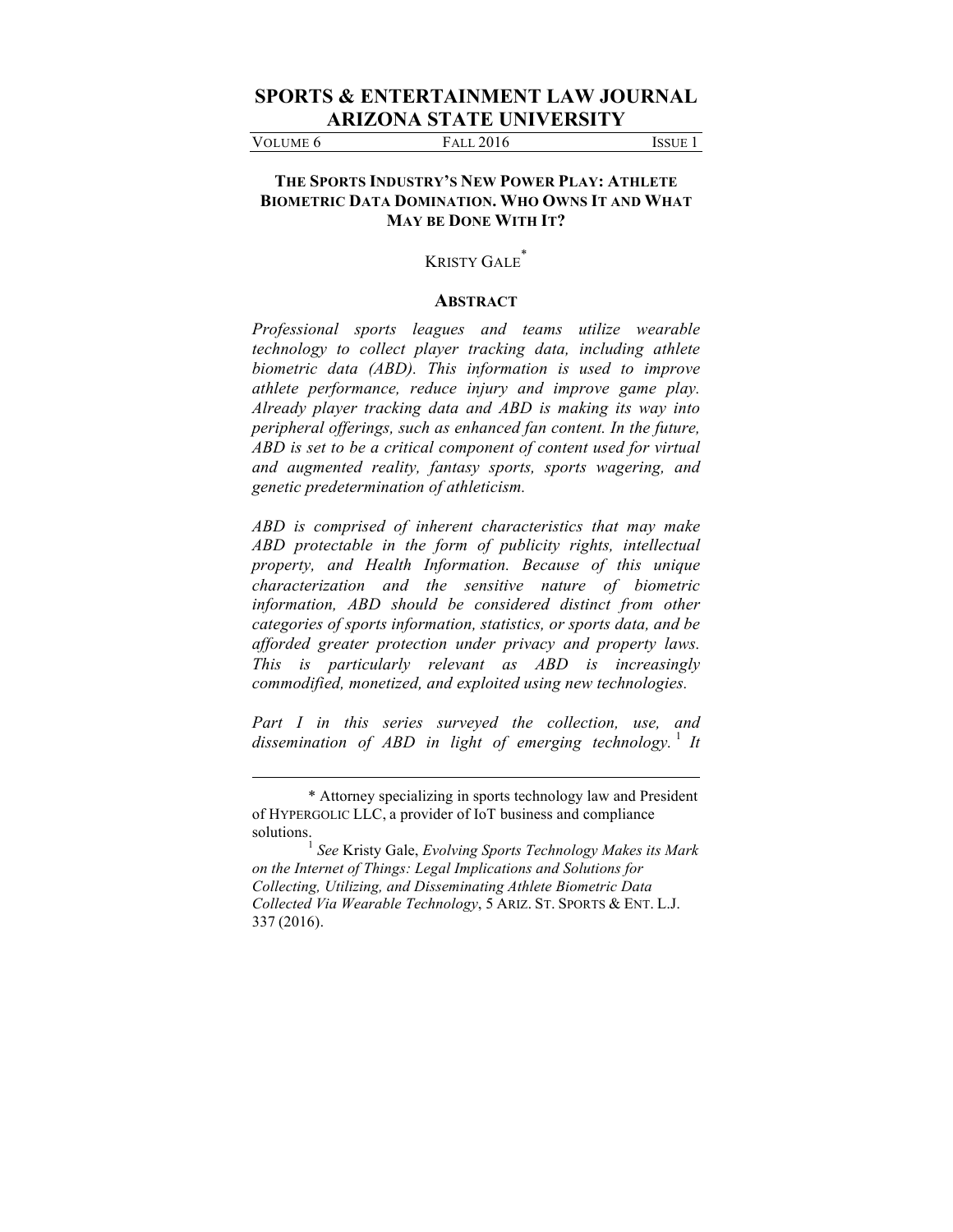# SPORTS & ENTERTAINMENT LAW JOURNAL ARIZONA STATE UNIVERSITY

VOLUME 6 | FALL 2016 | ISSUE 1

## THE SPORTS INDUSTRY'S NEW POWER PLAY: ATHLETE BIOMETRIC DATA DOMINATION. WHO OWNS IT AND WHAT MAY BE DONE WITH IT?

KRISTY GALE*

### ABSTRACT

*Professional sports leagues and teams utilize wearable technology to collect player tracking data, including athlete biometric data (ABD). This information is used to improve athlete performance, reduce injury and improve game play. Already player tracking data and ABD is making its way into peripheral offerings, such as enhanced fan content. In the future, ABD is set to be a critical component of content used for virtual and augmented reality, fantasy sports, sports wagering, and genetic predetermination of athleticism.*

*ABD is comprised of inherent characteristics that may make ABD protectable in the form of publicity rights, intellectual property, and Health Information. Because of this unique characterization and the sensitive nature of biometric information, ABD should be considered distinct from other categories of sports information, statistics, or sports data, and be afforded greater protection under privacy and property laws. This is particularly relevant as ABD is increasingly commodified, monetized, and exploited using new technologies.*

*Part I in this series surveyed the collection, use, and dissemination of ABD in light of emerging technology.*[1] *It*

---

\* Attorney specializing in sports technology law and President of HYPERGOLIC LLC, a provider of IoT business and compliance solutions.

[1] *See* Kristy Gale, *Evolving Sports Technology Makes its Mark on the Internet of Things: Legal Implications and Solutions for Collecting, Utilizing, and Disseminating Athlete Biometric Data Collected Via Wearable Technology*, 5 ARIZ. ST. SPORTS & ENT. L.J. 337 (2016).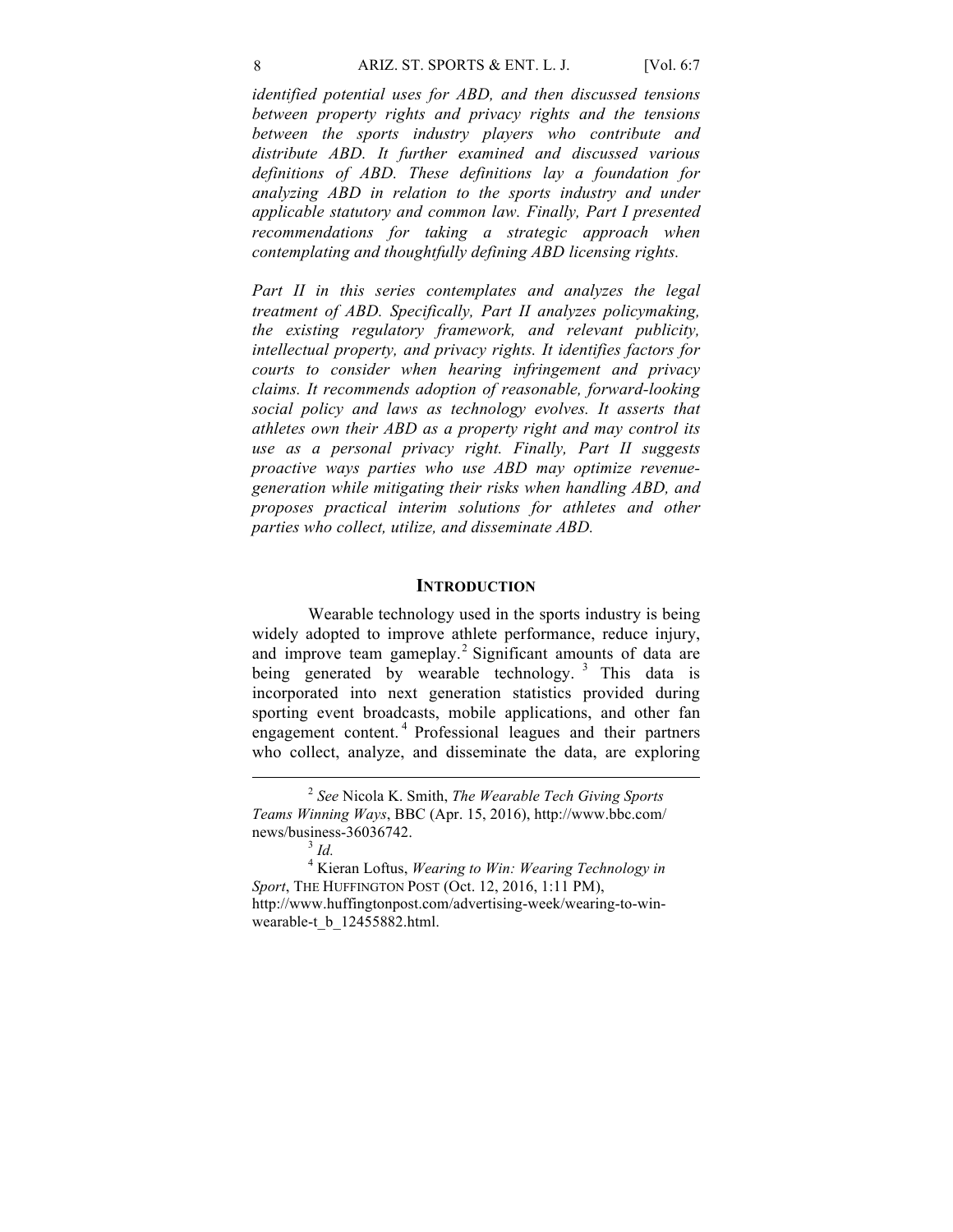*identified potential uses for ABD, and then discussed tensions between property rights and privacy rights and the tensions between the sports industry players who contribute and distribute ABD. It further examined and discussed various definitions of ABD. These definitions lay a foundation for analyzing ABD in relation to the sports industry and under applicable statutory and common law. Finally, Part I presented recommendations for taking a strategic approach when contemplating and thoughtfully defining ABD licensing rights.*

*Part II in this series contemplates and analyzes the legal treatment of ABD. Specifically, Part II analyzes policymaking, the existing regulatory framework, and relevant publicity, intellectual property, and privacy rights. It identifies factors for courts to consider when hearing infringement and privacy claims. It recommends adoption of reasonable, forward-looking social policy and laws as technology evolves. It asserts that athletes own their ABD as a property right and may control its use as a personal privacy right. Finally, Part II suggests proactive ways parties who use ABD may optimize revenue-generation while mitigating their risks when handling ABD, and proposes practical interim solutions for athletes and other parties who collect, utilize, and disseminate ABD.*

## INTRODUCTION

Wearable technology used in the sports industry is being widely adopted to improve athlete performance, reduce injury, and improve team gameplay.[2] Significant amounts of data are being generated by wearable technology.[3] This data is incorporated into next generation statistics provided during sporting event broadcasts, mobile applications, and other fan engagement content.[4] Professional leagues and their partners who collect, analyze, and disseminate the data, are exploring

---

[2] *See* Nicola K. Smith, *The Wearable Tech Giving Sports Teams Winning Ways*, BBC (Apr. 15, 2016), http://www.bbc.com/news/business-36036742.

[3] *Id.*

[4] Kieran Loftus, *Wearing to Win: Wearing Technology in Sport*, THE HUFFINGTON POST (Oct. 12, 2016, 1:11 PM), http://www.huffingtonpost.com/advertising-week/wearing-to-win-wearable-t_b_12455882.html.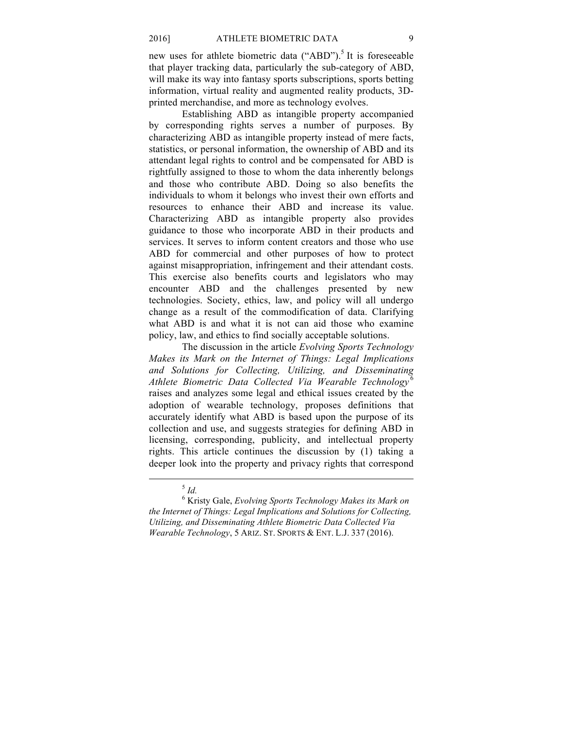new uses for athlete biometric data ("ABD").[5] It is foreseeable that player tracking data, particularly the sub-category of ABD, will make its way into fantasy sports subscriptions, sports betting information, virtual reality and augmented reality products, 3D-printed merchandise, and more as technology evolves.

Establishing ABD as intangible property accompanied by corresponding rights serves a number of purposes. By characterizing ABD as intangible property instead of mere facts, statistics, or personal information, the ownership of ABD and its attendant legal rights to control and be compensated for ABD is rightfully assigned to those to whom the data inherently belongs and those who contribute ABD. Doing so also benefits the individuals to whom it belongs who invest their own efforts and resources to enhance their ABD and increase its value. Characterizing ABD as intangible property also provides guidance to those who incorporate ABD in their products and services. It serves to inform content creators and those who use ABD for commercial and other purposes of how to protect against misappropriation, infringement and their attendant costs. This exercise also benefits courts and legislators who may encounter ABD and the challenges presented by new technologies. Society, ethics, law, and policy will all undergo change as a result of the commodification of data. Clarifying what ABD is and what it is not can aid those who examine policy, law, and ethics to find socially acceptable solutions.

The discussion in the article *Evolving Sports Technology Makes its Mark on the Internet of Things: Legal Implications and Solutions for Collecting, Utilizing, and Disseminating Athlete Biometric Data Collected Via Wearable Technology*[6] raises and analyzes some legal and ethical issues created by the adoption of wearable technology, proposes definitions that accurately identify what ABD is based upon the purpose of its collection and use, and suggests strategies for defining ABD in licensing, corresponding, publicity, and intellectual property rights. This article continues the discussion by (1) taking a deeper look into the property and privacy rights that correspond

---

[5] *Id.*

[6] Kristy Gale, *Evolving Sports Technology Makes its Mark on the Internet of Things: Legal Implications and Solutions for Collecting, Utilizing, and Disseminating Athlete Biometric Data Collected Via Wearable Technology*, 5 ARIZ. ST. SPORTS & ENT. L.J. 337 (2016).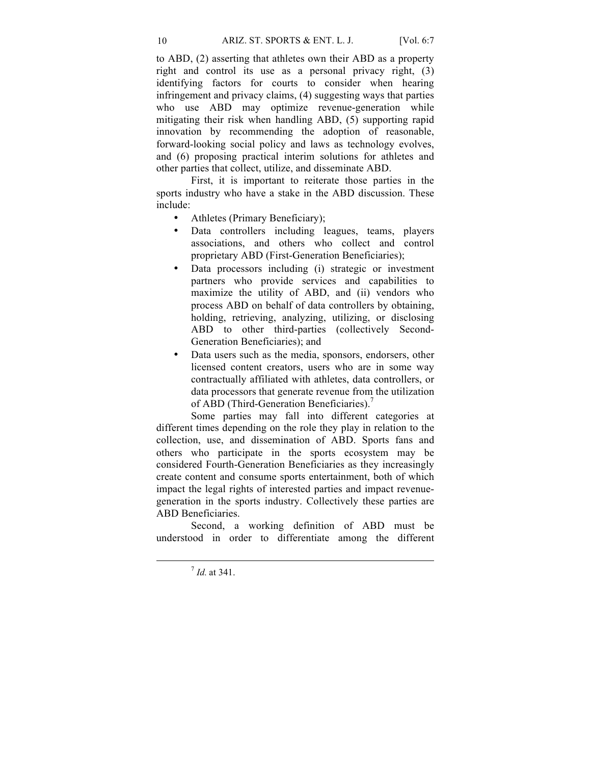to ABD, (2) asserting that athletes own their ABD as a property right and control its use as a personal privacy right, (3) identifying factors for courts to consider when hearing infringement and privacy claims, (4) suggesting ways that parties who use ABD may optimize revenue-generation while mitigating their risk when handling ABD, (5) supporting rapid innovation by recommending the adoption of reasonable, forward-looking social policy and laws as technology evolves, and (6) proposing practical interim solutions for athletes and other parties that collect, utilize, and disseminate ABD.

First, it is important to reiterate those parties in the sports industry who have a stake in the ABD discussion. These include:

- Athletes (Primary Beneficiary);
- Data controllers including leagues, teams, players associations, and others who collect and control proprietary ABD (First-Generation Beneficiaries);
- Data processors including (i) strategic or investment partners who provide services and capabilities to maximize the utility of ABD, and (ii) vendors who process ABD on behalf of data controllers by obtaining, holding, retrieving, analyzing, utilizing, or disclosing ABD to other third-parties (collectively Second-Generation Beneficiaries); and
- Data users such as the media, sponsors, endorsers, other licensed content creators, users who are in some way contractually affiliated with athletes, data controllers, or data processors that generate revenue from the utilization of ABD (Third-Generation Beneficiaries).[7]

Some parties may fall into different categories at different times depending on the role they play in relation to the collection, use, and dissemination of ABD. Sports fans and others who participate in the sports ecosystem may be considered Fourth-Generation Beneficiaries as they increasingly create content and consume sports entertainment, both of which impact the legal rights of interested parties and impact revenue-generation in the sports industry. Collectively these parties are ABD Beneficiaries.

Second, a working definition of ABD must be understood in order to differentiate among the different

[7] *Id.* at 341.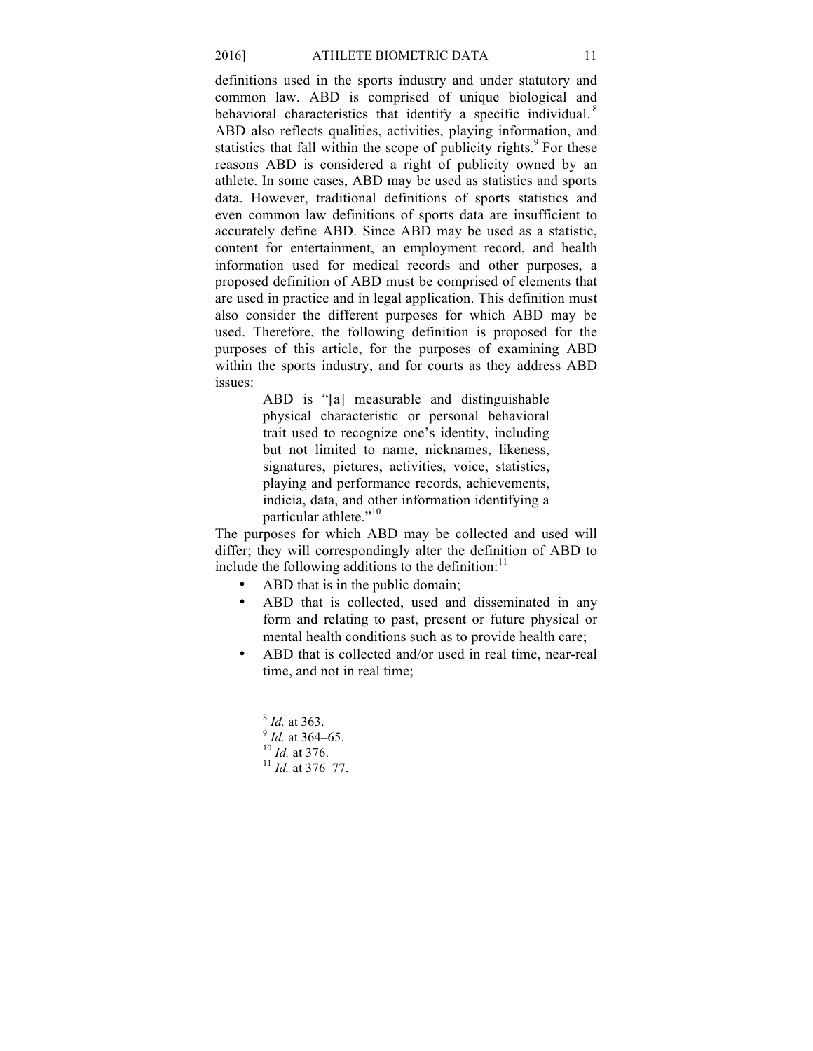definitions used in the sports industry and under statutory and common law. ABD is comprised of unique biological and behavioral characteristics that identify a specific individual.[8] ABD also reflects qualities, activities, playing information, and statistics that fall within the scope of publicity rights.[9] For these reasons ABD is considered a right of publicity owned by an athlete. In some cases, ABD may be used as statistics and sports data. However, traditional definitions of sports statistics and even common law definitions of sports data are insufficient to accurately define ABD. Since ABD may be used as a statistic, content for entertainment, an employment record, and health information used for medical records and other purposes, a proposed definition of ABD must be comprised of elements that are used in practice and in legal application. This definition must also consider the different purposes for which ABD may be used. Therefore, the following definition is proposed for the purposes of this article, for the purposes of examining ABD within the sports industry, and for courts as they address ABD issues:

> ABD is "[a] measurable and distinguishable physical characteristic or personal behavioral trait used to recognize one's identity, including but not limited to name, nicknames, likeness, signatures, pictures, activities, voice, statistics, playing and performance records, achievements, indicia, data, and other information identifying a particular athlete."[10]

The purposes for which ABD may be collected and used will differ; they will correspondingly alter the definition of ABD to include the following additions to the definition:[11]

- ABD that is in the public domain;
- ABD that is collected, used and disseminated in any form and relating to past, present or future physical or mental health conditions such as to provide health care;
- ABD that is collected and/or used in real time, near-real time, and not in real time;

---

[8] *Id.* at 363.

[9] *Id.* at 364–65.

[10] *Id.* at 376.

[11] *Id.* at 376–77.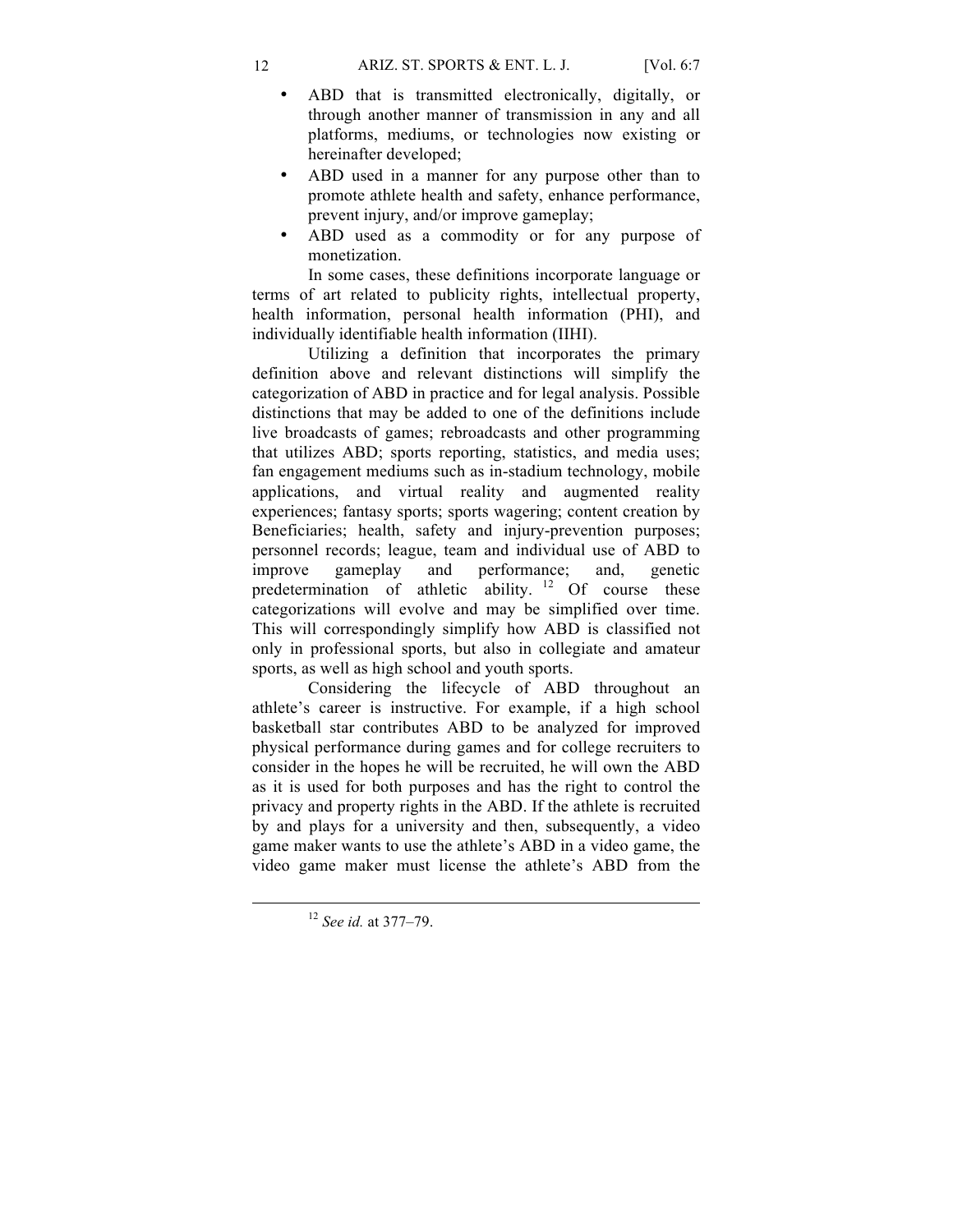- ABD that is transmitted electronically, digitally, or through another manner of transmission in any and all platforms, mediums, or technologies now existing or hereinafter developed;
- ABD used in a manner for any purpose other than to promote athlete health and safety, enhance performance, prevent injury, and/or improve gameplay;
- ABD used as a commodity or for any purpose of monetization.

In some cases, these definitions incorporate language or terms of art related to publicity rights, intellectual property, health information, personal health information (PHI), and individually identifiable health information (IIHI).

Utilizing a definition that incorporates the primary definition above and relevant distinctions will simplify the categorization of ABD in practice and for legal analysis. Possible distinctions that may be added to one of the definitions include live broadcasts of games; rebroadcasts and other programming that utilizes ABD; sports reporting, statistics, and media uses; fan engagement mediums such as in-stadium technology, mobile applications, and virtual reality and augmented reality experiences; fantasy sports; sports wagering; content creation by Beneficiaries; health, safety and injury-prevention purposes; personnel records; league, team and individual use of ABD to improve gameplay and performance; and, genetic predetermination of athletic ability.[12] Of course these categorizations will evolve and may be simplified over time. This will correspondingly simplify how ABD is classified not only in professional sports, but also in collegiate and amateur sports, as well as high school and youth sports.

Considering the lifecycle of ABD throughout an athlete's career is instructive. For example, if a high school basketball star contributes ABD to be analyzed for improved physical performance during games and for college recruiters to consider in the hopes he will be recruited, he will own the ABD as it is used for both purposes and has the right to control the privacy and property rights in the ABD. If the athlete is recruited by and plays for a university and then, subsequently, a video game maker wants to use the athlete's ABD in a video game, the video game maker must license the athlete's ABD from the

[12] *See id.* at 377–79.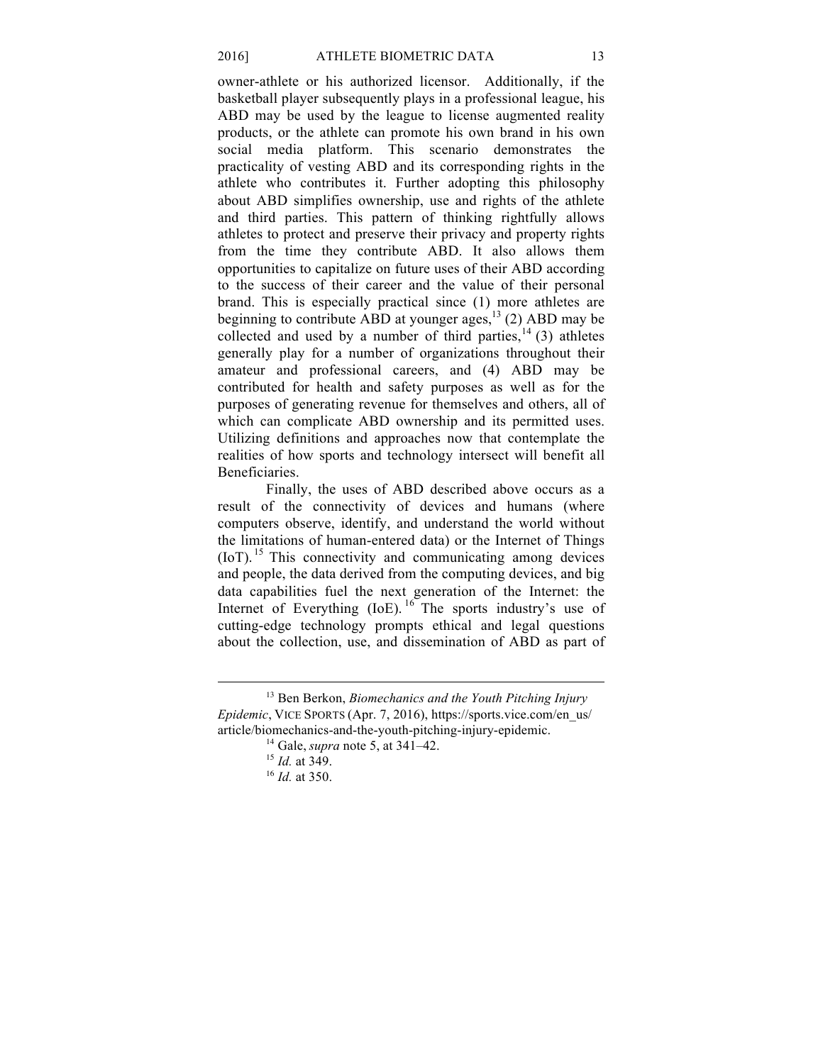owner-athlete or his authorized licensor. Additionally, if the basketball player subsequently plays in a professional league, his ABD may be used by the league to license augmented reality products, or the athlete can promote his own brand in his own social media platform. This scenario demonstrates the practicality of vesting ABD and its corresponding rights in the athlete who contributes it. Further adopting this philosophy about ABD simplifies ownership, use and rights of the athlete and third parties. This pattern of thinking rightfully allows athletes to protect and preserve their privacy and property rights from the time they contribute ABD. It also allows them opportunities to capitalize on future uses of their ABD according to the success of their career and the value of their personal brand. This is especially practical since (1) more athletes are beginning to contribute ABD at younger ages,[13] (2) ABD may be collected and used by a number of third parties,[14] (3) athletes generally play for a number of organizations throughout their amateur and professional careers, and (4) ABD may be contributed for health and safety purposes as well as for the purposes of generating revenue for themselves and others, all of which can complicate ABD ownership and its permitted uses. Utilizing definitions and approaches now that contemplate the realities of how sports and technology intersect will benefit all Beneficiaries.

Finally, the uses of ABD described above occurs as a result of the connectivity of devices and humans (where computers observe, identify, and understand the world without the limitations of human-entered data) or the Internet of Things (IoT).[15] This connectivity and communicating among devices and people, the data derived from the computing devices, and big data capabilities fuel the next generation of the Internet: the Internet of Everything (IoE).[16] The sports industry's use of cutting-edge technology prompts ethical and legal questions about the collection, use, and dissemination of ABD as part of

---

[13] Ben Berkon, *Biomechanics and the Youth Pitching Injury Epidemic*, VICE SPORTS (Apr. 7, 2016), https://sports.vice.com/en_us/article/biomechanics-and-the-youth-pitching-injury-epidemic.

[14] Gale, *supra* note 5, at 341–42.

[15] *Id.* at 349.

[16] *Id.* at 350.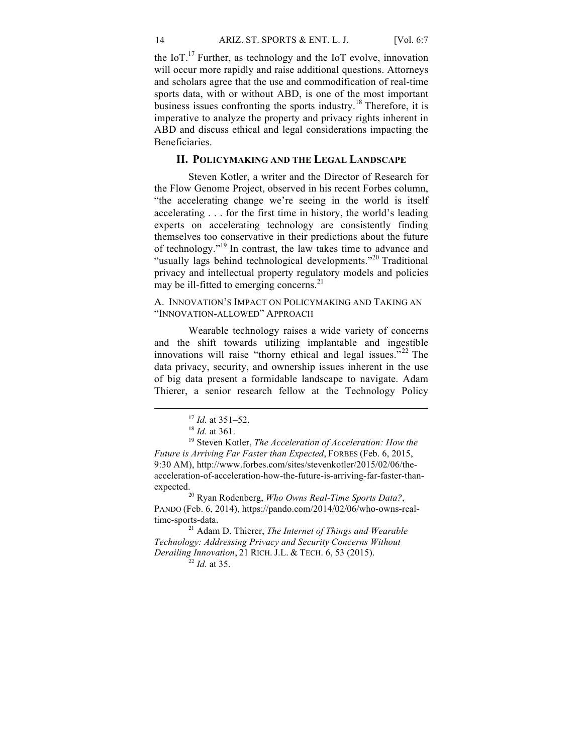the IoT.[17] Further, as technology and the IoT evolve, innovation will occur more rapidly and raise additional questions. Attorneys and scholars agree that the use and commodification of real-time sports data, with or without ABD, is one of the most important business issues confronting the sports industry.[18] Therefore, it is imperative to analyze the property and privacy rights inherent in ABD and discuss ethical and legal considerations impacting the Beneficiaries.

## II. POLICYMAKING AND THE LEGAL LANDSCAPE

Steven Kotler, a writer and the Director of Research for the Flow Genome Project, observed in his recent Forbes column, "the accelerating change we're seeing in the world is itself accelerating . . . for the first time in history, the world's leading experts on accelerating technology are consistently finding themselves too conservative in their predictions about the future of technology."[19] In contrast, the law takes time to advance and "usually lags behind technological developments."[20] Traditional privacy and intellectual property regulatory models and policies may be ill-fitted to emerging concerns.[21]

### A. INNOVATION'S IMPACT ON POLICYMAKING AND TAKING AN "INNOVATION-ALLOWED" APPROACH

Wearable technology raises a wide variety of concerns and the shift towards utilizing implantable and ingestible innovations will raise "thorny ethical and legal issues."[22] The data privacy, security, and ownership issues inherent in the use of big data present a formidable landscape to navigate. Adam Thierer, a senior research fellow at the Technology Policy

---

[17] *Id.* at 351–52.

[18] *Id.* at 361.

[19] Steven Kotler, *The Acceleration of Acceleration: How the Future is Arriving Far Faster than Expected*, FORBES (Feb. 6, 2015, 9:30 AM), http://www.forbes.com/sites/stevenkotler/2015/02/06/the-acceleration-of-acceleration-how-the-future-is-arriving-far-faster-than-expected.

[20] Ryan Rodenberg, *Who Owns Real-Time Sports Data?*, PANDO (Feb. 6, 2014), https://pando.com/2014/02/06/who-owns-real-time-sports-data.

[21] Adam D. Thierer, *The Internet of Things and Wearable Technology: Addressing Privacy and Security Concerns Without Derailing Innovation*, 21 RICH. J.L. & TECH. 6, 53 (2015).

[22] *Id.* at 35.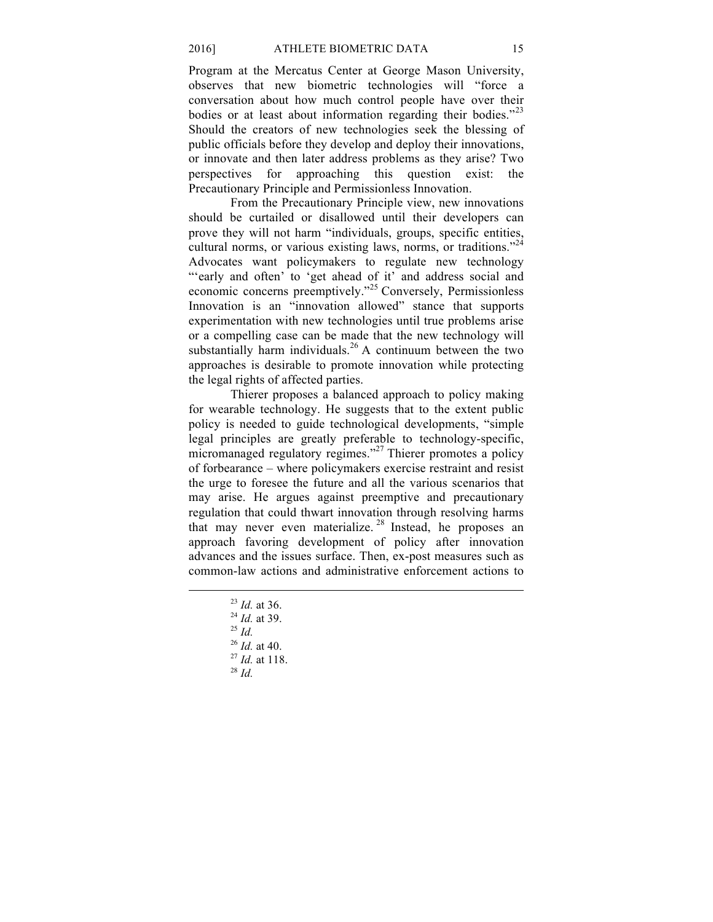Program at the Mercatus Center at George Mason University, observes that new biometric technologies will "force a conversation about how much control people have over their bodies or at least about information regarding their bodies."[23] Should the creators of new technologies seek the blessing of public officials before they develop and deploy their innovations, or innovate and then later address problems as they arise? Two perspectives for approaching this question exist: the Precautionary Principle and Permissionless Innovation.

From the Precautionary Principle view, new innovations should be curtailed or disallowed until their developers can prove they will not harm "individuals, groups, specific entities, cultural norms, or various existing laws, norms, or traditions."[24] Advocates want policymakers to regulate new technology "'early and often' to 'get ahead of it' and address social and economic concerns preemptively."[25] Conversely, Permissionless Innovation is an "innovation allowed" stance that supports experimentation with new technologies until true problems arise or a compelling case can be made that the new technology will substantially harm individuals.[26] A continuum between the two approaches is desirable to promote innovation while protecting the legal rights of affected parties.

Thierer proposes a balanced approach to policy making for wearable technology. He suggests that to the extent public policy is needed to guide technological developments, "simple legal principles are greatly preferable to technology-specific, micromanaged regulatory regimes."[27] Thierer promotes a policy of forbearance – where policymakers exercise restraint and resist the urge to foresee the future and all the various scenarios that may arise. He argues against preemptive and precautionary regulation that could thwart innovation through resolving harms that may never even materialize.[28] Instead, he proposes an approach favoring development of policy after innovation advances and the issues surface. Then, ex-post measures such as common-law actions and administrative enforcement actions to

---

[23] *Id.* at 36.

[24] *Id.* at 39.

[25] *Id.*

[26] *Id.* at 40.

[27] *Id.* at 118.

[28] *Id.*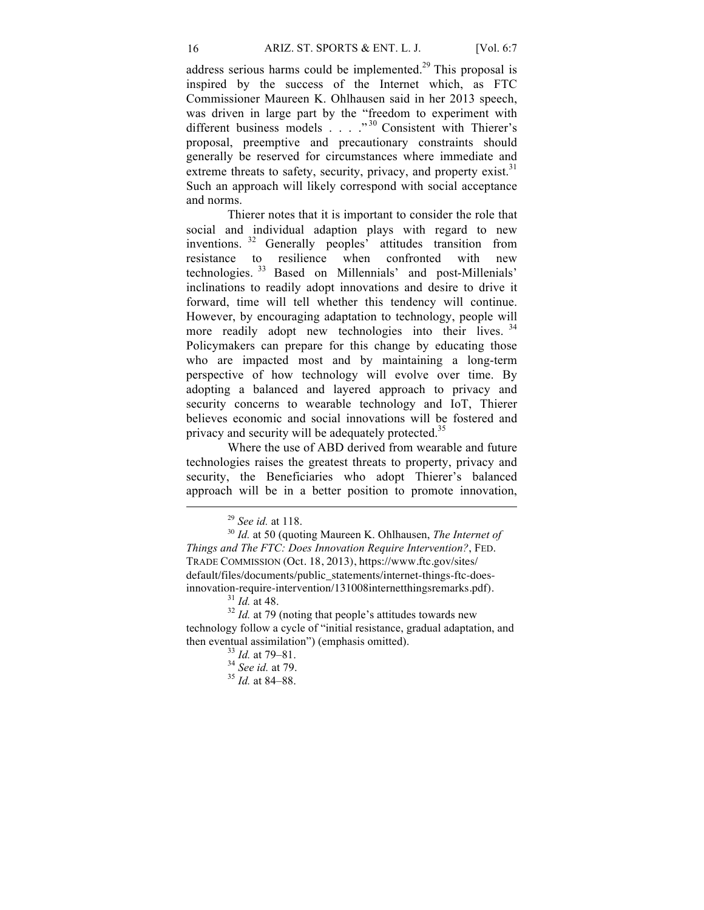address serious harms could be implemented.[29] This proposal is inspired by the success of the Internet which, as FTC Commissioner Maureen K. Ohlhausen said in her 2013 speech, was driven in large part by the "freedom to experiment with different business models . . . ."[30] Consistent with Thierer's proposal, preemptive and precautionary constraints should generally be reserved for circumstances where immediate and extreme threats to safety, security, privacy, and property exist.[31] Such an approach will likely correspond with social acceptance and norms.

Thierer notes that it is important to consider the role that social and individual adaption plays with regard to new inventions.[32] Generally peoples' attitudes transition from resistance to resilience when confronted with new technologies.[33] Based on Millennials' and post-Millenials' inclinations to readily adopt innovations and desire to drive it forward, time will tell whether this tendency will continue. However, by encouraging adaptation to technology, people will more readily adopt new technologies into their lives.[34] Policymakers can prepare for this change by educating those who are impacted most and by maintaining a long-term perspective of how technology will evolve over time. By adopting a balanced and layered approach to privacy and security concerns to wearable technology and IoT, Thierer believes economic and social innovations will be fostered and privacy and security will be adequately protected.[35]

Where the use of ABD derived from wearable and future technologies raises the greatest threats to property, privacy and security, the Beneficiaries who adopt Thierer's balanced approach will be in a better position to promote innovation,

---

[29] *See id.* at 118.

[30] *Id.* at 50 (quoting Maureen K. Ohlhausen, *The Internet of Things and The FTC: Does Innovation Require Intervention?*, FED. TRADE COMMISSION (Oct. 18, 2013), https://www.ftc.gov/sites/default/files/documents/public_statements/internet-things-ftc-does-innovation-require-intervention/131008internetthingsremarks.pdf).

[31] *Id.* at 48.

[32] *Id.* at 79 (noting that people's attitudes towards new technology follow a cycle of "initial resistance, gradual adaptation, and then eventual assimilation") (emphasis omitted).

[33] *Id.* at 79–81.

[34] *See id.* at 79.

[35] *Id.* at 84–88.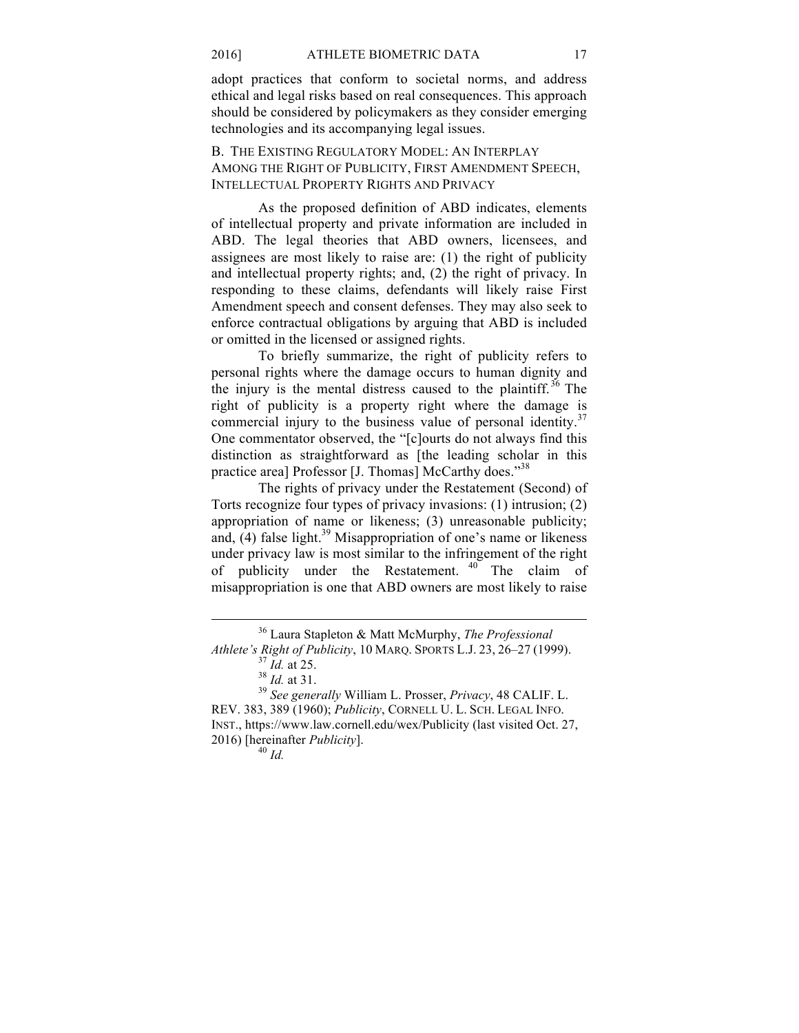adopt practices that conform to societal norms, and address ethical and legal risks based on real consequences. This approach should be considered by policymakers as they consider emerging technologies and its accompanying legal issues.

### B. THE EXISTING REGULATORY MODEL: AN INTERPLAY AMONG THE RIGHT OF PUBLICITY, FIRST AMENDMENT SPEECH, INTELLECTUAL PROPERTY RIGHTS AND PRIVACY

As the proposed definition of ABD indicates, elements of intellectual property and private information are included in ABD. The legal theories that ABD owners, licensees, and assignees are most likely to raise are: (1) the right of publicity and intellectual property rights; and, (2) the right of privacy. In responding to these claims, defendants will likely raise First Amendment speech and consent defenses. They may also seek to enforce contractual obligations by arguing that ABD is included or omitted in the licensed or assigned rights.

To briefly summarize, the right of publicity refers to personal rights where the damage occurs to human dignity and the injury is the mental distress caused to the plaintiff.[36] The right of publicity is a property right where the damage is commercial injury to the business value of personal identity.[37] One commentator observed, the "[c]ourts do not always find this distinction as straightforward as [the leading scholar in this practice area] Professor [J. Thomas] McCarthy does."[38]

The rights of privacy under the Restatement (Second) of Torts recognize four types of privacy invasions: (1) intrusion; (2) appropriation of name or likeness; (3) unreasonable publicity; and, (4) false light.[39] Misappropriation of one's name or likeness under privacy law is most similar to the infringement of the right of publicity under the Restatement.[40] The claim of misappropriation is one that ABD owners are most likely to raise

---

[36] Laura Stapleton & Matt McMurphy, *The Professional Athlete's Right of Publicity*, 10 MARQ. SPORTS L.J. 23, 26–27 (1999).

[37] *Id.* at 25.

[38] *Id.* at 31.

[39] *See generally* William L. Prosser, *Privacy*, 48 CALIF. L. REV. 383, 389 (1960); *Publicity*, CORNELL U. L. SCH. LEGAL INFO. INST., https://www.law.cornell.edu/wex/Publicity (last visited Oct. 27, 2016) [hereinafter *Publicity*].

[40] *Id.*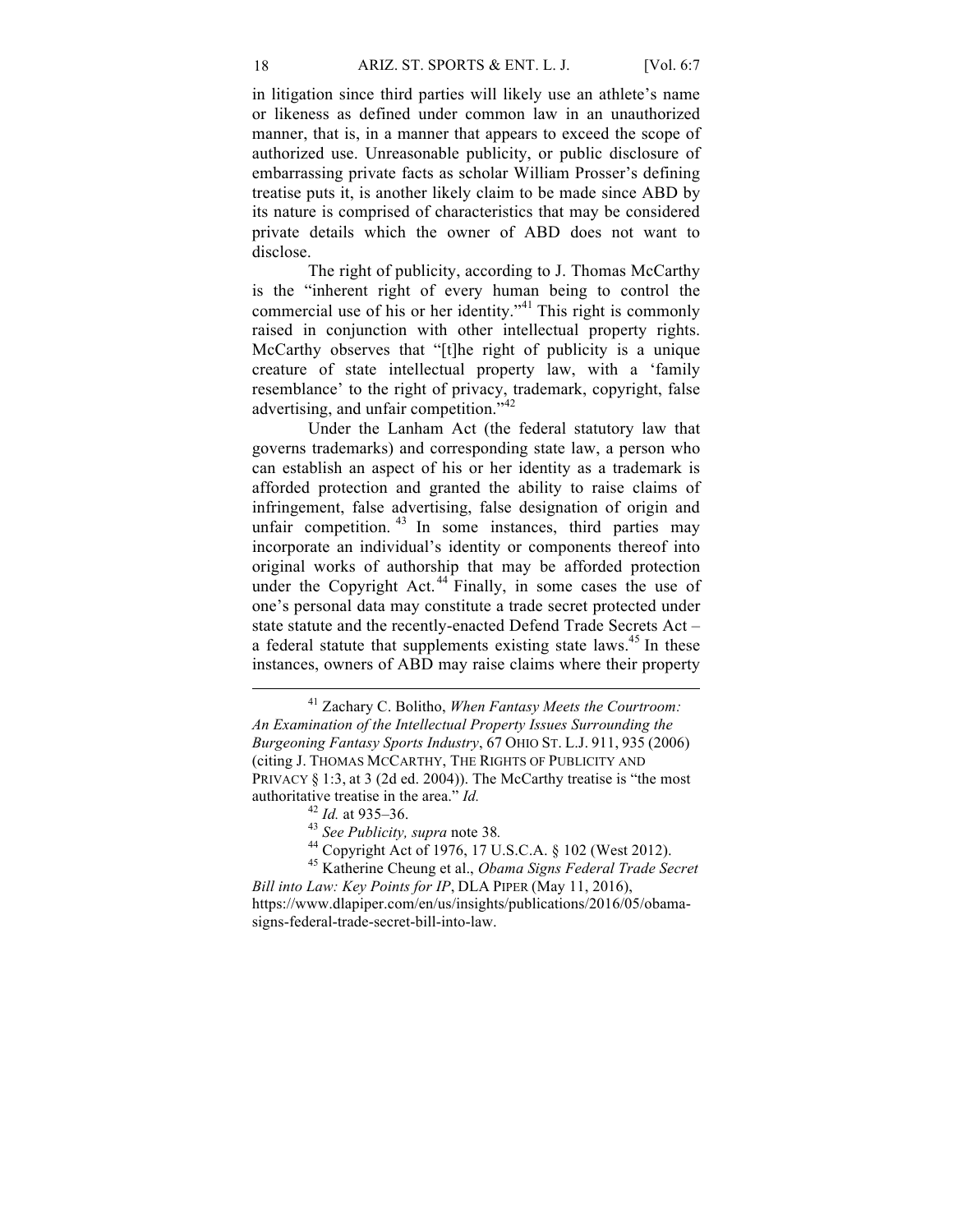in litigation since third parties will likely use an athlete's name or likeness as defined under common law in an unauthorized manner, that is, in a manner that appears to exceed the scope of authorized use. Unreasonable publicity, or public disclosure of embarrassing private facts as scholar William Prosser's defining treatise puts it, is another likely claim to be made since ABD by its nature is comprised of characteristics that may be considered private details which the owner of ABD does not want to disclose.

The right of publicity, according to J. Thomas McCarthy is the "inherent right of every human being to control the commercial use of his or her identity."[41] This right is commonly raised in conjunction with other intellectual property rights. McCarthy observes that "[t]he right of publicity is a unique creature of state intellectual property law, with a 'family resemblance' to the right of privacy, trademark, copyright, false advertising, and unfair competition."[42]

Under the Lanham Act (the federal statutory law that governs trademarks) and corresponding state law, a person who can establish an aspect of his or her identity as a trademark is afforded protection and granted the ability to raise claims of infringement, false advertising, false designation of origin and unfair competition.[43] In some instances, third parties may incorporate an individual's identity or components thereof into original works of authorship that may be afforded protection under the Copyright Act.[44] Finally, in some cases the use of one's personal data may constitute a trade secret protected under state statute and the recently-enacted Defend Trade Secrets Act – a federal statute that supplements existing state laws.[45] In these instances, owners of ABD may raise claims where their property

---

[41] Zachary C. Bolitho, *When Fantasy Meets the Courtroom: An Examination of the Intellectual Property Issues Surrounding the Burgeoning Fantasy Sports Industry*, 67 OHIO ST. L.J. 911, 935 (2006) (citing J. THOMAS MCCARTHY, THE RIGHTS OF PUBLICITY AND PRIVACY § 1:3, at 3 (2d ed. 2004)). The McCarthy treatise is "the most authoritative treatise in the area." *Id.*

[42] *Id.* at 935–36.

[43] *See Publicity, supra* note 38.

[44] Copyright Act of 1976, 17 U.S.C.A. § 102 (West 2012).

[45] Katherine Cheung et al., *Obama Signs Federal Trade Secret Bill into Law: Key Points for IP*, DLA PIPER (May 11, 2016), https://www.dlapiper.com/en/us/insights/publications/2016/05/obama-signs-federal-trade-secret-bill-into-law.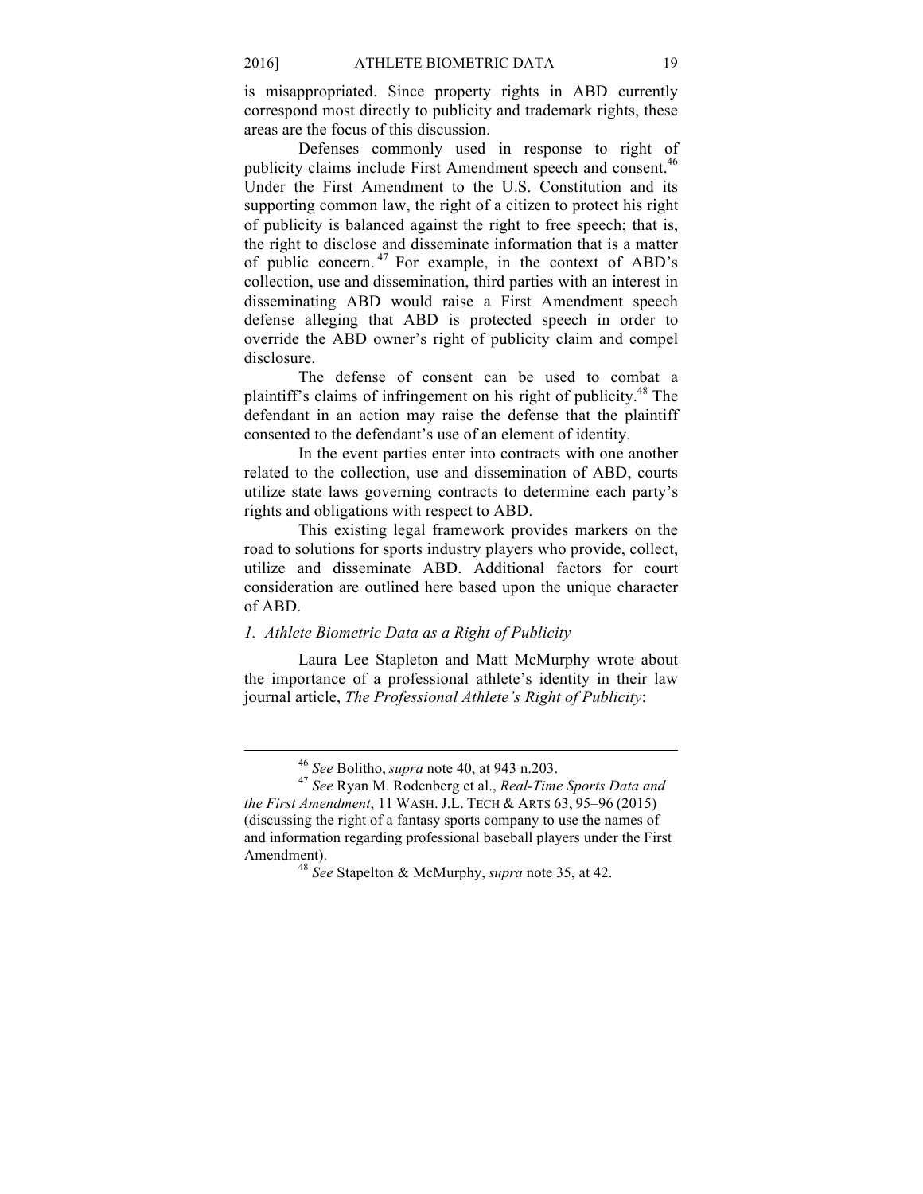is misappropriated. Since property rights in ABD currently correspond most directly to publicity and trademark rights, these areas are the focus of this discussion.

Defenses commonly used in response to right of publicity claims include First Amendment speech and consent.[46] Under the First Amendment to the U.S. Constitution and its supporting common law, the right of a citizen to protect his right of publicity is balanced against the right to free speech; that is, the right to disclose and disseminate information that is a matter of public concern.[47] For example, in the context of ABD's collection, use and dissemination, third parties with an interest in disseminating ABD would raise a First Amendment speech defense alleging that ABD is protected speech in order to override the ABD owner's right of publicity claim and compel disclosure.

The defense of consent can be used to combat a plaintiff's claims of infringement on his right of publicity.[48] The defendant in an action may raise the defense that the plaintiff consented to the defendant's use of an element of identity.

In the event parties enter into contracts with one another related to the collection, use and dissemination of ABD, courts utilize state laws governing contracts to determine each party's rights and obligations with respect to ABD.

This existing legal framework provides markers on the road to solutions for sports industry players who provide, collect, utilize and disseminate ABD. Additional factors for court consideration are outlined here based upon the unique character of ABD.

### *1. Athlete Biometric Data as a Right of Publicity*

Laura Lee Stapleton and Matt McMurphy wrote about the importance of a professional athlete's identity in their law journal article, *The Professional Athlete's Right of Publicity*:

---

[46] *See* Bolitho, *supra* note 40, at 943 n.203.

[47] *See* Ryan M. Rodenberg et al., *Real-Time Sports Data and the First Amendment*, 11 WASH. J.L. TECH & ARTS 63, 95–96 (2015) (discussing the right of a fantasy sports company to use the names of and information regarding professional baseball players under the First Amendment).

[48] *See* Stapelton & McMurphy, *supra* note 35, at 42.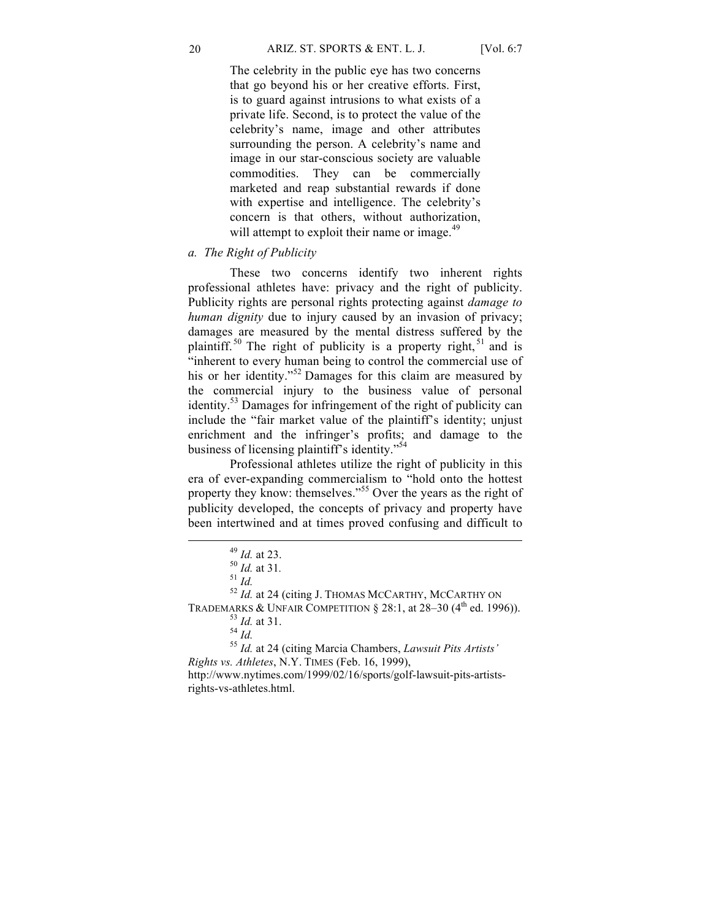> The celebrity in the public eye has two concerns that go beyond his or her creative efforts. First, is to guard against intrusions to what exists of a private life. Second, is to protect the value of the celebrity's name, image and other attributes surrounding the person. A celebrity's name and image in our star-conscious society are valuable commodities. They can be commercially marketed and reap substantial rewards if done with expertise and intelligence. The celebrity's concern is that others, without authorization, will attempt to exploit their name or image.[49]

*a. The Right of Publicity*

These two concerns identify two inherent rights professional athletes have: privacy and the right of publicity. Publicity rights are personal rights protecting against *damage to human dignity* due to injury caused by an invasion of privacy; damages are measured by the mental distress suffered by the plaintiff.[50] The right of publicity is a property right,[51] and is "inherent to every human being to control the commercial use of his or her identity."[52] Damages for this claim are measured by the commercial injury to the business value of personal identity.[53] Damages for infringement of the right of publicity can include the "fair market value of the plaintiff's identity; unjust enrichment and the infringer's profits; and damage to the business of licensing plaintiff's identity."[54]

Professional athletes utilize the right of publicity in this era of ever-expanding commercialism to "hold onto the hottest property they know: themselves."[55] Over the years as the right of publicity developed, the concepts of privacy and property have been intertwined and at times proved confusing and difficult to

---

[49] *Id.* at 23.

[50] *Id.* at 31.

[51] *Id.*

[52] *Id.* at 24 (citing J. THOMAS MCCARTHY, MCCARTHY ON TRADEMARKS & UNFAIR COMPETITION § 28:1, at 28–30 (4th ed. 1996)).

[53] *Id.* at 31.

[54] *Id.*

[55] *Id.* at 24 (citing Marcia Chambers, *Lawsuit Pits Artists' Rights vs. Athletes*, N.Y. TIMES (Feb. 16, 1999), http://www.nytimes.com/1999/02/16/sports/golf-lawsuit-pits-artists-rights-vs-athletes.html.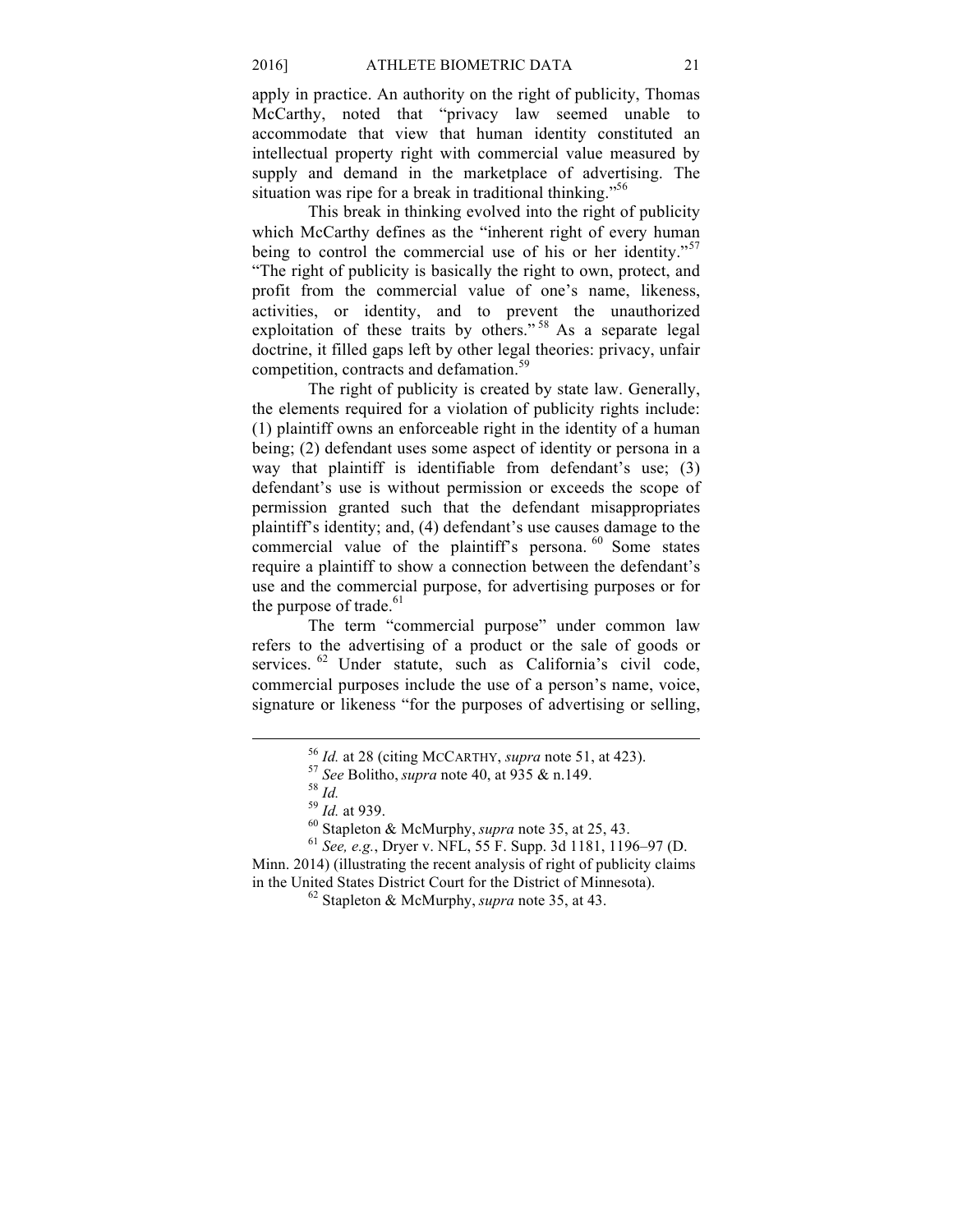apply in practice. An authority on the right of publicity, Thomas McCarthy, noted that "privacy law seemed unable to accommodate that view that human identity constituted an intellectual property right with commercial value measured by supply and demand in the marketplace of advertising. The situation was ripe for a break in traditional thinking."[56]

This break in thinking evolved into the right of publicity which McCarthy defines as the "inherent right of every human being to control the commercial use of his or her identity."[57] "The right of publicity is basically the right to own, protect, and profit from the commercial value of one's name, likeness, activities, or identity, and to prevent the unauthorized exploitation of these traits by others."[58] As a separate legal doctrine, it filled gaps left by other legal theories: privacy, unfair competition, contracts and defamation.[59]

The right of publicity is created by state law. Generally, the elements required for a violation of publicity rights include: (1) plaintiff owns an enforceable right in the identity of a human being; (2) defendant uses some aspect of identity or persona in a way that plaintiff is identifiable from defendant's use; (3) defendant's use is without permission or exceeds the scope of permission granted such that the defendant misappropriates plaintiff's identity; and, (4) defendant's use causes damage to the commercial value of the plaintiff's persona.[60] Some states require a plaintiff to show a connection between the defendant's use and the commercial purpose, for advertising purposes or for the purpose of trade.[61]

The term "commercial purpose" under common law refers to the advertising of a product or the sale of goods or services.[62] Under statute, such as California's civil code, commercial purposes include the use of a person's name, voice, signature or likeness "for the purposes of advertising or selling,

---

[56] *Id.* at 28 (citing MCCARTHY, *supra* note 51, at 423).

[57] *See* Bolitho, *supra* note 40, at 935 & n.149.

[58] *Id.*

[59] *Id.* at 939.

[60] Stapleton & McMurphy, *supra* note 35, at 25, 43.

[61] *See, e.g.*, Dryer v. NFL, 55 F. Supp. 3d 1181, 1196–97 (D. Minn. 2014) (illustrating the recent analysis of right of publicity claims in the United States District Court for the District of Minnesota).

[62] Stapleton & McMurphy, *supra* note 35, at 43.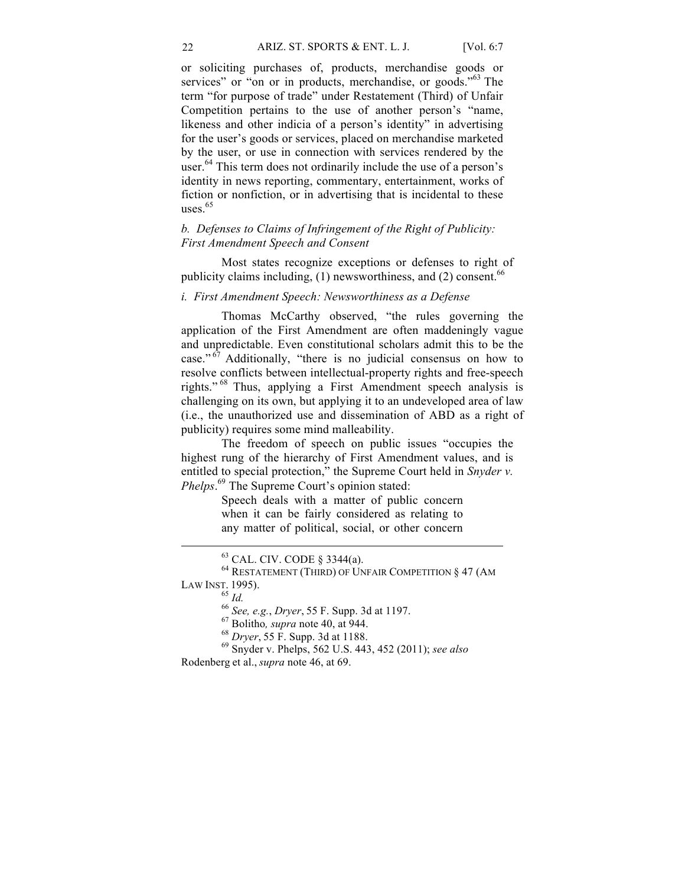or soliciting purchases of, products, merchandise goods or services" or "on or in products, merchandise, or goods."[63] The term "for purpose of trade" under Restatement (Third) of Unfair Competition pertains to the use of another person's "name, likeness and other indicia of a person's identity" in advertising for the user's goods or services, placed on merchandise marketed by the user, or use in connection with services rendered by the user.[64] This term does not ordinarily include the use of a person's identity in news reporting, commentary, entertainment, works of fiction or nonfiction, or in advertising that is incidental to these uses.[65]

*b. Defenses to Claims of Infringement of the Right of Publicity: First Amendment Speech and Consent*

Most states recognize exceptions or defenses to right of publicity claims including, (1) newsworthiness, and (2) consent.[66]

*i. First Amendment Speech: Newsworthiness as a Defense*

Thomas McCarthy observed, "the rules governing the application of the First Amendment are often maddeningly vague and unpredictable. Even constitutional scholars admit this to be the case."[67] Additionally, "there is no judicial consensus on how to resolve conflicts between intellectual-property rights and free-speech rights."[68] Thus, applying a First Amendment speech analysis is challenging on its own, but applying it to an undeveloped area of law (i.e., the unauthorized use and dissemination of ABD as a right of publicity) requires some mind malleability.

The freedom of speech on public issues "occupies the highest rung of the hierarchy of First Amendment values, and is entitled to special protection," the Supreme Court held in *Snyder v. Phelps*.[69] The Supreme Court's opinion stated:

> Speech deals with a matter of public concern when it can be fairly considered as relating to any matter of political, social, or other concern

---

[63] CAL. CIV. CODE § 3344(a).

[64] RESTATEMENT (THIRD) OF UNFAIR COMPETITION § 47 (AM LAW INST. 1995).

[65] *Id.*

[66] *See, e.g.*, *Dryer*, 55 F. Supp. 3d at 1197.

[67] Bolitho, *supra* note 40, at 944.

[68] *Dryer*, 55 F. Supp. 3d at 1188.

[69] Snyder v. Phelps, 562 U.S. 443, 452 (2011); *see also* Rodenberg et al., *supra* note 46, at 69.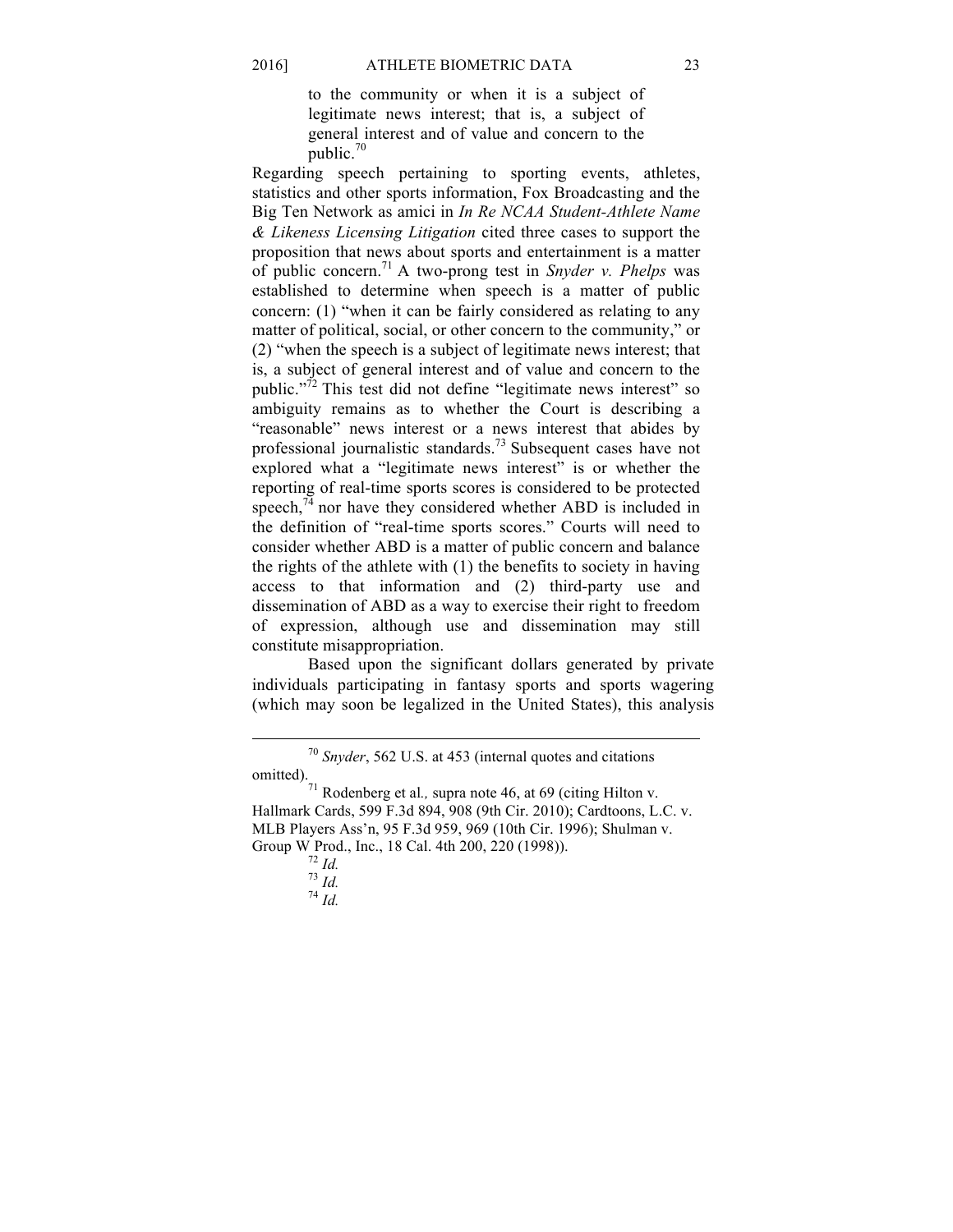> to the community or when it is a subject of legitimate news interest; that is, a subject of general interest and of value and concern to the public.[70]

Regarding speech pertaining to sporting events, athletes, statistics and other sports information, Fox Broadcasting and the Big Ten Network as amici in *In Re NCAA Student-Athlete Name & Likeness Licensing Litigation* cited three cases to support the proposition that news about sports and entertainment is a matter of public concern.[71] A two-prong test in *Snyder v. Phelps* was established to determine when speech is a matter of public concern: (1) "when it can be fairly considered as relating to any matter of political, social, or other concern to the community," or (2) "when the speech is a subject of legitimate news interest; that is, a subject of general interest and of value and concern to the public."[72] This test did not define "legitimate news interest" so ambiguity remains as to whether the Court is describing a "reasonable" news interest or a news interest that abides by professional journalistic standards.[73] Subsequent cases have not explored what a "legitimate news interest" is or whether the reporting of real-time sports scores is considered to be protected speech,[74] nor have they considered whether ABD is included in the definition of "real-time sports scores." Courts will need to consider whether ABD is a matter of public concern and balance the rights of the athlete with (1) the benefits to society in having access to that information and (2) third-party use and dissemination of ABD as a way to exercise their right to freedom of expression, although use and dissemination may still constitute misappropriation.

Based upon the significant dollars generated by private individuals participating in fantasy sports and sports wagering (which may soon be legalized in the United States), this analysis

---

[70] *Snyder*, 562 U.S. at 453 (internal quotes and citations omitted).

[71] Rodenberg et al*.,* supra note 46, at 69 (citing Hilton v. Hallmark Cards, 599 F.3d 894, 908 (9th Cir. 2010); Cardtoons, L.C. v. MLB Players Ass'n, 95 F.3d 959, 969 (10th Cir. 1996); Shulman v. Group W Prod., Inc., 18 Cal. 4th 200, 220 (1998)).

[72] *Id.*

[73] *Id.*

[74] *Id.*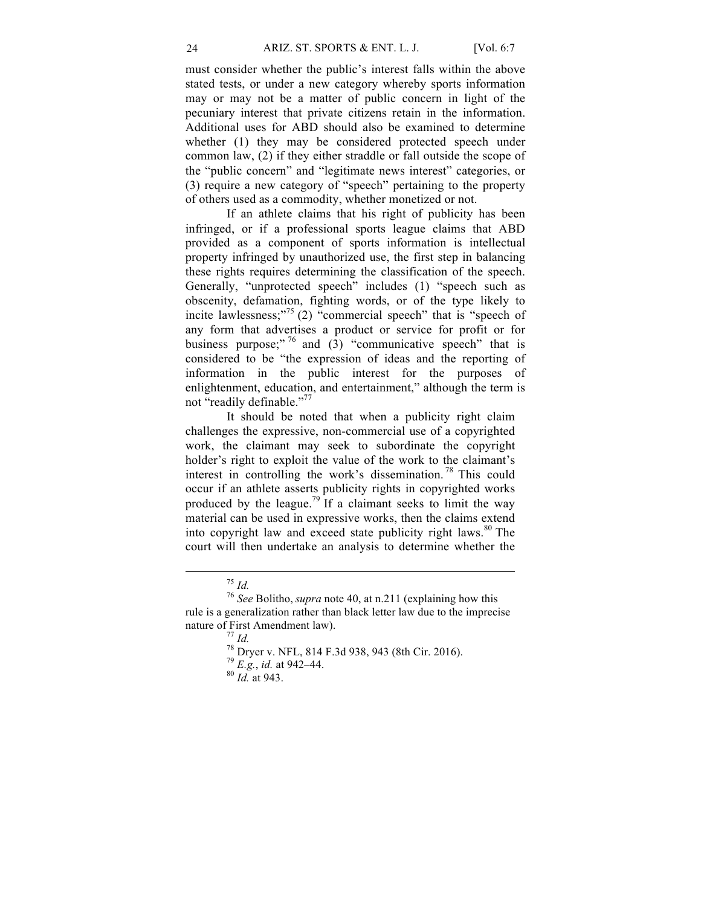must consider whether the public's interest falls within the above stated tests, or under a new category whereby sports information may or may not be a matter of public concern in light of the pecuniary interest that private citizens retain in the information. Additional uses for ABD should also be examined to determine whether (1) they may be considered protected speech under common law, (2) if they either straddle or fall outside the scope of the "public concern" and "legitimate news interest" categories, or (3) require a new category of "speech" pertaining to the property of others used as a commodity, whether monetized or not.

If an athlete claims that his right of publicity has been infringed, or if a professional sports league claims that ABD provided as a component of sports information is intellectual property infringed by unauthorized use, the first step in balancing these rights requires determining the classification of the speech. Generally, "unprotected speech" includes (1) "speech such as obscenity, defamation, fighting words, or of the type likely to incite lawlessness;"[75] (2) "commercial speech" that is "speech of any form that advertises a product or service for profit or for business purpose;"[76] and (3) "communicative speech" that is considered to be "the expression of ideas and the reporting of information in the public interest for the purposes of enlightenment, education, and entertainment," although the term is not "readily definable."[77]

It should be noted that when a publicity right claim challenges the expressive, non-commercial use of a copyrighted work, the claimant may seek to subordinate the copyright holder's right to exploit the value of the work to the claimant's interest in controlling the work's dissemination.[78] This could occur if an athlete asserts publicity rights in copyrighted works produced by the league.[79] If a claimant seeks to limit the way material can be used in expressive works, then the claims extend into copyright law and exceed state publicity right laws.[80] The court will then undertake an analysis to determine whether the

---

[75] *Id.*

[76] *See* Bolitho, *supra* note 40, at n.211 (explaining how this rule is a generalization rather than black letter law due to the imprecise nature of First Amendment law).

[77] *Id.*

[78] Dryer v. NFL, 814 F.3d 938, 943 (8th Cir. 2016).

[79] *E.g.*, *id.* at 942–44.

[80] *Id.* at 943.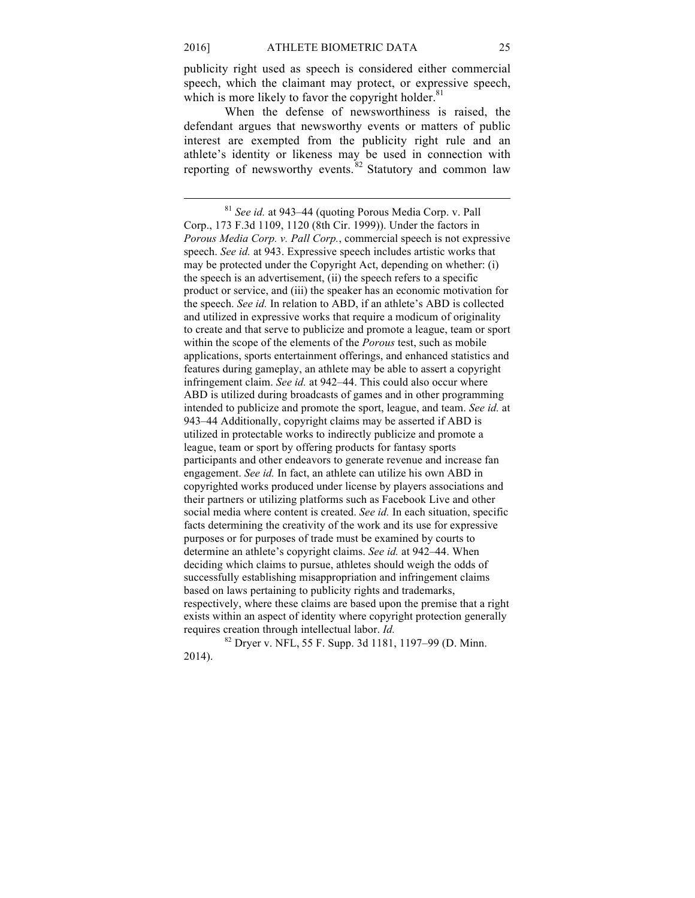publicity right used as speech is considered either commercial speech, which the claimant may protect, or expressive speech, which is more likely to favor the copyright holder.[81]

When the defense of newsworthiness is raised, the defendant argues that newsworthy events or matters of public interest are exempted from the publicity right rule and an athlete's identity or likeness may be used in connection with reporting of newsworthy events.[82] Statutory and common law

---

[81] *See id.* at 943–44 (quoting Porous Media Corp. v. Pall Corp., 173 F.3d 1109, 1120 (8th Cir. 1999)). Under the factors in *Porous Media Corp. v. Pall Corp.*, commercial speech is not expressive speech. *See id.* at 943. Expressive speech includes artistic works that may be protected under the Copyright Act, depending on whether: (i) the speech is an advertisement, (ii) the speech refers to a specific product or service, and (iii) the speaker has an economic motivation for the speech. *See id.* In relation to ABD, if an athlete's ABD is collected and utilized in expressive works that require a modicum of originality to create and that serve to publicize and promote a league, team or sport within the scope of the elements of the *Porous* test, such as mobile applications, sports entertainment offerings, and enhanced statistics and features during gameplay, an athlete may be able to assert a copyright infringement claim. *See id.* at 942–44. This could also occur where ABD is utilized during broadcasts of games and in other programming intended to publicize and promote the sport, league, and team. *See id.* at 943–44 Additionally, copyright claims may be asserted if ABD is utilized in protectable works to indirectly publicize and promote a league, team or sport by offering products for fantasy sports participants and other endeavors to generate revenue and increase fan engagement. *See id.* In fact, an athlete can utilize his own ABD in copyrighted works produced under license by players associations and their partners or utilizing platforms such as Facebook Live and other social media where content is created. *See id.* In each situation, specific facts determining the creativity of the work and its use for expressive purposes or for purposes of trade must be examined by courts to determine an athlete's copyright claims. *See id.* at 942–44. When deciding which claims to pursue, athletes should weigh the odds of successfully establishing misappropriation and infringement claims based on laws pertaining to publicity rights and trademarks, respectively, where these claims are based upon the premise that a right exists within an aspect of identity where copyright protection generally requires creation through intellectual labor. *Id.*

[82] Dryer v. NFL, 55 F. Supp. 3d 1181, 1197–99 (D. Minn. 2014).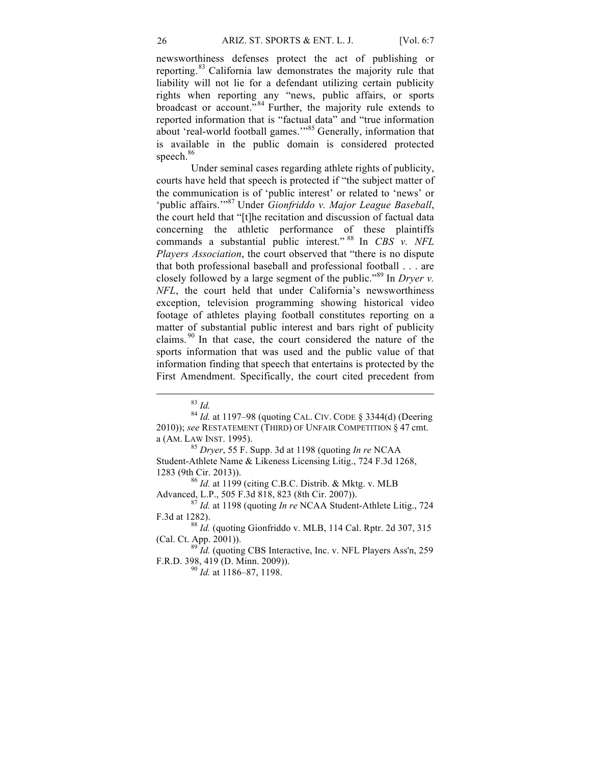newsworthiness defenses protect the act of publishing or reporting.[83] California law demonstrates the majority rule that liability will not lie for a defendant utilizing certain publicity rights when reporting any "news, public affairs, or sports broadcast or account."[84] Further, the majority rule extends to reported information that is "factual data" and "true information about 'real-world football games.'"[85] Generally, information that is available in the public domain is considered protected speech.[86]

Under seminal cases regarding athlete rights of publicity, courts have held that speech is protected if "the subject matter of the communication is of 'public interest' or related to 'news' or 'public affairs.'"[87] Under *Gionfriddo v. Major League Baseball*, the court held that "[t]he recitation and discussion of factual data concerning the athletic performance of these plaintiffs commands a substantial public interest."[88] In *CBS v. NFL Players Association*, the court observed that "there is no dispute that both professional baseball and professional football . . . are closely followed by a large segment of the public."[89] In *Dryer v. NFL*, the court held that under California's newsworthiness exception, television programming showing historical video footage of athletes playing football constitutes reporting on a matter of substantial public interest and bars right of publicity claims.[90] In that case, the court considered the nature of the sports information that was used and the public value of that information finding that speech that entertains is protected by the First Amendment. Specifically, the court cited precedent from

---

[83] *Id.*

[84] *Id.* at 1197–98 (quoting CAL. CIV. CODE § 3344(d) (Deering 2010)); *see* RESTATEMENT (THIRD) OF UNFAIR COMPETITION § 47 cmt. a (AM. LAW INST. 1995).

[85] *Dryer*, 55 F. Supp. 3d at 1198 (quoting *In re* NCAA Student-Athlete Name & Likeness Licensing Litig., 724 F.3d 1268, 1283 (9th Cir. 2013)).

[86] *Id.* at 1199 (citing C.B.C. Distrib. & Mktg. v. MLB Advanced, L.P., 505 F.3d 818, 823 (8th Cir. 2007)).

[87] *Id.* at 1198 (quoting *In re* NCAA Student-Athlete Litig., 724 F.3d at 1282).

[88] *Id.* (quoting Gionfriddo v. MLB, 114 Cal. Rptr. 2d 307, 315 (Cal. Ct. App. 2001)).

[89] *Id.* (quoting CBS Interactive, Inc. v. NFL Players Ass'n, 259 F.R.D. 398, 419 (D. Minn. 2009)).

[90] *Id.* at 1186–87, 1198.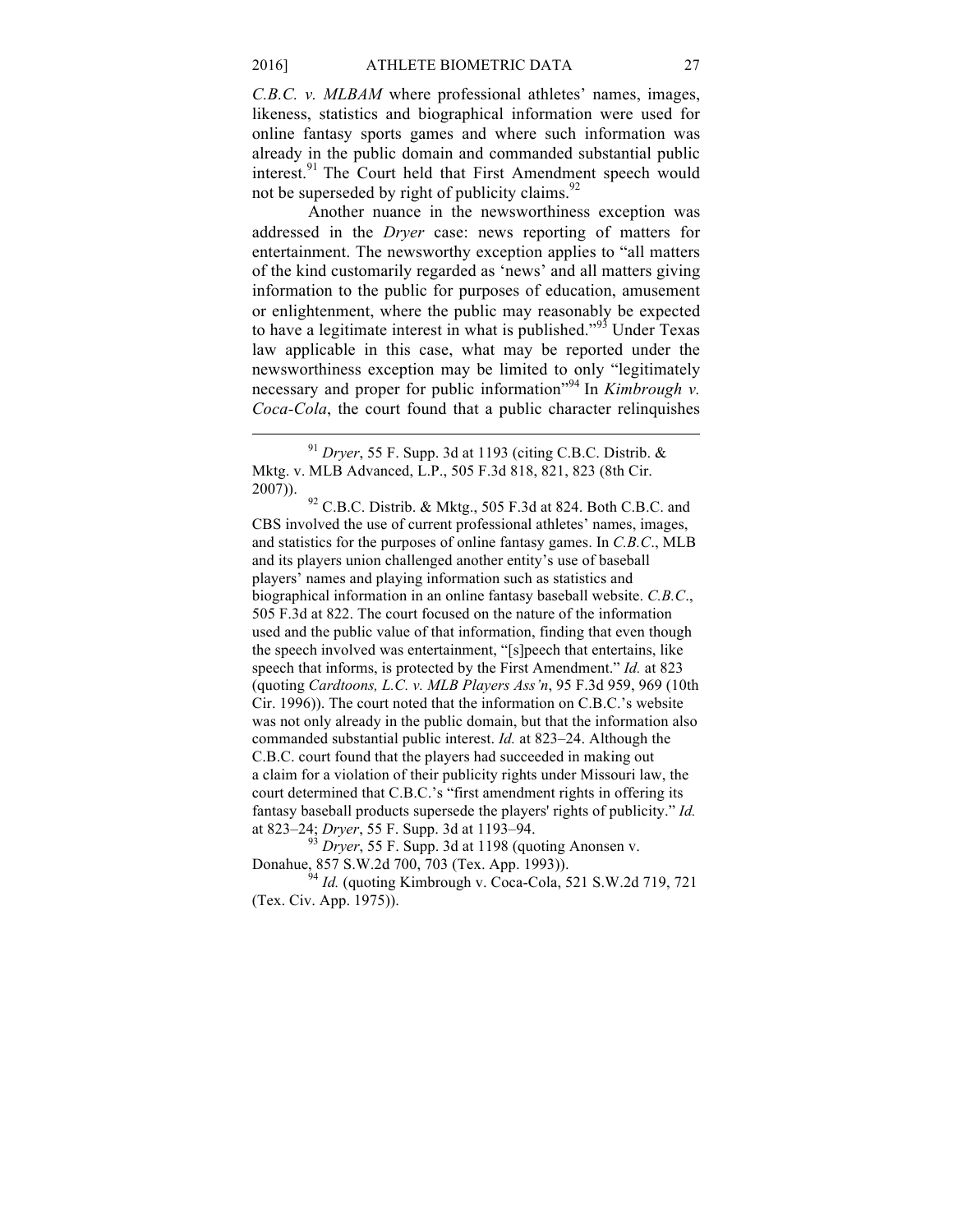*C.B.C. v. MLBAM* where professional athletes' names, images, likeness, statistics and biographical information were used for online fantasy sports games and where such information was already in the public domain and commanded substantial public interest.[91] The Court held that First Amendment speech would not be superseded by right of publicity claims.[92]

Another nuance in the newsworthiness exception was addressed in the *Dryer* case: news reporting of matters for entertainment. The newsworthy exception applies to "all matters of the kind customarily regarded as 'news' and all matters giving information to the public for purposes of education, amusement or enlightenment, where the public may reasonably be expected to have a legitimate interest in what is published."[93] Under Texas law applicable in this case, what may be reported under the newsworthiness exception may be limited to only "legitimately necessary and proper for public information"[94] In *Kimbrough v. Coca-Cola*, the court found that a public character relinquishes

---

[91] *Dryer*, 55 F. Supp. 3d at 1193 (citing C.B.C. Distrib. & Mktg. v. MLB Advanced, L.P., 505 F.3d 818, 821, 823 (8th Cir. 2007)).

[92] C.B.C. Distrib. & Mktg., 505 F.3d at 824. Both C.B.C. and CBS involved the use of current professional athletes' names, images, and statistics for the purposes of online fantasy games. In *C.B.C*., MLB and its players union challenged another entity's use of baseball players' names and playing information such as statistics and biographical information in an online fantasy baseball website. *C.B.C*., 505 F.3d at 822. The court focused on the nature of the information used and the public value of that information, finding that even though the speech involved was entertainment, "[s]peech that entertains, like speech that informs, is protected by the First Amendment." *Id.* at 823 (quoting *Cardtoons, L.C. v. MLB Players Ass'n*, 95 F.3d 959, 969 (10th Cir. 1996)). The court noted that the information on C.B.C.'s website was not only already in the public domain, but that the information also commanded substantial public interest. *Id.* at 823–24. Although the C.B.C. court found that the players had succeeded in making out a claim for a violation of their publicity rights under Missouri law, the court determined that C.B.C.'s "first amendment rights in offering its fantasy baseball products supersede the players' rights of publicity." *Id.* at 823–24; *Dryer*, 55 F. Supp. 3d at 1193–94.

[93] *Dryer*, 55 F. Supp. 3d at 1198 (quoting Anonsen v. Donahue, 857 S.W.2d 700, 703 (Tex. App. 1993)).

[94] *Id.* (quoting Kimbrough v. Coca-Cola, 521 S.W.2d 719, 721 (Tex. Civ. App. 1975)).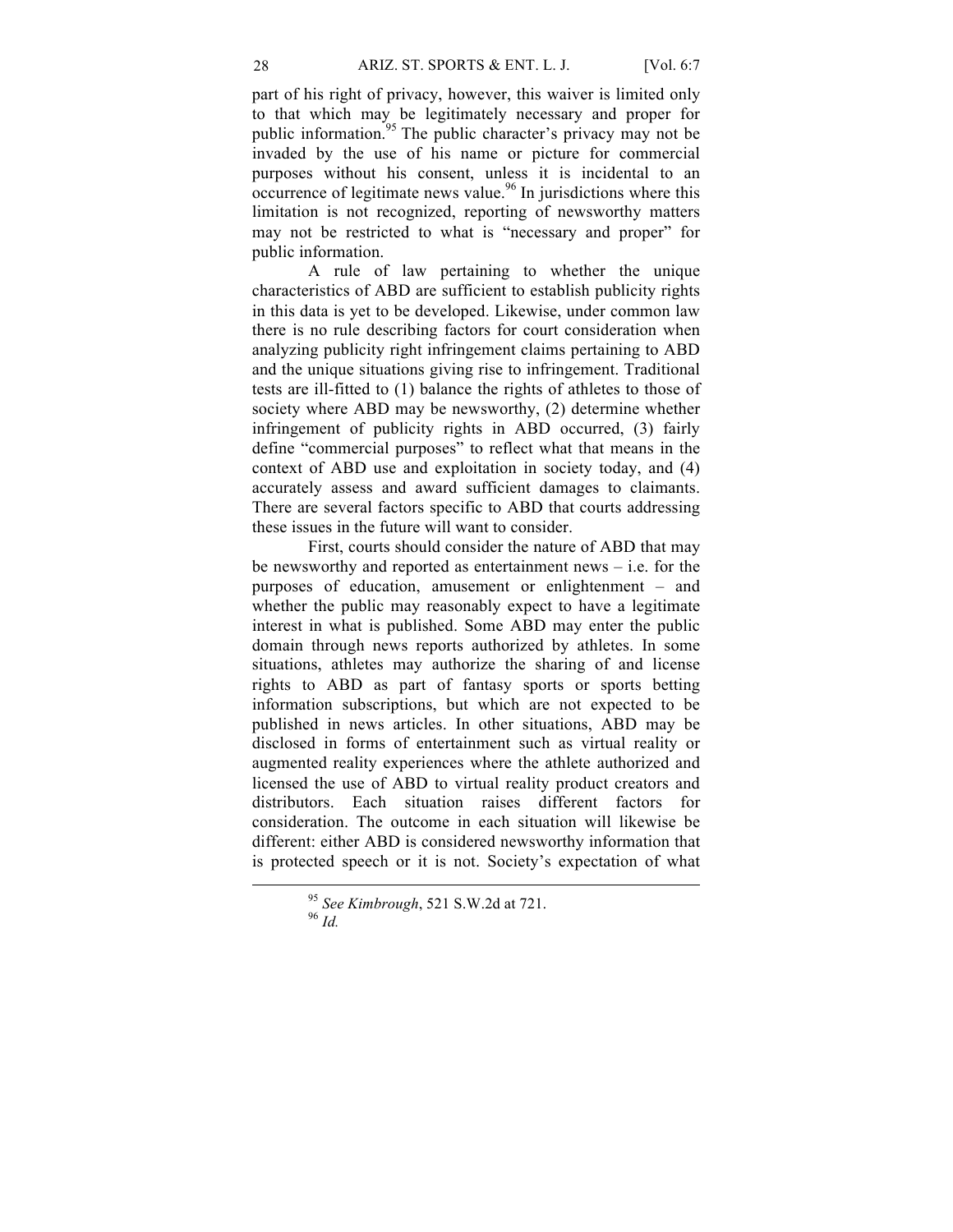part of his right of privacy, however, this waiver is limited only to that which may be legitimately necessary and proper for public information.[95] The public character's privacy may not be invaded by the use of his name or picture for commercial purposes without his consent, unless it is incidental to an occurrence of legitimate news value.[96] In jurisdictions where this limitation is not recognized, reporting of newsworthy matters may not be restricted to what is "necessary and proper" for public information.

A rule of law pertaining to whether the unique characteristics of ABD are sufficient to establish publicity rights in this data is yet to be developed. Likewise, under common law there is no rule describing factors for court consideration when analyzing publicity right infringement claims pertaining to ABD and the unique situations giving rise to infringement. Traditional tests are ill-fitted to (1) balance the rights of athletes to those of society where ABD may be newsworthy, (2) determine whether infringement of publicity rights in ABD occurred, (3) fairly define "commercial purposes" to reflect what that means in the context of ABD use and exploitation in society today, and (4) accurately assess and award sufficient damages to claimants. There are several factors specific to ABD that courts addressing these issues in the future will want to consider.

First, courts should consider the nature of ABD that may be newsworthy and reported as entertainment news – i.e. for the purposes of education, amusement or enlightenment – and whether the public may reasonably expect to have a legitimate interest in what is published. Some ABD may enter the public domain through news reports authorized by athletes. In some situations, athletes may authorize the sharing of and license rights to ABD as part of fantasy sports or sports betting information subscriptions, but which are not expected to be published in news articles. In other situations, ABD may be disclosed in forms of entertainment such as virtual reality or augmented reality experiences where the athlete authorized and licensed the use of ABD to virtual reality product creators and distributors. Each situation raises different factors for consideration. The outcome in each situation will likewise be different: either ABD is considered newsworthy information that is protected speech or it is not. Society's expectation of what

---

[95] *See Kimbrough*, 521 S.W.2d at 721.

[96] *Id.*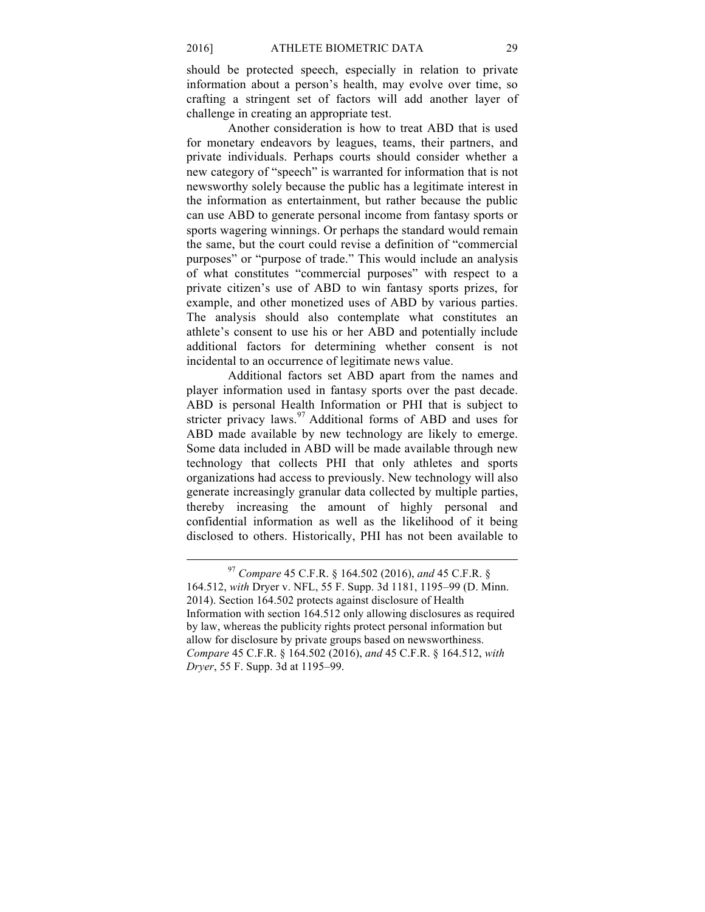should be protected speech, especially in relation to private information about a person's health, may evolve over time, so crafting a stringent set of factors will add another layer of challenge in creating an appropriate test.

Another consideration is how to treat ABD that is used for monetary endeavors by leagues, teams, their partners, and private individuals. Perhaps courts should consider whether a new category of "speech" is warranted for information that is not newsworthy solely because the public has a legitimate interest in the information as entertainment, but rather because the public can use ABD to generate personal income from fantasy sports or sports wagering winnings. Or perhaps the standard would remain the same, but the court could revise a definition of "commercial purposes" or "purpose of trade." This would include an analysis of what constitutes "commercial purposes" with respect to a private citizen's use of ABD to win fantasy sports prizes, for example, and other monetized uses of ABD by various parties. The analysis should also contemplate what constitutes an athlete's consent to use his or her ABD and potentially include additional factors for determining whether consent is not incidental to an occurrence of legitimate news value.

Additional factors set ABD apart from the names and player information used in fantasy sports over the past decade. ABD is personal Health Information or PHI that is subject to stricter privacy laws.[97] Additional forms of ABD and uses for ABD made available by new technology are likely to emerge. Some data included in ABD will be made available through new technology that collects PHI that only athletes and sports organizations had access to previously. New technology will also generate increasingly granular data collected by multiple parties, thereby increasing the amount of highly personal and confidential information as well as the likelihood of it being disclosed to others. Historically, PHI has not been available to

---

[97] *Compare* 45 C.F.R. § 164.502 (2016), *and* 45 C.F.R. § 164.512, *with* Dryer v. NFL, 55 F. Supp. 3d 1181, 1195–99 (D. Minn. 2014). Section 164.502 protects against disclosure of Health Information with section 164.512 only allowing disclosures as required by law, whereas the publicity rights protect personal information but allow for disclosure by private groups based on newsworthiness. *Compare* 45 C.F.R. § 164.502 (2016), *and* 45 C.F.R. § 164.512, *with* *Dryer*, 55 F. Supp. 3d at 1195–99.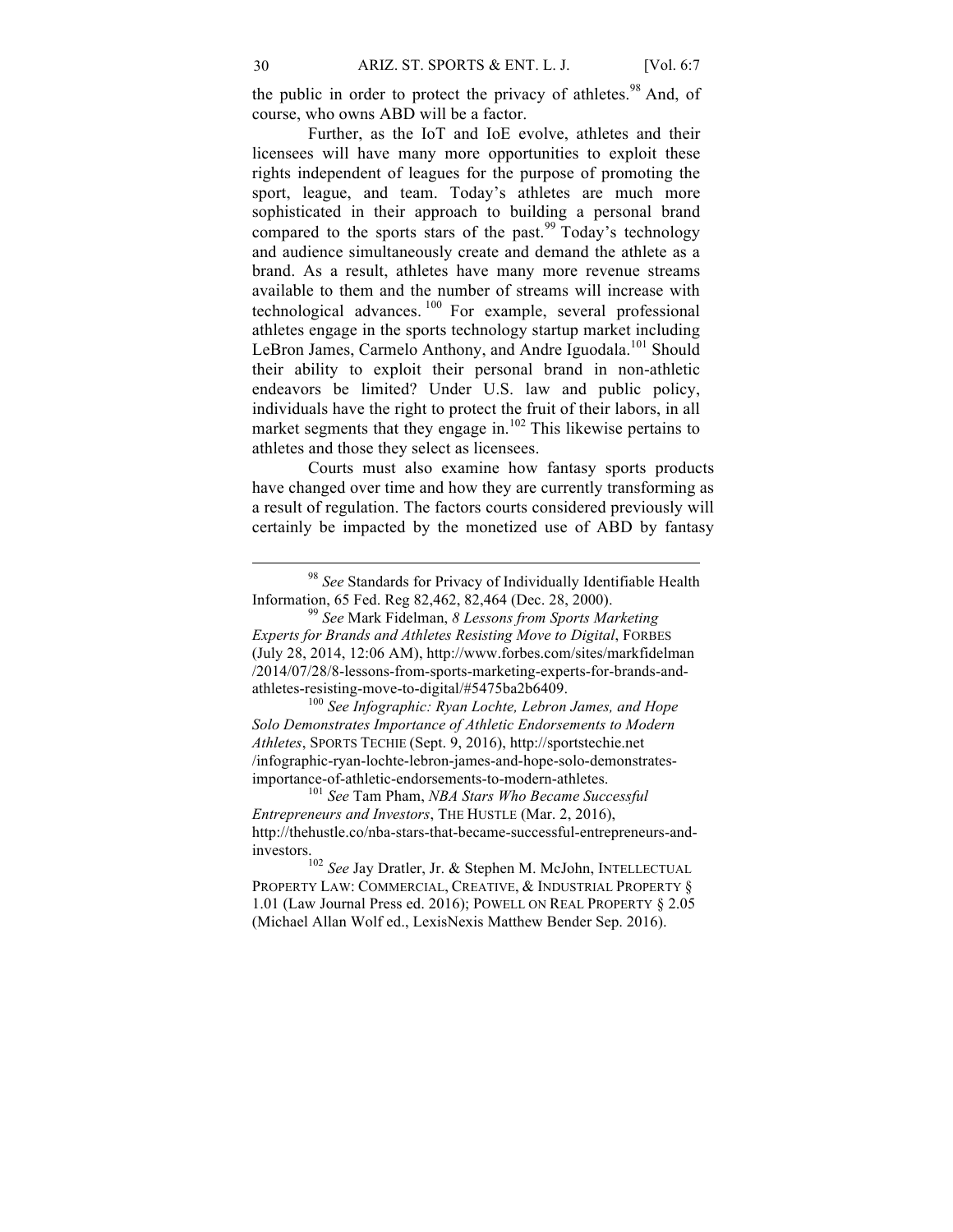the public in order to protect the privacy of athletes.[98] And, of course, who owns ABD will be a factor.

Further, as the IoT and IoE evolve, athletes and their licensees will have many more opportunities to exploit these rights independent of leagues for the purpose of promoting the sport, league, and team. Today's athletes are much more sophisticated in their approach to building a personal brand compared to the sports stars of the past.[99] Today's technology and audience simultaneously create and demand the athlete as a brand. As a result, athletes have many more revenue streams available to them and the number of streams will increase with technological advances.[100] For example, several professional athletes engage in the sports technology startup market including LeBron James, Carmelo Anthony, and Andre Iguodala.[101] Should their ability to exploit their personal brand in non-athletic endeavors be limited? Under U.S. law and public policy, individuals have the right to protect the fruit of their labors, in all market segments that they engage in.[102] This likewise pertains to athletes and those they select as licensees.

Courts must also examine how fantasy sports products have changed over time and how they are currently transforming as a result of regulation. The factors courts considered previously will certainly be impacted by the monetized use of ABD by fantasy

---

[98] *See* Standards for Privacy of Individually Identifiable Health Information, 65 Fed. Reg 82,462, 82,464 (Dec. 28, 2000).

[99] *See* Mark Fidelman, *8 Lessons from Sports Marketing Experts for Brands and Athletes Resisting Move to Digital*, FORBES (July 28, 2014, 12:06 AM), http://www.forbes.com/sites/markfidelman/2014/07/28/8-lessons-from-sports-marketing-experts-for-brands-and-athletes-resisting-move-to-digital/#5475ba2b6409.

[100] *See Infographic: Ryan Lochte, Lebron James, and Hope Solo Demonstrates Importance of Athletic Endorsements to Modern Athletes*, SPORTS TECHIE (Sept. 9, 2016), http://sportstechie.net/infographic-ryan-lochte-lebron-james-and-hope-solo-demonstrates-importance-of-athletic-endorsements-to-modern-athletes.

[101] *See* Tam Pham, *NBA Stars Who Became Successful Entrepreneurs and Investors*, THE HUSTLE (Mar. 2, 2016), http://thehustle.co/nba-stars-that-became-successful-entrepreneurs-and-investors.

[102] *See* Jay Dratler, Jr. & Stephen M. McJohn, INTELLECTUAL PROPERTY LAW: COMMERCIAL, CREATIVE, & INDUSTRIAL PROPERTY § 1.01 (Law Journal Press ed. 2016); POWELL ON REAL PROPERTY § 2.05 (Michael Allan Wolf ed., LexisNexis Matthew Bender Sep. 2016).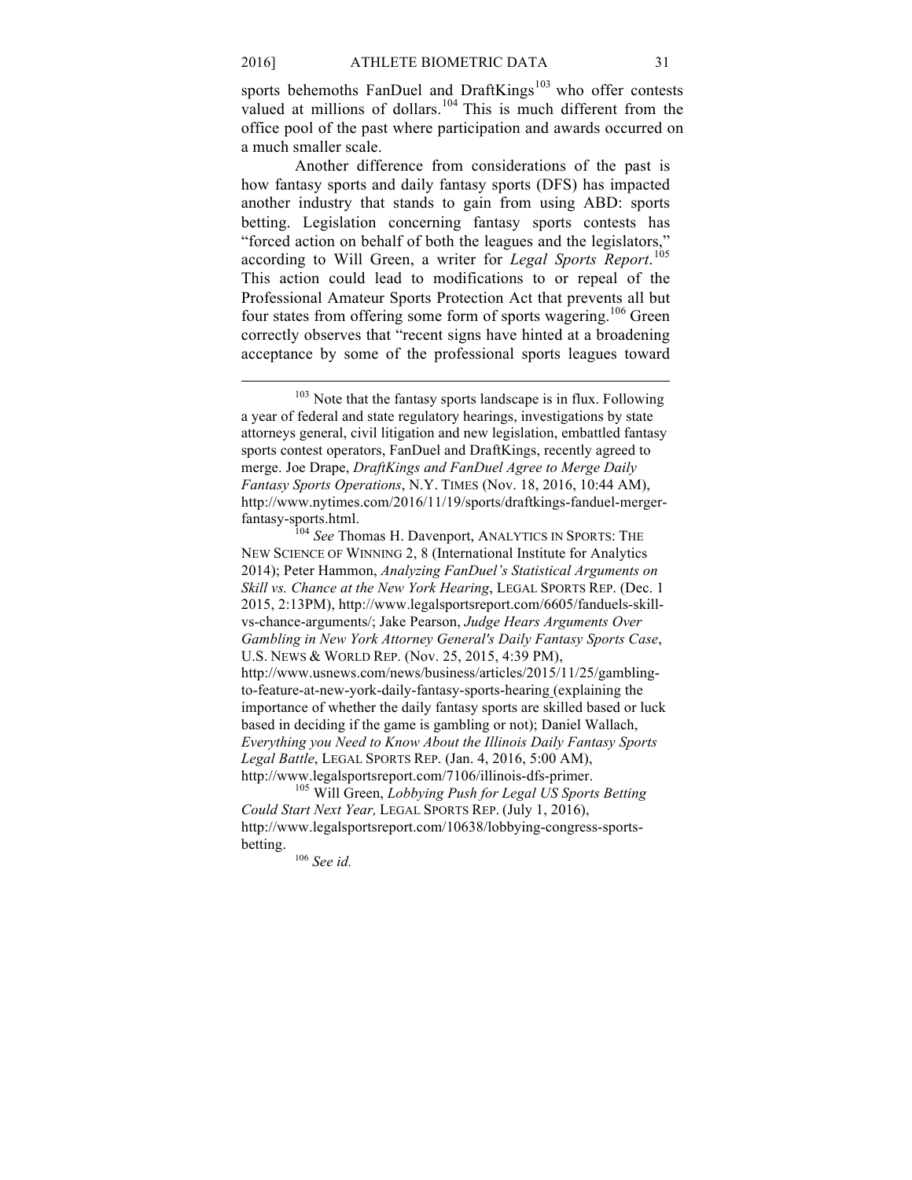sports behemoths FanDuel and DraftKings[103] who offer contests valued at millions of dollars.[104] This is much different from the office pool of the past where participation and awards occurred on a much smaller scale.

Another difference from considerations of the past is how fantasy sports and daily fantasy sports (DFS) has impacted another industry that stands to gain from using ABD: sports betting. Legislation concerning fantasy sports contests has "forced action on behalf of both the leagues and the legislators," according to Will Green, a writer for *Legal Sports Report*.[105] This action could lead to modifications to or repeal of the Professional Amateur Sports Protection Act that prevents all but four states from offering some form of sports wagering.[106] Green correctly observes that "recent signs have hinted at a broadening acceptance by some of the professional sports leagues toward

---

[103] Note that the fantasy sports landscape is in flux. Following a year of federal and state regulatory hearings, investigations by state attorneys general, civil litigation and new legislation, embattled fantasy sports contest operators, FanDuel and DraftKings, recently agreed to merge. Joe Drape, *DraftKings and FanDuel Agree to Merge Daily Fantasy Sports Operations*, N.Y. TIMES (Nov. 18, 2016, 10:44 AM), http://www.nytimes.com/2016/11/19/sports/draftkings-fanduel-merger-fantasy-sports.html.

[104] *See* Thomas H. Davenport, ANALYTICS IN SPORTS: THE NEW SCIENCE OF WINNING 2, 8 (International Institute for Analytics 2014); Peter Hammon, *Analyzing FanDuel's Statistical Arguments on Skill vs. Chance at the New York Hearing*, LEGAL SPORTS REP. (Dec. 1 2015, 2:13PM), http://www.legalsportsreport.com/6605/fanduels-skill-vs-chance-arguments/; Jake Pearson, *Judge Hears Arguments Over Gambling in New York Attorney General's Daily Fantasy Sports Case*, U.S. NEWS & WORLD REP. (Nov. 25, 2015, 4:39 PM), http://www.usnews.com/news/business/articles/2015/11/25/gambling-to-feature-at-new-york-daily-fantasy-sports-hearing (explaining the importance of whether the daily fantasy sports are skilled based or luck based in deciding if the game is gambling or not); Daniel Wallach, *Everything you Need to Know About the Illinois Daily Fantasy Sports Legal Battle*, LEGAL SPORTS REP. (Jan. 4, 2016, 5:00 AM), http://www.legalsportsreport.com/7106/illinois-dfs-primer.

[105] Will Green, *Lobbying Push for Legal US Sports Betting Could Start Next Year,* LEGAL SPORTS REP. (July 1, 2016), http://www.legalsportsreport.com/10638/lobbying-congress-sports-betting.

[106] *See id.*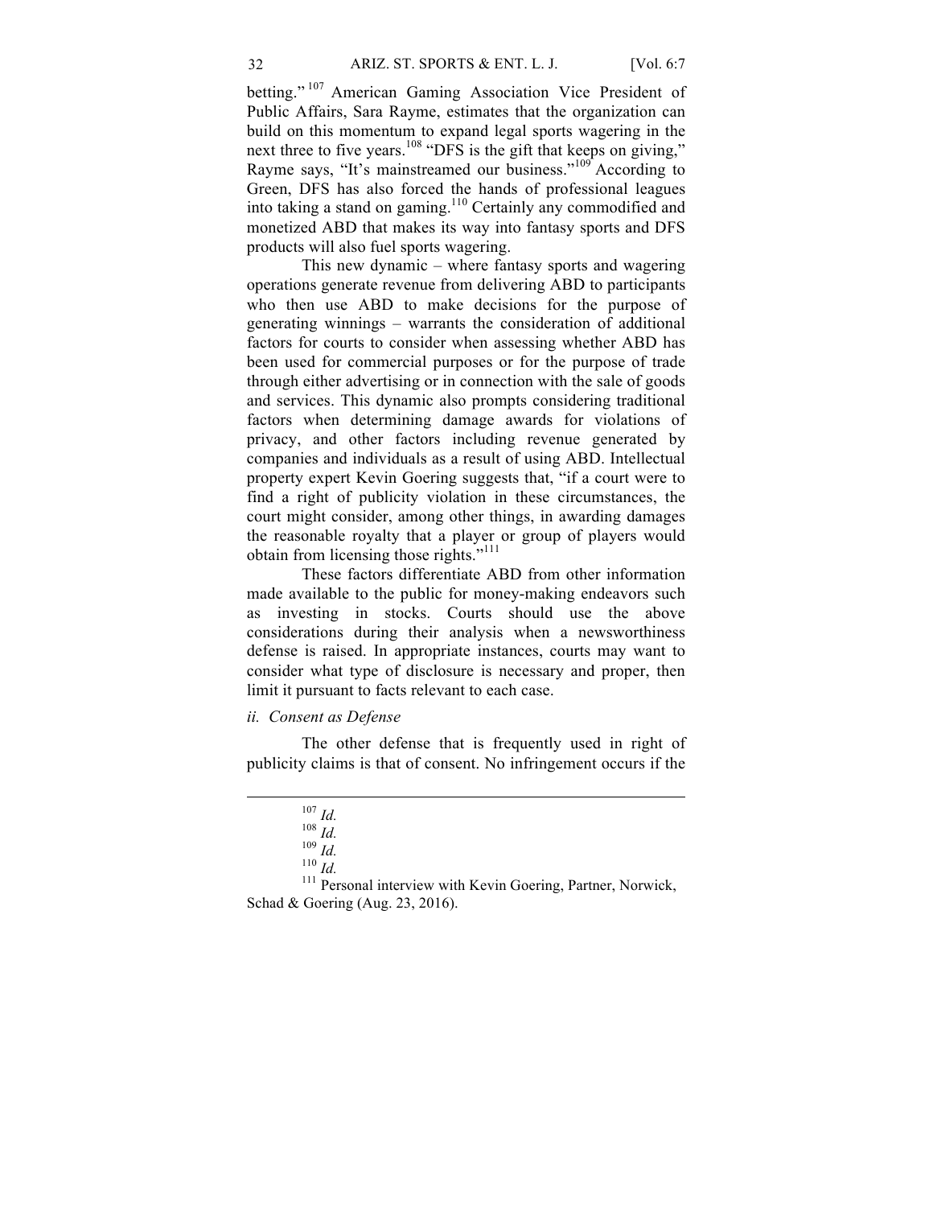betting."[107] American Gaming Association Vice President of Public Affairs, Sara Rayme, estimates that the organization can build on this momentum to expand legal sports wagering in the next three to five years.[108] "DFS is the gift that keeps on giving," Rayme says, "It's mainstreamed our business."[109] According to Green, DFS has also forced the hands of professional leagues into taking a stand on gaming.[110] Certainly any commodified and monetized ABD that makes its way into fantasy sports and DFS products will also fuel sports wagering.

This new dynamic – where fantasy sports and wagering operations generate revenue from delivering ABD to participants who then use ABD to make decisions for the purpose of generating winnings – warrants the consideration of additional factors for courts to consider when assessing whether ABD has been used for commercial purposes or for the purpose of trade through either advertising or in connection with the sale of goods and services. This dynamic also prompts considering traditional factors when determining damage awards for violations of privacy, and other factors including revenue generated by companies and individuals as a result of using ABD. Intellectual property expert Kevin Goering suggests that, "if a court were to find a right of publicity violation in these circumstances, the court might consider, among other things, in awarding damages the reasonable royalty that a player or group of players would obtain from licensing those rights."[111]

These factors differentiate ABD from other information made available to the public for money-making endeavors such as investing in stocks. Courts should use the above considerations during their analysis when a newsworthiness defense is raised. In appropriate instances, courts may want to consider what type of disclosure is necessary and proper, then limit it pursuant to facts relevant to each case.

*ii. Consent as Defense*

The other defense that is frequently used in right of publicity claims is that of consent. No infringement occurs if the

---

[107] *Id.*

[108] *Id.*

[109] *Id.*

[110] *Id.*

[111] Personal interview with Kevin Goering, Partner, Norwick, Schad & Goering (Aug. 23, 2016).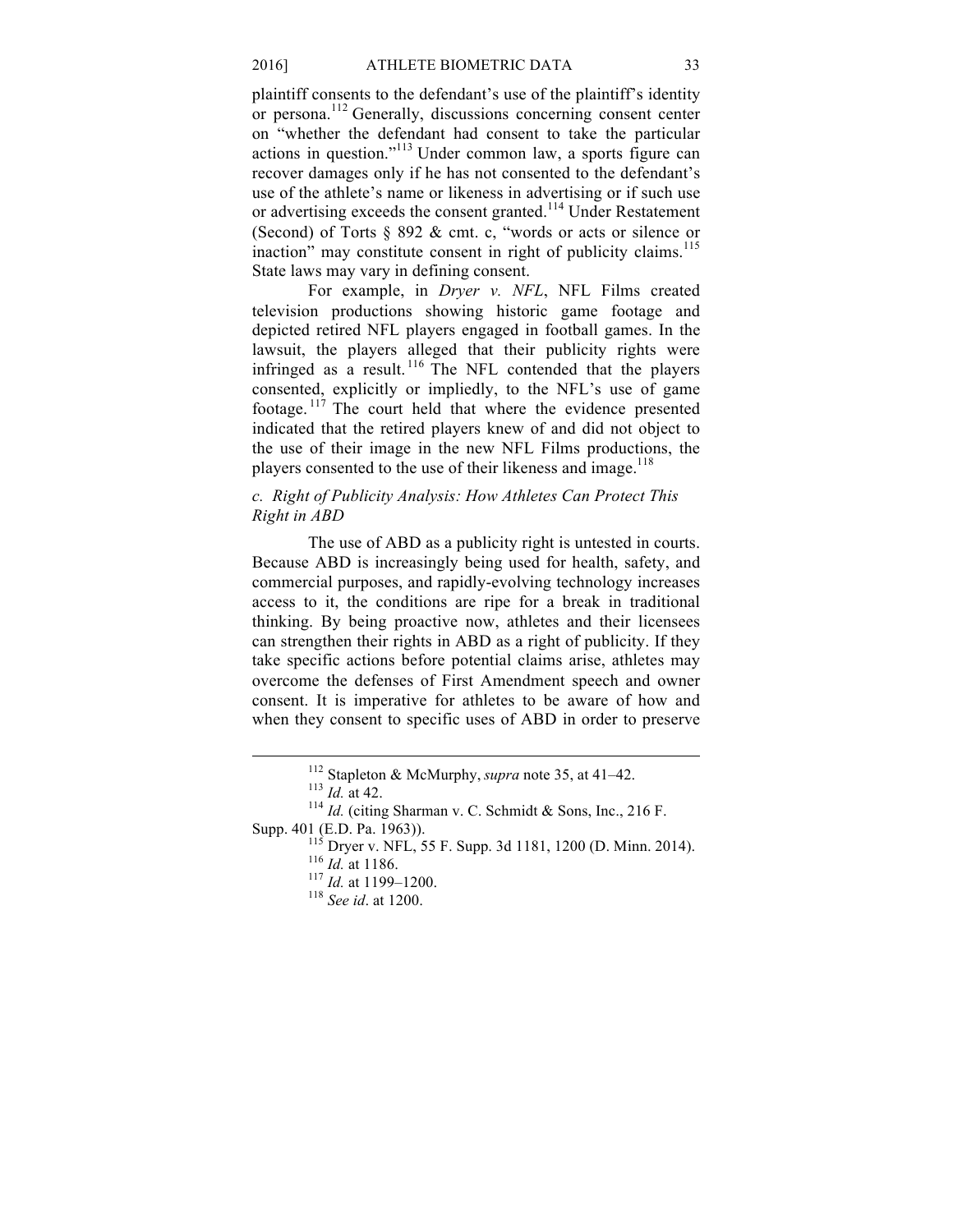plaintiff consents to the defendant's use of the plaintiff's identity or persona.[112] Generally, discussions concerning consent center on "whether the defendant had consent to take the particular actions in question."[113] Under common law, a sports figure can recover damages only if he has not consented to the defendant's use of the athlete's name or likeness in advertising or if such use or advertising exceeds the consent granted.[114] Under Restatement (Second) of Torts § 892 & cmt. c, "words or acts or silence or inaction" may constitute consent in right of publicity claims.[115] State laws may vary in defining consent.

For example, in *Dryer v. NFL*, NFL Films created television productions showing historic game footage and depicted retired NFL players engaged in football games. In the lawsuit, the players alleged that their publicity rights were infringed as a result.[116] The NFL contended that the players consented, explicitly or impliedly, to the NFL's use of game footage.[117] The court held that where the evidence presented indicated that the retired players knew of and did not object to the use of their image in the new NFL Films productions, the players consented to the use of their likeness and image.[118]

### *c. Right of Publicity Analysis: How Athletes Can Protect This Right in ABD*

The use of ABD as a publicity right is untested in courts. Because ABD is increasingly being used for health, safety, and commercial purposes, and rapidly-evolving technology increases access to it, the conditions are ripe for a break in traditional thinking. By being proactive now, athletes and their licensees can strengthen their rights in ABD as a right of publicity. If they take specific actions before potential claims arise, athletes may overcome the defenses of First Amendment speech and owner consent. It is imperative for athletes to be aware of how and when they consent to specific uses of ABD in order to preserve

---

[112] Stapleton & McMurphy, *supra* note 35, at 41–42.

[113] *Id.* at 42.

[114] *Id.* (citing Sharman v. C. Schmidt & Sons, Inc., 216 F. Supp. 401 (E.D. Pa. 1963)).

[115] Dryer v. NFL, 55 F. Supp. 3d 1181, 1200 (D. Minn. 2014).

[116] *Id.* at 1186.

[117] *Id.* at 1199–1200.

[118] *See id*. at 1200.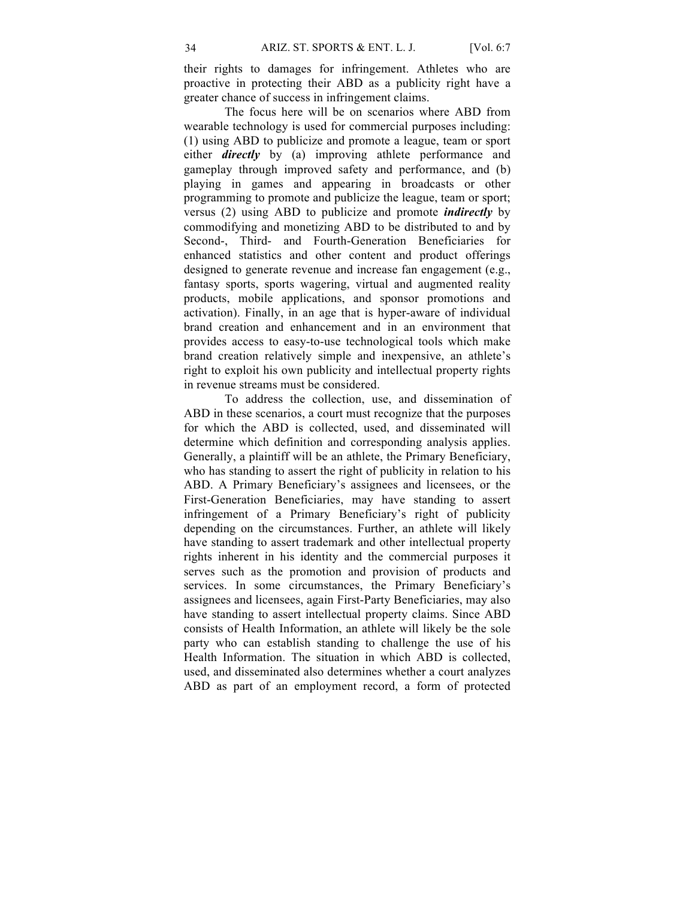their rights to damages for infringement. Athletes who are proactive in protecting their ABD as a publicity right have a greater chance of success in infringement claims.

The focus here will be on scenarios where ABD from wearable technology is used for commercial purposes including: (1) using ABD to publicize and promote a league, team or sport either ***directly*** by (a) improving athlete performance and gameplay through improved safety and performance, and (b) playing in games and appearing in broadcasts or other programming to promote and publicize the league, team or sport; versus (2) using ABD to publicize and promote ***indirectly*** by commodifying and monetizing ABD to be distributed to and by Second-, Third- and Fourth-Generation Beneficiaries for enhanced statistics and other content and product offerings designed to generate revenue and increase fan engagement (e.g., fantasy sports, sports wagering, virtual and augmented reality products, mobile applications, and sponsor promotions and activation). Finally, in an age that is hyper-aware of individual brand creation and enhancement and in an environment that provides access to easy-to-use technological tools which make brand creation relatively simple and inexpensive, an athlete's right to exploit his own publicity and intellectual property rights in revenue streams must be considered.

To address the collection, use, and dissemination of ABD in these scenarios, a court must recognize that the purposes for which the ABD is collected, used, and disseminated will determine which definition and corresponding analysis applies. Generally, a plaintiff will be an athlete, the Primary Beneficiary, who has standing to assert the right of publicity in relation to his ABD. A Primary Beneficiary's assignees and licensees, or the First-Generation Beneficiaries, may have standing to assert infringement of a Primary Beneficiary's right of publicity depending on the circumstances. Further, an athlete will likely have standing to assert trademark and other intellectual property rights inherent in his identity and the commercial purposes it serves such as the promotion and provision of products and services. In some circumstances, the Primary Beneficiary's assignees and licensees, again First-Party Beneficiaries, may also have standing to assert intellectual property claims. Since ABD consists of Health Information, an athlete will likely be the sole party who can establish standing to challenge the use of his Health Information. The situation in which ABD is collected, used, and disseminated also determines whether a court analyzes ABD as part of an employment record, a form of protected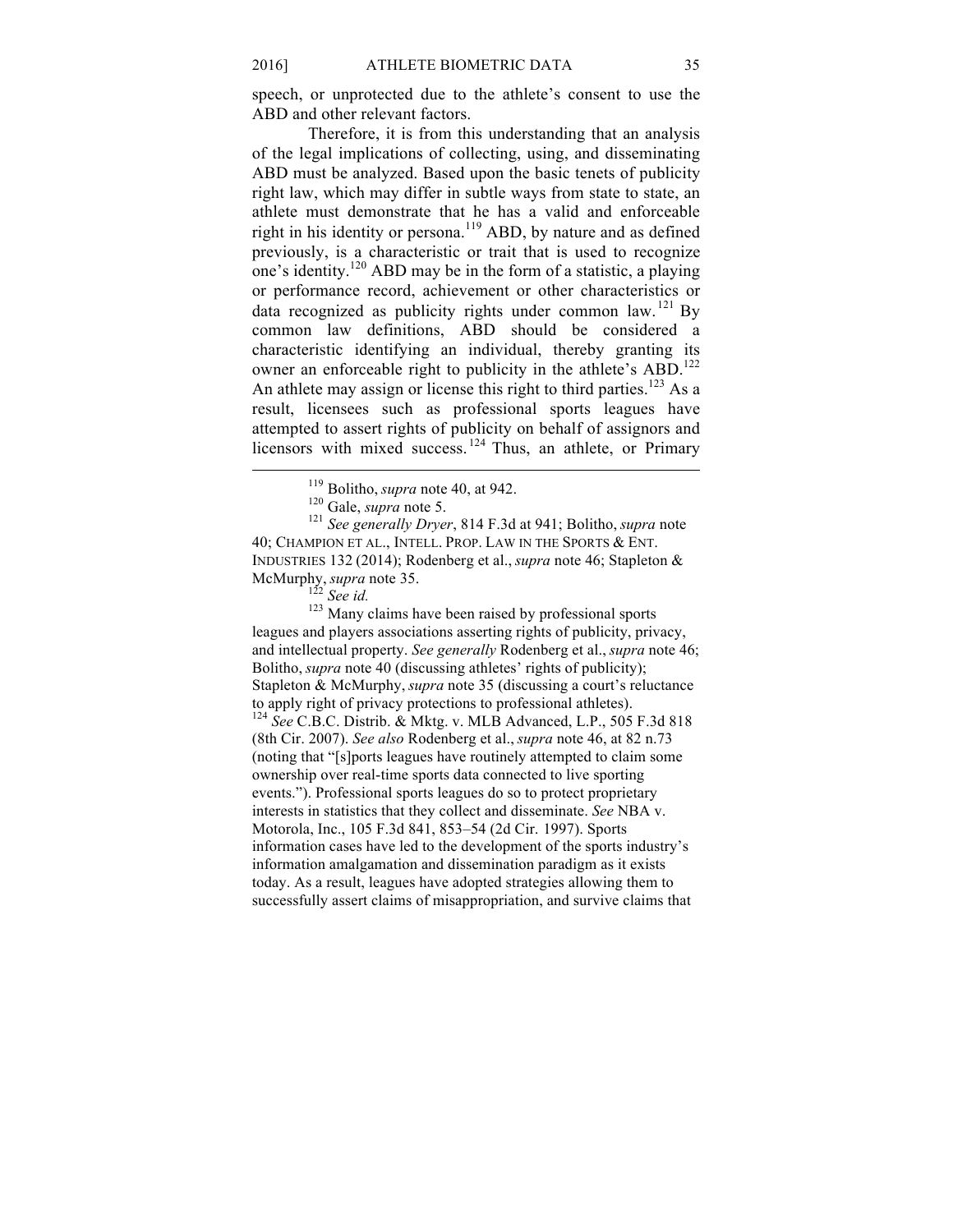speech, or unprotected due to the athlete's consent to use the ABD and other relevant factors.

Therefore, it is from this understanding that an analysis of the legal implications of collecting, using, and disseminating ABD must be analyzed. Based upon the basic tenets of publicity right law, which may differ in subtle ways from state to state, an athlete must demonstrate that he has a valid and enforceable right in his identity or persona.[119] ABD, by nature and as defined previously, is a characteristic or trait that is used to recognize one's identity.[120] ABD may be in the form of a statistic, a playing or performance record, achievement or other characteristics or data recognized as publicity rights under common law.[121] By common law definitions, ABD should be considered a characteristic identifying an individual, thereby granting its owner an enforceable right to publicity in the athlete's ABD.[122] An athlete may assign or license this right to third parties.[123] As a result, licensees such as professional sports leagues have attempted to assert rights of publicity on behalf of assignors and licensors with mixed success.[124] Thus, an athlete, or Primary

---

[119] Bolitho, *supra* note 40, at 942.

[120] Gale, *supra* note 5.

[121] *See generally Dryer*, 814 F.3d at 941; Bolitho, *supra* note 40; CHAMPION ET AL., INTELL. PROP. LAW IN THE SPORTS & ENT. INDUSTRIES 132 (2014); Rodenberg et al., *supra* note 46; Stapleton & McMurphy, *supra* note 35.

[122] *See id.*

[123] Many claims have been raised by professional sports leagues and players associations asserting rights of publicity, privacy, and intellectual property. *See generally* Rodenberg et al., *supra* note 46; Bolitho, *supra* note 40 (discussing athletes' rights of publicity); Stapleton & McMurphy, *supra* note 35 (discussing a court's reluctance to apply right of privacy protections to professional athletes).

[124] *See* C.B.C. Distrib. & Mktg. v. MLB Advanced, L.P., 505 F.3d 818 (8th Cir. 2007). *See also* Rodenberg et al., *supra* note 46, at 82 n.73 (noting that "[s]ports leagues have routinely attempted to claim some ownership over real-time sports data connected to live sporting events."). Professional sports leagues do so to protect proprietary interests in statistics that they collect and disseminate. *See* NBA v. Motorola, Inc., 105 F.3d 841, 853–54 (2d Cir. 1997). Sports information cases have led to the development of the sports industry's information amalgamation and dissemination paradigm as it exists today. As a result, leagues have adopted strategies allowing them to successfully assert claims of misappropriation, and survive claims that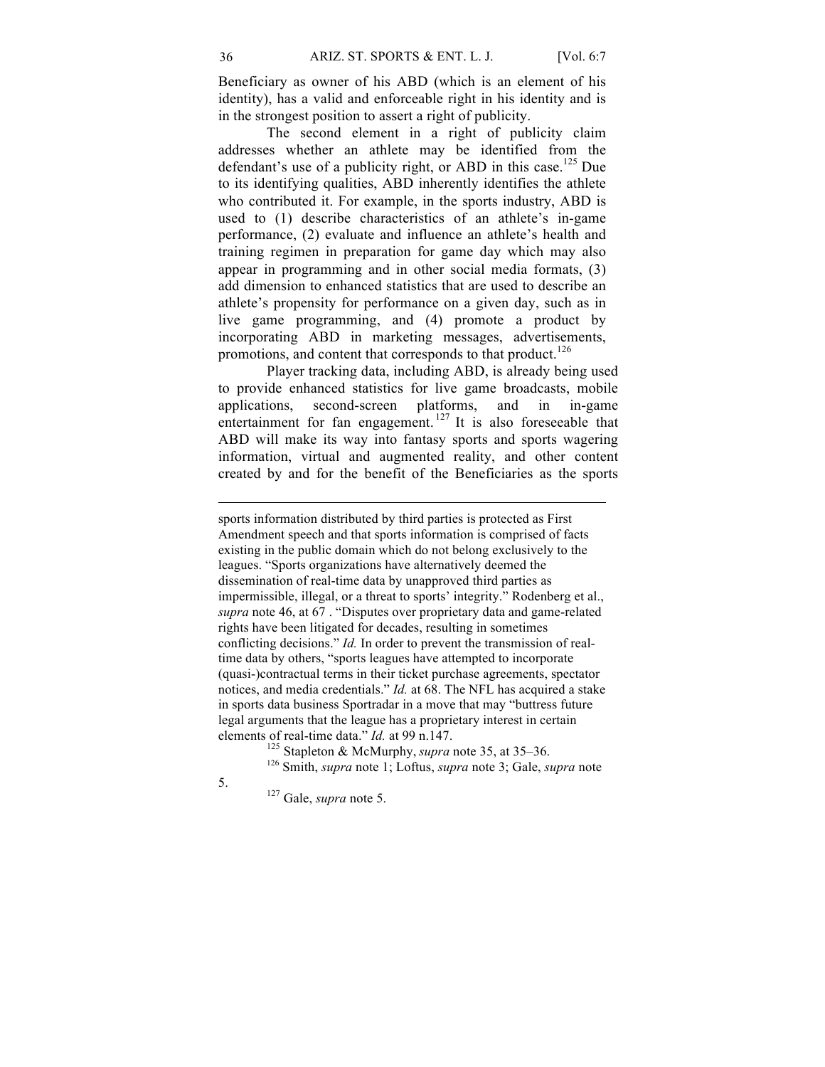Beneficiary as owner of his ABD (which is an element of his identity), has a valid and enforceable right in his identity and is in the strongest position to assert a right of publicity.

The second element in a right of publicity claim addresses whether an athlete may be identified from the defendant's use of a publicity right, or ABD in this case.[125] Due to its identifying qualities, ABD inherently identifies the athlete who contributed it. For example, in the sports industry, ABD is used to (1) describe characteristics of an athlete's in-game performance, (2) evaluate and influence an athlete's health and training regimen in preparation for game day which may also appear in programming and in other social media formats, (3) add dimension to enhanced statistics that are used to describe an athlete's propensity for performance on a given day, such as in live game programming, and (4) promote a product by incorporating ABD in marketing messages, advertisements, promotions, and content that corresponds to that product.[126]

Player tracking data, including ABD, is already being used to provide enhanced statistics for live game broadcasts, mobile applications, second-screen platforms, and in in-game entertainment for fan engagement.[127] It is also foreseeable that ABD will make its way into fantasy sports and sports wagering information, virtual and augmented reality, and other content created by and for the benefit of the Beneficiaries as the sports

---

sports information distributed by third parties is protected as First Amendment speech and that sports information is comprised of facts existing in the public domain which do not belong exclusively to the leagues. "Sports organizations have alternatively deemed the dissemination of real-time data by unapproved third parties as impermissible, illegal, or a threat to sports' integrity." Rodenberg et al., *supra* note 46, at 67 . "Disputes over proprietary data and game-related rights have been litigated for decades, resulting in sometimes conflicting decisions." *Id.* In order to prevent the transmission of real-time data by others, "sports leagues have attempted to incorporate (quasi-)contractual terms in their ticket purchase agreements, spectator notices, and media credentials." *Id.* at 68. The NFL has acquired a stake in sports data business Sportradar in a move that may "buttress future legal arguments that the league has a proprietary interest in certain elements of real-time data." *Id.* at 99 n.147.

[125] Stapleton & McMurphy, *supra* note 35, at 35–36.

[126] Smith, *supra* note 1; Loftus, *supra* note 3; Gale, *supra* note 5.

[127] Gale, *supra* note 5.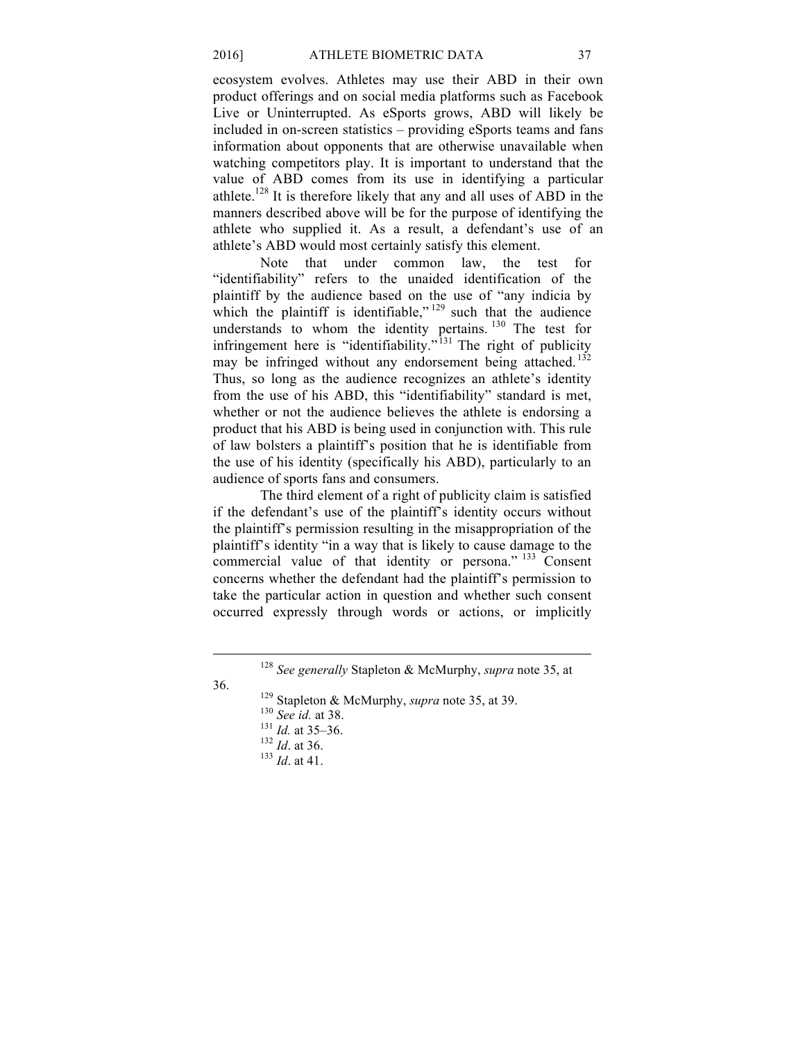ecosystem evolves. Athletes may use their ABD in their own product offerings and on social media platforms such as Facebook Live or Uninterrupted. As eSports grows, ABD will likely be included in on-screen statistics – providing eSports teams and fans information about opponents that are otherwise unavailable when watching competitors play. It is important to understand that the value of ABD comes from its use in identifying a particular athlete.[128] It is therefore likely that any and all uses of ABD in the manners described above will be for the purpose of identifying the athlete who supplied it. As a result, a defendant's use of an athlete's ABD would most certainly satisfy this element.

Note that under common law, the test for "identifiability" refers to the unaided identification of the plaintiff by the audience based on the use of "any indicia by which the plaintiff is identifiable,"[129] such that the audience understands to whom the identity pertains.[130] The test for infringement here is "identifiability."[131] The right of publicity may be infringed without any endorsement being attached.[132] Thus, so long as the audience recognizes an athlete's identity from the use of his ABD, this "identifiability" standard is met, whether or not the audience believes the athlete is endorsing a product that his ABD is being used in conjunction with. This rule of law bolsters a plaintiff's position that he is identifiable from the use of his identity (specifically his ABD), particularly to an audience of sports fans and consumers.

The third element of a right of publicity claim is satisfied if the defendant's use of the plaintiff's identity occurs without the plaintiff's permission resulting in the misappropriation of the plaintiff's identity "in a way that is likely to cause damage to the commercial value of that identity or persona."[133] Consent concerns whether the defendant had the plaintiff's permission to take the particular action in question and whether such consent occurred expressly through words or actions, or implicitly

---

[128] *See generally* Stapleton & McMurphy, *supra* note 35, at 36.

[129] Stapleton & McMurphy, *supra* note 35, at 39.

[130] *See id.* at 38.

[131] *Id.* at 35–36.

[132] *Id*. at 36.

[133] *Id*. at 41.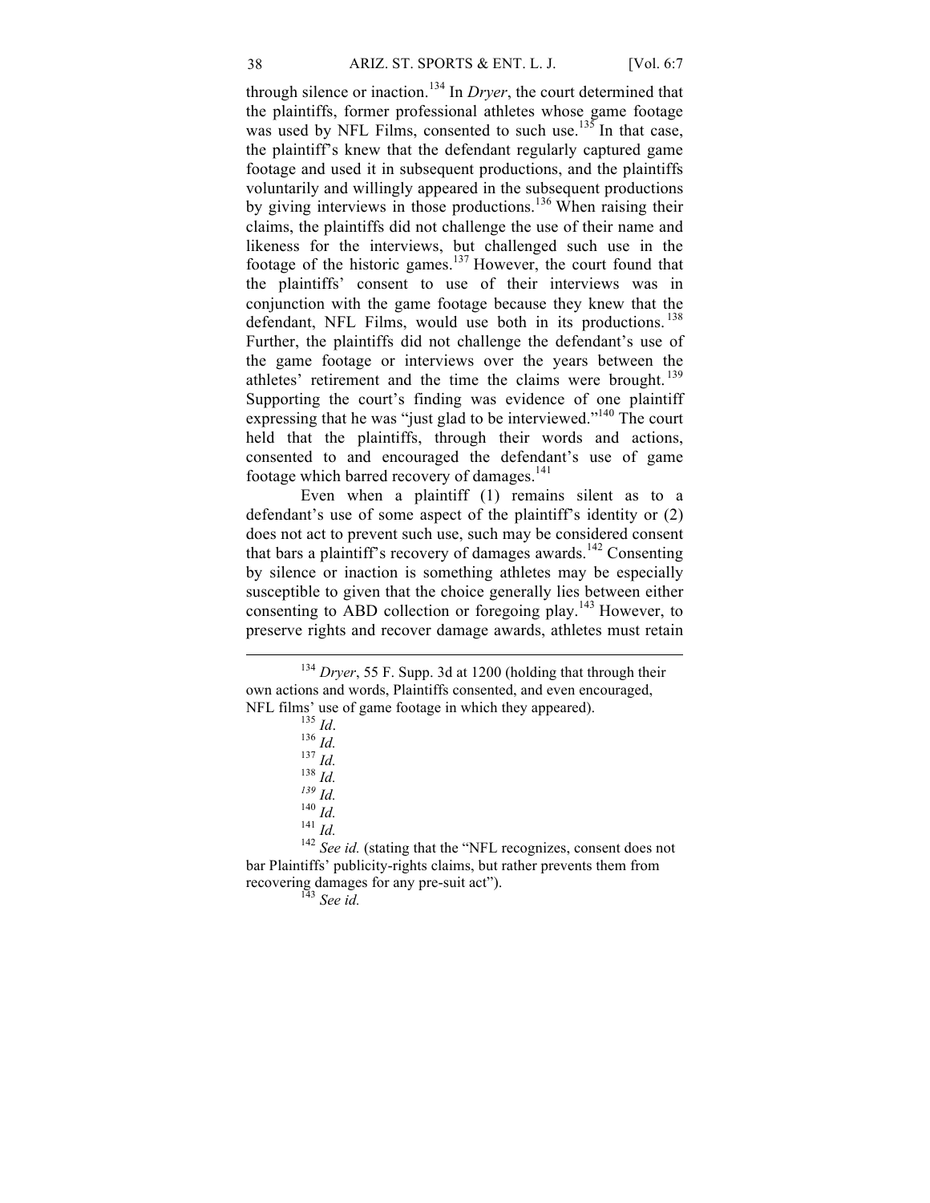through silence or inaction.[134] In *Dryer*, the court determined that the plaintiffs, former professional athletes whose game footage was used by NFL Films, consented to such use.[135] In that case, the plaintiff's knew that the defendant regularly captured game footage and used it in subsequent productions, and the plaintiffs voluntarily and willingly appeared in the subsequent productions by giving interviews in those productions.[136] When raising their claims, the plaintiffs did not challenge the use of their name and likeness for the interviews, but challenged such use in the footage of the historic games.[137] However, the court found that the plaintiffs' consent to use of their interviews was in conjunction with the game footage because they knew that the defendant, NFL Films, would use both in its productions.[138] Further, the plaintiffs did not challenge the defendant's use of the game footage or interviews over the years between the athletes' retirement and the time the claims were brought.[139] Supporting the court's finding was evidence of one plaintiff expressing that he was "just glad to be interviewed."[140] The court held that the plaintiffs, through their words and actions, consented to and encouraged the defendant's use of game footage which barred recovery of damages.[141]

Even when a plaintiff (1) remains silent as to a defendant's use of some aspect of the plaintiff's identity or (2) does not act to prevent such use, such may be considered consent that bars a plaintiff's recovery of damages awards.[142] Consenting by silence or inaction is something athletes may be especially susceptible to given that the choice generally lies between either consenting to ABD collection or foregoing play.[143] However, to preserve rights and recover damage awards, athletes must retain

---

[134] *Dryer*, 55 F. Supp. 3d at 1200 (holding that through their own actions and words, Plaintiffs consented, and even encouraged, NFL films' use of game footage in which they appeared).

[135] *Id*.

[136] *Id.*

[137] *Id.*

[138] *Id.*

[139] *Id.*

[140] *Id.*

[141] *Id.*

[142] *See id.* (stating that the "NFL recognizes, consent does not bar Plaintiffs' publicity-rights claims, but rather prevents them from recovering damages for any pre-suit act").

[143] *See id.*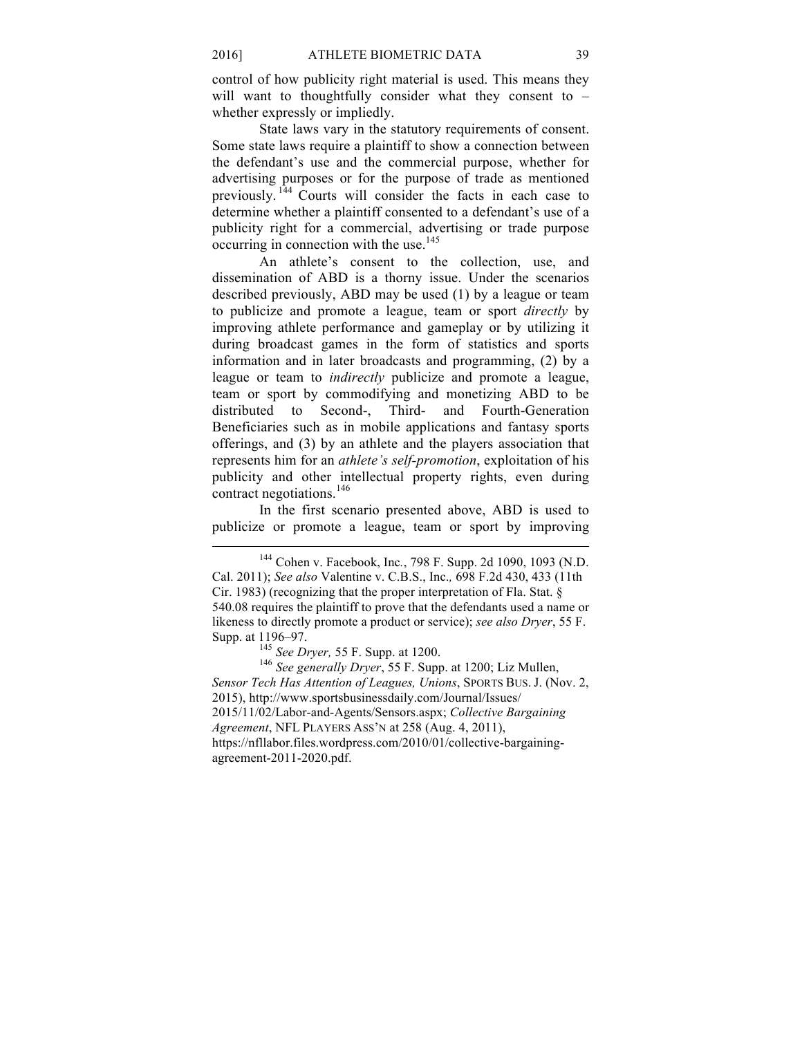control of how publicity right material is used. This means they will want to thoughtfully consider what they consent to – whether expressly or impliedly.

State laws vary in the statutory requirements of consent. Some state laws require a plaintiff to show a connection between the defendant's use and the commercial purpose, whether for advertising purposes or for the purpose of trade as mentioned previously.[144] Courts will consider the facts in each case to determine whether a plaintiff consented to a defendant's use of a publicity right for a commercial, advertising or trade purpose occurring in connection with the use.[145]

An athlete's consent to the collection, use, and dissemination of ABD is a thorny issue. Under the scenarios described previously, ABD may be used (1) by a league or team to publicize and promote a league, team or sport *directly* by improving athlete performance and gameplay or by utilizing it during broadcast games in the form of statistics and sports information and in later broadcasts and programming, (2) by a league or team to *indirectly* publicize and promote a league, team or sport by commodifying and monetizing ABD to be distributed to Second-, Third- and Fourth-Generation Beneficiaries such as in mobile applications and fantasy sports offerings, and (3) by an athlete and the players association that represents him for an *athlete's self-promotion*, exploitation of his publicity and other intellectual property rights, even during contract negotiations.[146]

In the first scenario presented above, ABD is used to publicize or promote a league, team or sport by improving

---

[144] Cohen v. Facebook, Inc., 798 F. Supp. 2d 1090, 1093 (N.D. Cal. 2011); *See also* Valentine v. C.B.S., Inc.*,* 698 F.2d 430, 433 (11th Cir. 1983) (recognizing that the proper interpretation of Fla. Stat. § 540.08 requires the plaintiff to prove that the defendants used a name or likeness to directly promote a product or service); *see also Dryer*, 55 F. Supp. at 1196–97.

[145] *See Dryer,* 55 F. Supp. at 1200.

[146] *See generally Dryer*, 55 F. Supp. at 1200; Liz Mullen, *Sensor Tech Has Attention of Leagues, Unions*, SPORTS BUS. J. (Nov. 2, 2015), http://www.sportsbusinessdaily.com/Journal/Issues/2015/11/02/Labor-and-Agents/Sensors.aspx; *Collective Bargaining Agreement*, NFL PLAYERS ASS'N at 258 (Aug. 4, 2011), https://nfllabor.files.wordpress.com/2010/01/collective-bargaining-agreement-2011-2020.pdf.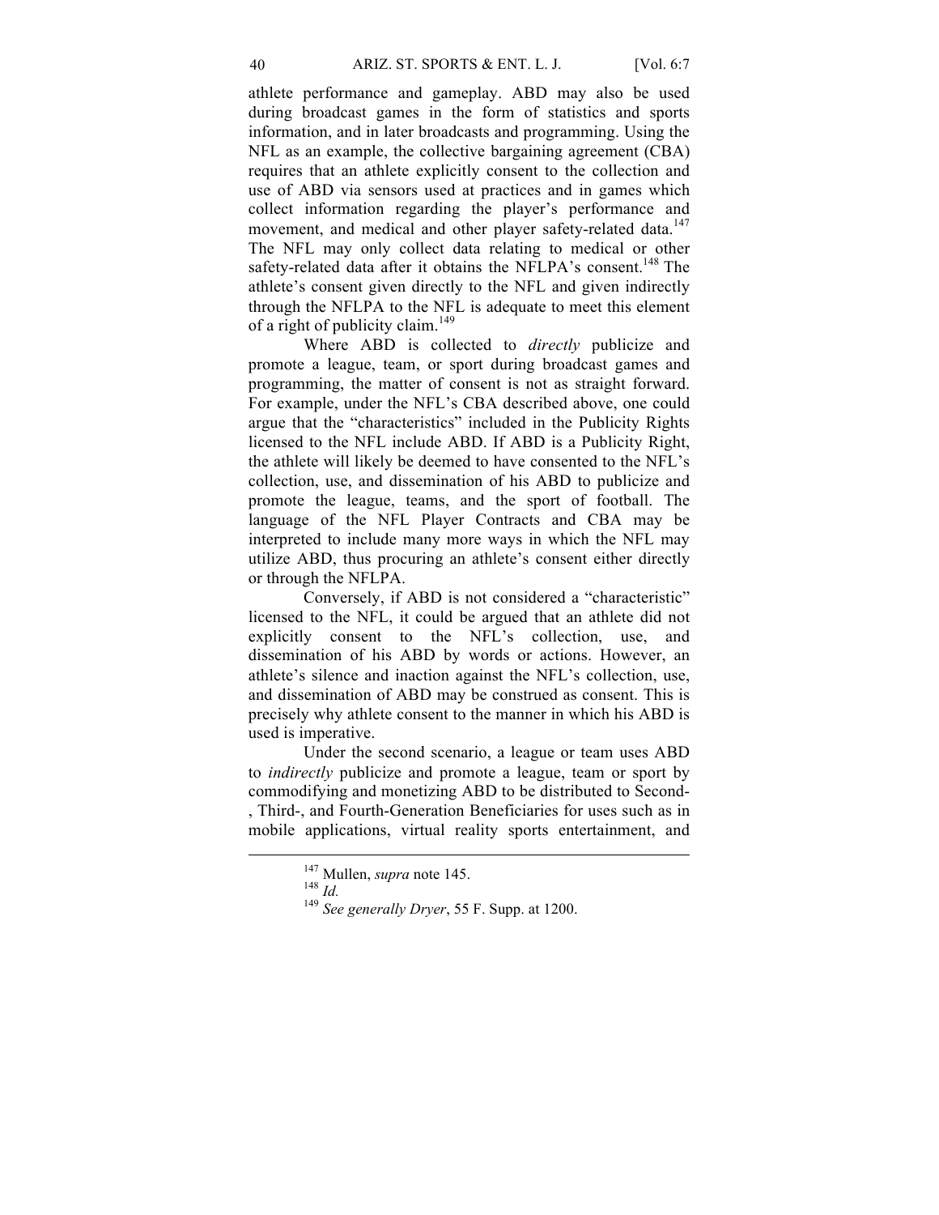athlete performance and gameplay. ABD may also be used during broadcast games in the form of statistics and sports information, and in later broadcasts and programming. Using the NFL as an example, the collective bargaining agreement (CBA) requires that an athlete explicitly consent to the collection and use of ABD via sensors used at practices and in games which collect information regarding the player's performance and movement, and medical and other player safety-related data.[147] The NFL may only collect data relating to medical or other safety-related data after it obtains the NFLPA's consent.[148] The athlete's consent given directly to the NFL and given indirectly through the NFLPA to the NFL is adequate to meet this element of a right of publicity claim.[149]

Where ABD is collected to *directly* publicize and promote a league, team, or sport during broadcast games and programming, the matter of consent is not as straight forward. For example, under the NFL's CBA described above, one could argue that the "characteristics" included in the Publicity Rights licensed to the NFL include ABD. If ABD is a Publicity Right, the athlete will likely be deemed to have consented to the NFL's collection, use, and dissemination of his ABD to publicize and promote the league, teams, and the sport of football. The language of the NFL Player Contracts and CBA may be interpreted to include many more ways in which the NFL may utilize ABD, thus procuring an athlete's consent either directly or through the NFLPA.

Conversely, if ABD is not considered a "characteristic" licensed to the NFL, it could be argued that an athlete did not explicitly consent to the NFL's collection, use, and dissemination of his ABD by words or actions. However, an athlete's silence and inaction against the NFL's collection, use, and dissemination of ABD may be construed as consent. This is precisely why athlete consent to the manner in which his ABD is used is imperative.

Under the second scenario, a league or team uses ABD to *indirectly* publicize and promote a league, team or sport by commodifying and monetizing ABD to be distributed to Second-, Third-, and Fourth-Generation Beneficiaries for uses such as in mobile applications, virtual reality sports entertainment, and

---

[147] Mullen, *supra* note 145.

[148] *Id.*

[149] *See generally Dryer*, 55 F. Supp. at 1200.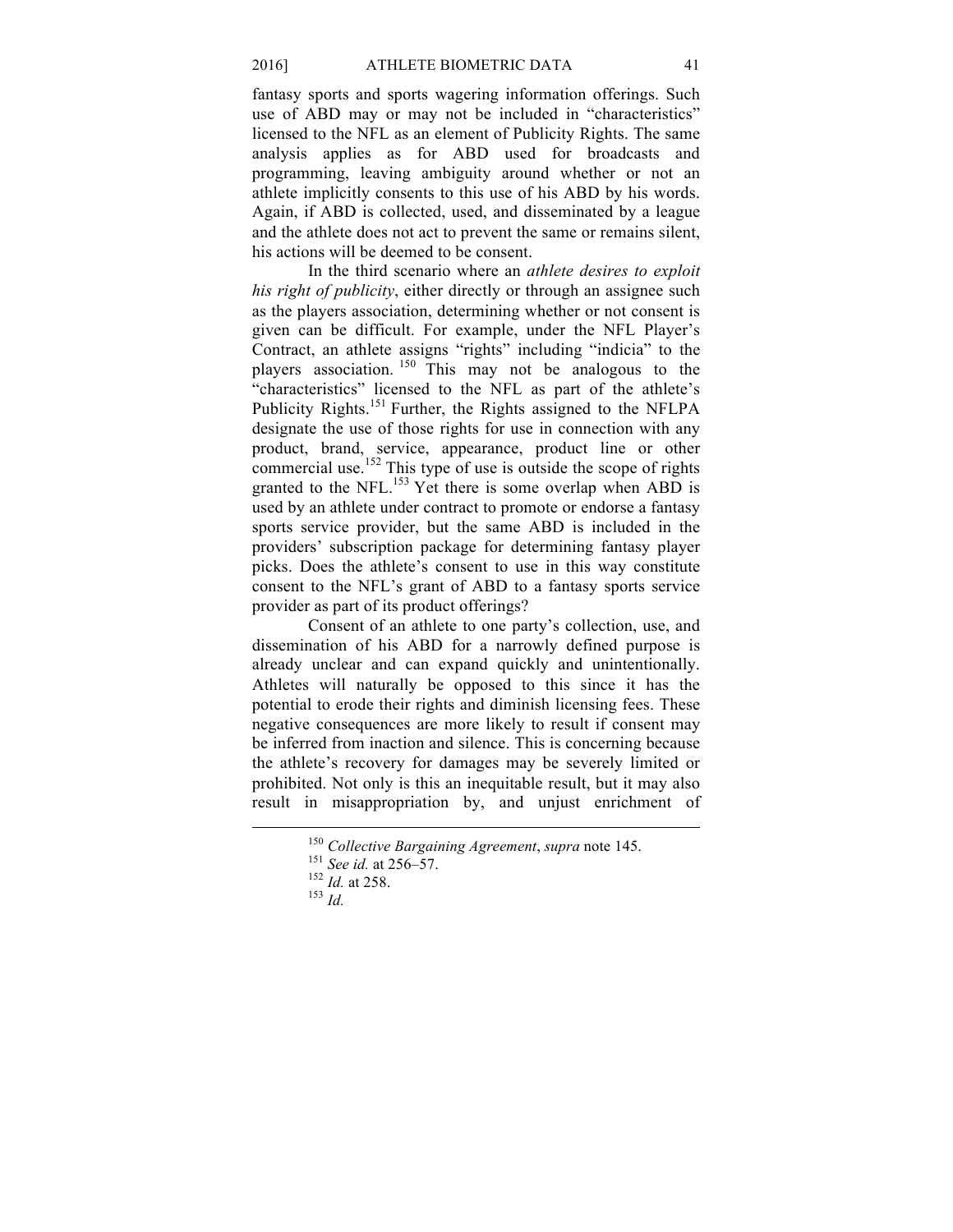fantasy sports and sports wagering information offerings. Such use of ABD may or may not be included in "characteristics" licensed to the NFL as an element of Publicity Rights. The same analysis applies as for ABD used for broadcasts and programming, leaving ambiguity around whether or not an athlete implicitly consents to this use of his ABD by his words. Again, if ABD is collected, used, and disseminated by a league and the athlete does not act to prevent the same or remains silent, his actions will be deemed to be consent.

In the third scenario where an *athlete desires to exploit his right of publicity*, either directly or through an assignee such as the players association, determining whether or not consent is given can be difficult. For example, under the NFL Player's Contract, an athlete assigns "rights" including "indicia" to the players association. [150] This may not be analogous to the "characteristics" licensed to the NFL as part of the athlete's Publicity Rights.[151] Further, the Rights assigned to the NFLPA designate the use of those rights for use in connection with any product, brand, service, appearance, product line or other commercial use.[152] This type of use is outside the scope of rights granted to the NFL.[153] Yet there is some overlap when ABD is used by an athlete under contract to promote or endorse a fantasy sports service provider, but the same ABD is included in the providers' subscription package for determining fantasy player picks. Does the athlete's consent to use in this way constitute consent to the NFL's grant of ABD to a fantasy sports service provider as part of its product offerings?

Consent of an athlete to one party's collection, use, and dissemination of his ABD for a narrowly defined purpose is already unclear and can expand quickly and unintentionally. Athletes will naturally be opposed to this since it has the potential to erode their rights and diminish licensing fees. These negative consequences are more likely to result if consent may be inferred from inaction and silence. This is concerning because the athlete's recovery for damages may be severely limited or prohibited. Not only is this an inequitable result, but it may also result in misappropriation by, and unjust enrichment of

---

[150] *Collective Bargaining Agreement*, *supra* note 145.

[151] *See id.* at 256–57.

[152] *Id.* at 258.

[153] *Id.*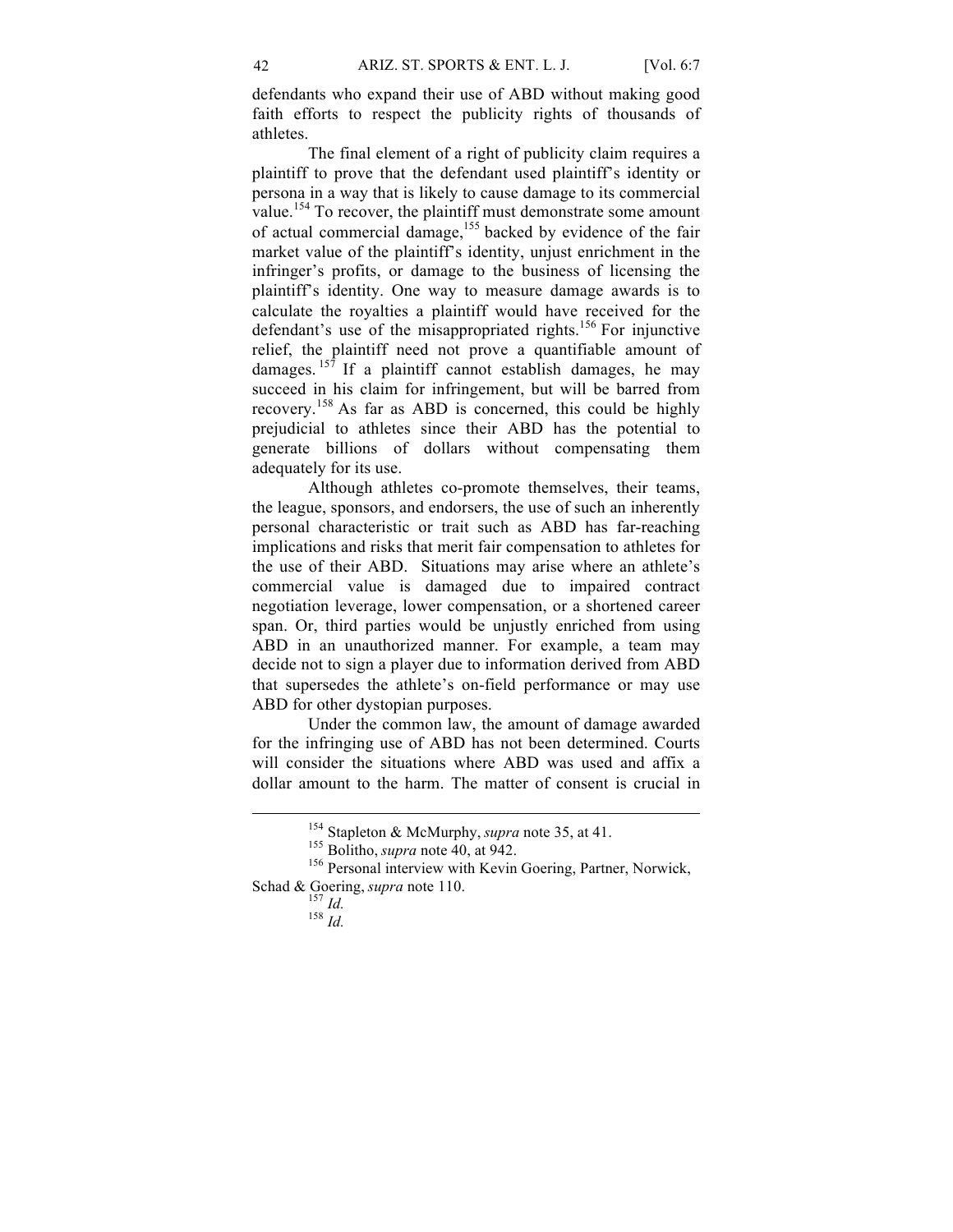defendants who expand their use of ABD without making good faith efforts to respect the publicity rights of thousands of athletes.

The final element of a right of publicity claim requires a plaintiff to prove that the defendant used plaintiff's identity or persona in a way that is likely to cause damage to its commercial value.[154] To recover, the plaintiff must demonstrate some amount of actual commercial damage,[155] backed by evidence of the fair market value of the plaintiff's identity, unjust enrichment in the infringer's profits, or damage to the business of licensing the plaintiff's identity. One way to measure damage awards is to calculate the royalties a plaintiff would have received for the defendant's use of the misappropriated rights.[156] For injunctive relief, the plaintiff need not prove a quantifiable amount of damages.[157] If a plaintiff cannot establish damages, he may succeed in his claim for infringement, but will be barred from recovery.[158] As far as ABD is concerned, this could be highly prejudicial to athletes since their ABD has the potential to generate billions of dollars without compensating them adequately for its use.

Although athletes co-promote themselves, their teams, the league, sponsors, and endorsers, the use of such an inherently personal characteristic or trait such as ABD has far-reaching implications and risks that merit fair compensation to athletes for the use of their ABD. Situations may arise where an athlete's commercial value is damaged due to impaired contract negotiation leverage, lower compensation, or a shortened career span. Or, third parties would be unjustly enriched from using ABD in an unauthorized manner. For example, a team may decide not to sign a player due to information derived from ABD that supersedes the athlete's on-field performance or may use ABD for other dystopian purposes.

Under the common law, the amount of damage awarded for the infringing use of ABD has not been determined. Courts will consider the situations where ABD was used and affix a dollar amount to the harm. The matter of consent is crucial in

[154] Stapleton & McMurphy, *supra* note 35, at 41.

[155] Bolitho, *supra* note 40, at 942.

[156] Personal interview with Kevin Goering, Partner, Norwick, Schad & Goering, *supra* note 110.

[157] *Id.*

[158] *Id.*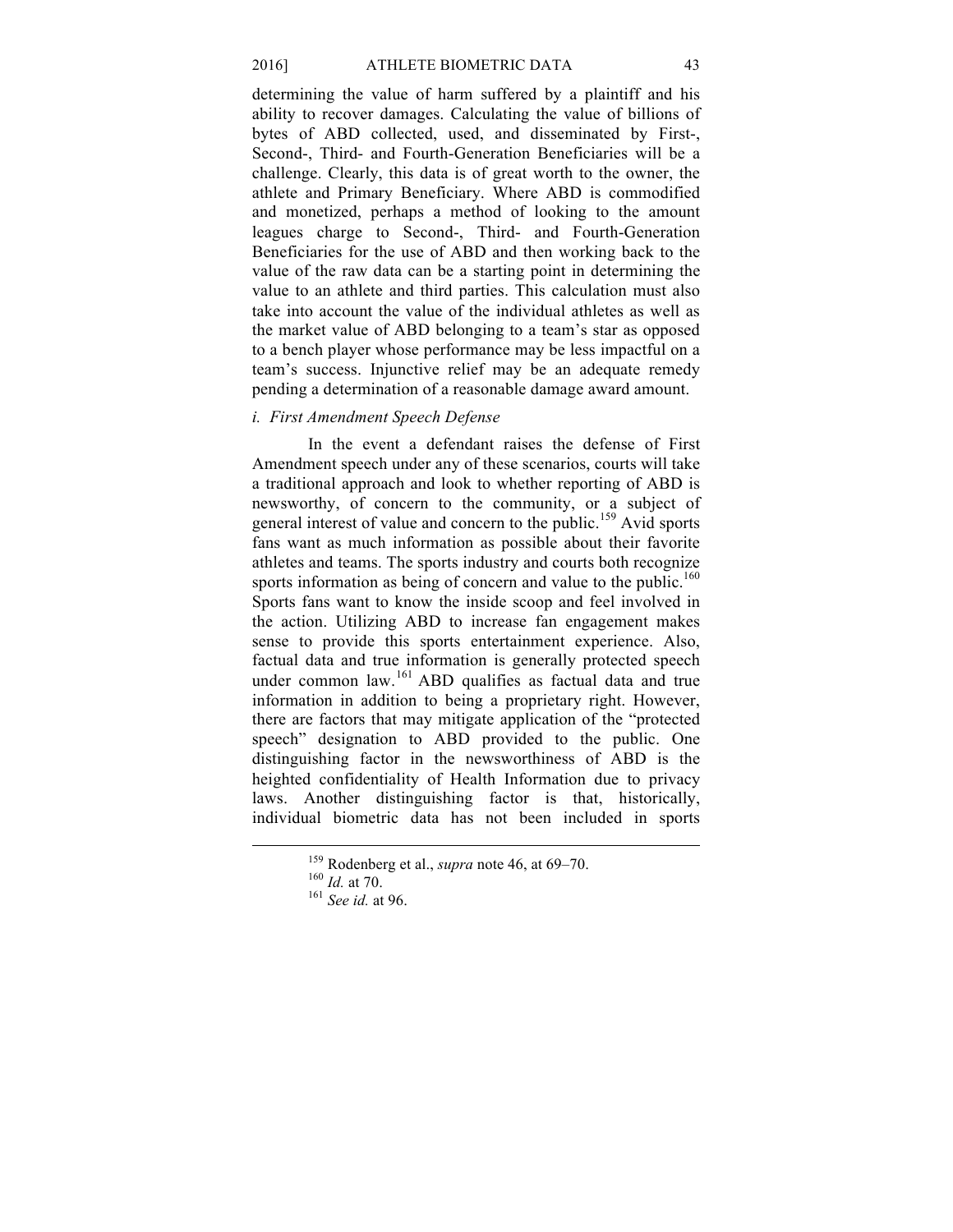determining the value of harm suffered by a plaintiff and his ability to recover damages. Calculating the value of billions of bytes of ABD collected, used, and disseminated by First-, Second-, Third- and Fourth-Generation Beneficiaries will be a challenge. Clearly, this data is of great worth to the owner, the athlete and Primary Beneficiary. Where ABD is commodified and monetized, perhaps a method of looking to the amount leagues charge to Second-, Third- and Fourth-Generation Beneficiaries for the use of ABD and then working back to the value of the raw data can be a starting point in determining the value to an athlete and third parties. This calculation must also take into account the value of the individual athletes as well as the market value of ABD belonging to a team's star as opposed to a bench player whose performance may be less impactful on a team's success. Injunctive relief may be an adequate remedy pending a determination of a reasonable damage award amount.

*i. First Amendment Speech Defense*

In the event a defendant raises the defense of First Amendment speech under any of these scenarios, courts will take a traditional approach and look to whether reporting of ABD is newsworthy, of concern to the community, or a subject of general interest of value and concern to the public.[159] Avid sports fans want as much information as possible about their favorite athletes and teams. The sports industry and courts both recognize sports information as being of concern and value to the public.[160] Sports fans want to know the inside scoop and feel involved in the action. Utilizing ABD to increase fan engagement makes sense to provide this sports entertainment experience. Also, factual data and true information is generally protected speech under common law.[161] ABD qualifies as factual data and true information in addition to being a proprietary right. However, there are factors that may mitigate application of the "protected speech" designation to ABD provided to the public. One distinguishing factor in the newsworthiness of ABD is the heighted confidentiality of Health Information due to privacy laws. Another distinguishing factor is that, historically, individual biometric data has not been included in sports

---

[159] Rodenberg et al., *supra* note 46, at 69–70.

[160] *Id.* at 70.

[161] *See id.* at 96.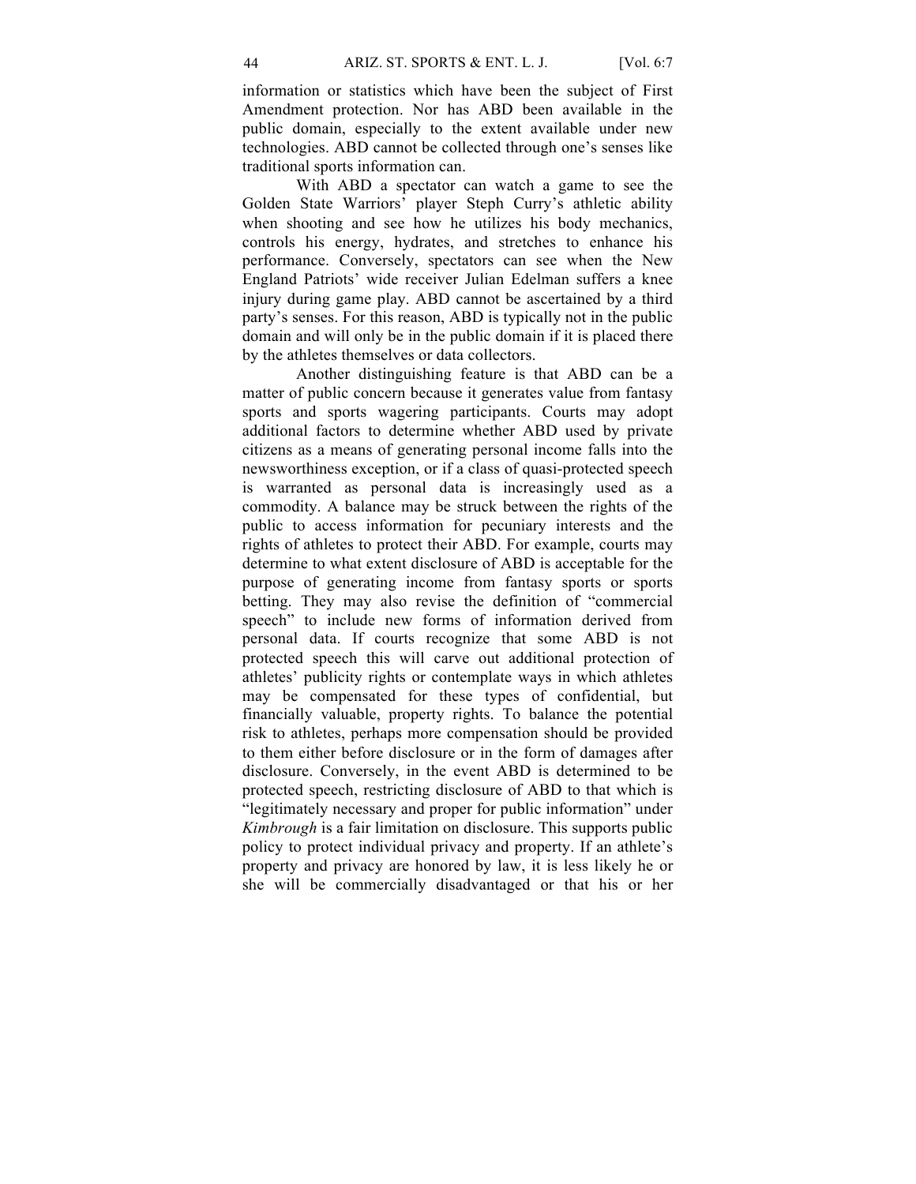information or statistics which have been the subject of First Amendment protection. Nor has ABD been available in the public domain, especially to the extent available under new technologies. ABD cannot be collected through one's senses like traditional sports information can.

With ABD a spectator can watch a game to see the Golden State Warriors' player Steph Curry's athletic ability when shooting and see how he utilizes his body mechanics, controls his energy, hydrates, and stretches to enhance his performance. Conversely, spectators can see when the New England Patriots' wide receiver Julian Edelman suffers a knee injury during game play. ABD cannot be ascertained by a third party's senses. For this reason, ABD is typically not in the public domain and will only be in the public domain if it is placed there by the athletes themselves or data collectors.

Another distinguishing feature is that ABD can be a matter of public concern because it generates value from fantasy sports and sports wagering participants. Courts may adopt additional factors to determine whether ABD used by private citizens as a means of generating personal income falls into the newsworthiness exception, or if a class of quasi-protected speech is warranted as personal data is increasingly used as a commodity. A balance may be struck between the rights of the public to access information for pecuniary interests and the rights of athletes to protect their ABD. For example, courts may determine to what extent disclosure of ABD is acceptable for the purpose of generating income from fantasy sports or sports betting. They may also revise the definition of "commercial speech" to include new forms of information derived from personal data. If courts recognize that some ABD is not protected speech this will carve out additional protection of athletes' publicity rights or contemplate ways in which athletes may be compensated for these types of confidential, but financially valuable, property rights. To balance the potential risk to athletes, perhaps more compensation should be provided to them either before disclosure or in the form of damages after disclosure. Conversely, in the event ABD is determined to be protected speech, restricting disclosure of ABD to that which is "legitimately necessary and proper for public information" under *Kimbrough* is a fair limitation on disclosure. This supports public policy to protect individual privacy and property. If an athlete's property and privacy are honored by law, it is less likely he or she will be commercially disadvantaged or that his or her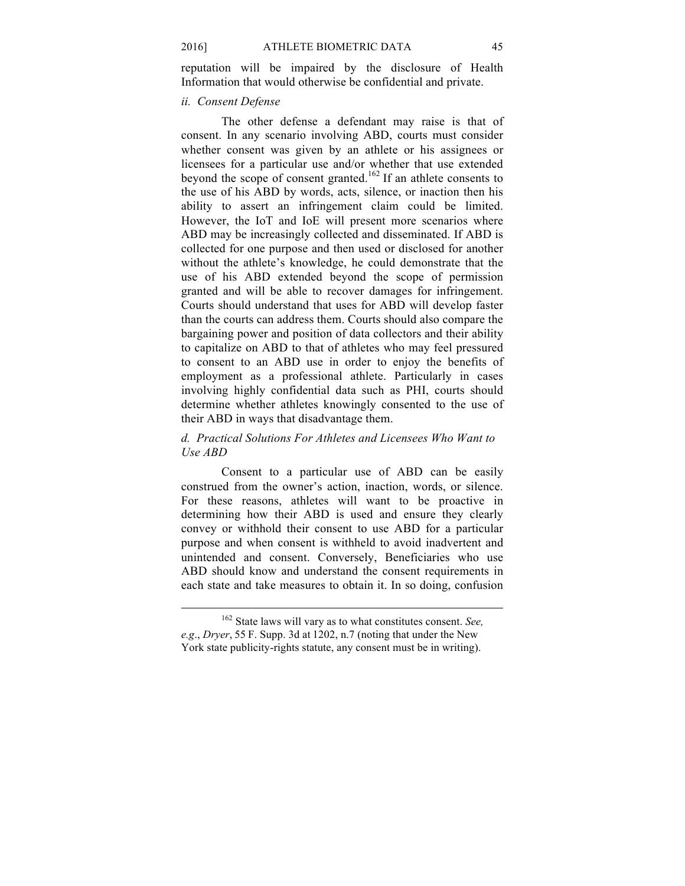reputation will be impaired by the disclosure of Health Information that would otherwise be confidential and private.

*ii. Consent Defense*

The other defense a defendant may raise is that of consent. In any scenario involving ABD, courts must consider whether consent was given by an athlete or his assignees or licensees for a particular use and/or whether that use extended beyond the scope of consent granted.[162] If an athlete consents to the use of his ABD by words, acts, silence, or inaction then his ability to assert an infringement claim could be limited. However, the IoT and IoE will present more scenarios where ABD may be increasingly collected and disseminated. If ABD is collected for one purpose and then used or disclosed for another without the athlete's knowledge, he could demonstrate that the use of his ABD extended beyond the scope of permission granted and will be able to recover damages for infringement. Courts should understand that uses for ABD will develop faster than the courts can address them. Courts should also compare the bargaining power and position of data collectors and their ability to capitalize on ABD to that of athletes who may feel pressured to consent to an ABD use in order to enjoy the benefits of employment as a professional athlete. Particularly in cases involving highly confidential data such as PHI, courts should determine whether athletes knowingly consented to the use of their ABD in ways that disadvantage them.

*d. Practical Solutions For Athletes and Licensees Who Want to Use ABD*

Consent to a particular use of ABD can be easily construed from the owner's action, inaction, words, or silence. For these reasons, athletes will want to be proactive in determining how their ABD is used and ensure they clearly convey or withhold their consent to use ABD for a particular purpose and when consent is withheld to avoid inadvertent and unintended and consent. Conversely, Beneficiaries who use ABD should know and understand the consent requirements in each state and take measures to obtain it. In so doing, confusion

[162] State laws will vary as to what constitutes consent. *See, e.g.*, *Dryer*, 55 F. Supp. 3d at 1202, n.7 (noting that under the New York state publicity-rights statute, any consent must be in writing).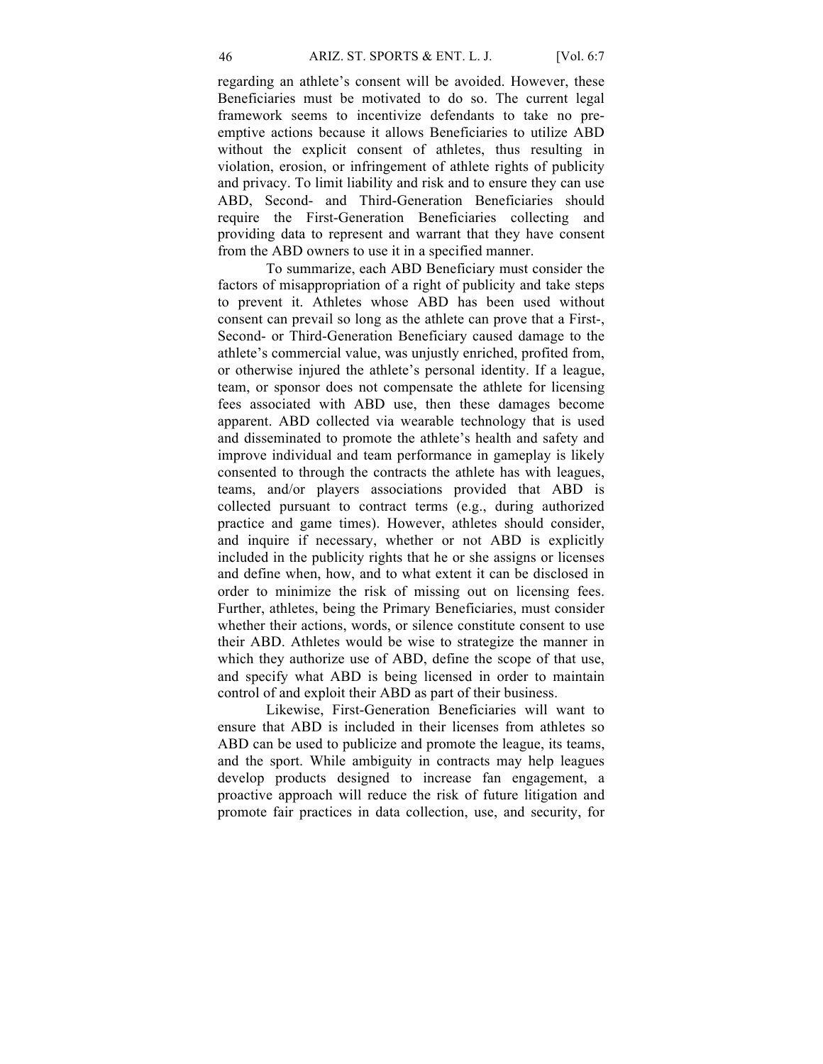regarding an athlete's consent will be avoided. However, these Beneficiaries must be motivated to do so. The current legal framework seems to incentivize defendants to take no pre-emptive actions because it allows Beneficiaries to utilize ABD without the explicit consent of athletes, thus resulting in violation, erosion, or infringement of athlete rights of publicity and privacy. To limit liability and risk and to ensure they can use ABD, Second- and Third-Generation Beneficiaries should require the First-Generation Beneficiaries collecting and providing data to represent and warrant that they have consent from the ABD owners to use it in a specified manner.

To summarize, each ABD Beneficiary must consider the factors of misappropriation of a right of publicity and take steps to prevent it. Athletes whose ABD has been used without consent can prevail so long as the athlete can prove that a First-, Second- or Third-Generation Beneficiary caused damage to the athlete's commercial value, was unjustly enriched, profited from, or otherwise injured the athlete's personal identity. If a league, team, or sponsor does not compensate the athlete for licensing fees associated with ABD use, then these damages become apparent. ABD collected via wearable technology that is used and disseminated to promote the athlete's health and safety and improve individual and team performance in gameplay is likely consented to through the contracts the athlete has with leagues, teams, and/or players associations provided that ABD is collected pursuant to contract terms (e.g., during authorized practice and game times). However, athletes should consider, and inquire if necessary, whether or not ABD is explicitly included in the publicity rights that he or she assigns or licenses and define when, how, and to what extent it can be disclosed in order to minimize the risk of missing out on licensing fees. Further, athletes, being the Primary Beneficiaries, must consider whether their actions, words, or silence constitute consent to use their ABD. Athletes would be wise to strategize the manner in which they authorize use of ABD, define the scope of that use, and specify what ABD is being licensed in order to maintain control of and exploit their ABD as part of their business.

Likewise, First-Generation Beneficiaries will want to ensure that ABD is included in their licenses from athletes so ABD can be used to publicize and promote the league, its teams, and the sport. While ambiguity in contracts may help leagues develop products designed to increase fan engagement, a proactive approach will reduce the risk of future litigation and promote fair practices in data collection, use, and security, for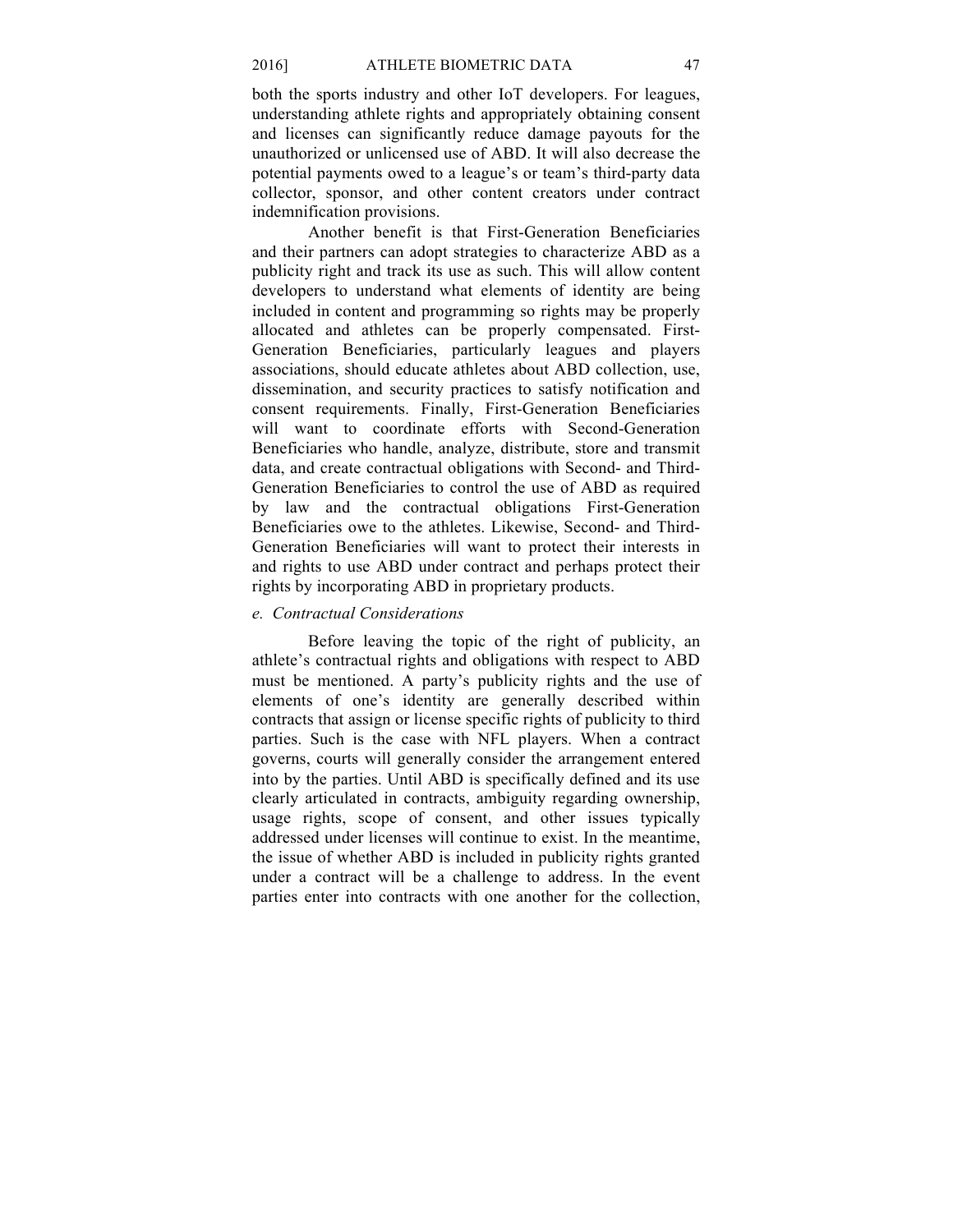both the sports industry and other IoT developers. For leagues, understanding athlete rights and appropriately obtaining consent and licenses can significantly reduce damage payouts for the unauthorized or unlicensed use of ABD. It will also decrease the potential payments owed to a league's or team's third-party data collector, sponsor, and other content creators under contract indemnification provisions.

Another benefit is that First-Generation Beneficiaries and their partners can adopt strategies to characterize ABD as a publicity right and track its use as such. This will allow content developers to understand what elements of identity are being included in content and programming so rights may be properly allocated and athletes can be properly compensated. First-Generation Beneficiaries, particularly leagues and players associations, should educate athletes about ABD collection, use, dissemination, and security practices to satisfy notification and consent requirements. Finally, First-Generation Beneficiaries will want to coordinate efforts with Second-Generation Beneficiaries who handle, analyze, distribute, store and transmit data, and create contractual obligations with Second- and Third-Generation Beneficiaries to control the use of ABD as required by law and the contractual obligations First-Generation Beneficiaries owe to the athletes. Likewise, Second- and Third-Generation Beneficiaries will want to protect their interests in and rights to use ABD under contract and perhaps protect their rights by incorporating ABD in proprietary products.

*e. Contractual Considerations*

Before leaving the topic of the right of publicity, an athlete's contractual rights and obligations with respect to ABD must be mentioned. A party's publicity rights and the use of elements of one's identity are generally described within contracts that assign or license specific rights of publicity to third parties. Such is the case with NFL players. When a contract governs, courts will generally consider the arrangement entered into by the parties. Until ABD is specifically defined and its use clearly articulated in contracts, ambiguity regarding ownership, usage rights, scope of consent, and other issues typically addressed under licenses will continue to exist. In the meantime, the issue of whether ABD is included in publicity rights granted under a contract will be a challenge to address. In the event parties enter into contracts with one another for the collection,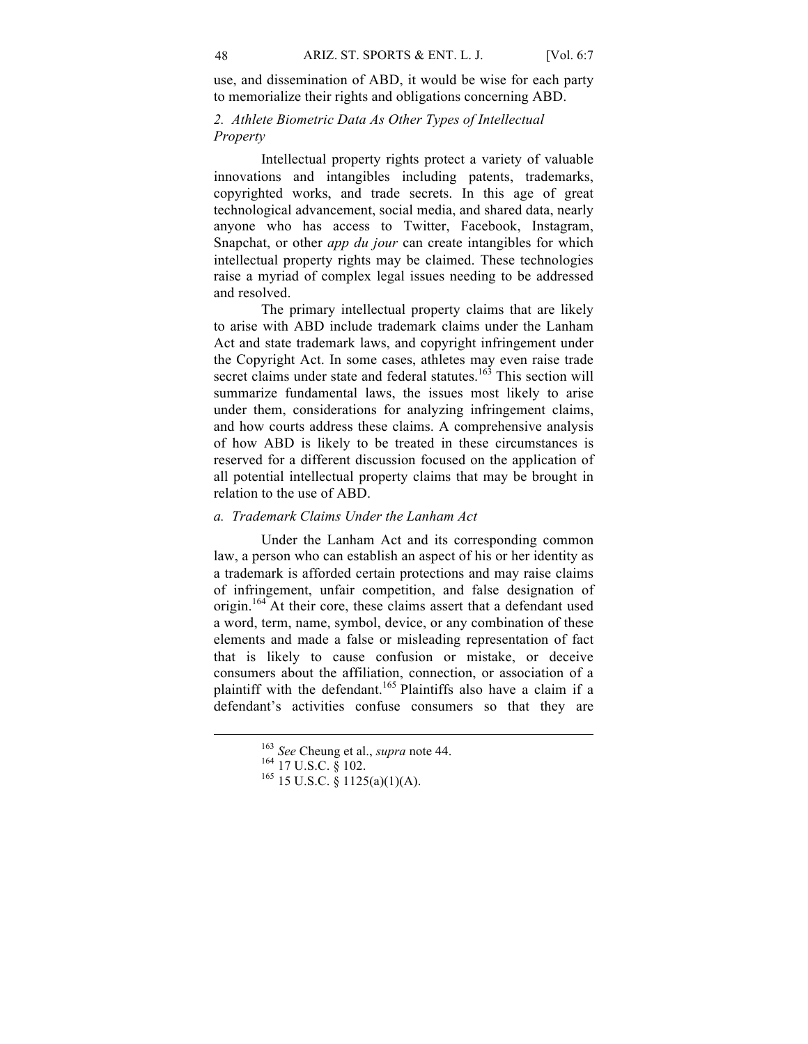use, and dissemination of ABD, it would be wise for each party to memorialize their rights and obligations concerning ABD.

### *2. Athlete Biometric Data As Other Types of Intellectual Property*

Intellectual property rights protect a variety of valuable innovations and intangibles including patents, trademarks, copyrighted works, and trade secrets. In this age of great technological advancement, social media, and shared data, nearly anyone who has access to Twitter, Facebook, Instagram, Snapchat, or other *app du jour* can create intangibles for which intellectual property rights may be claimed. These technologies raise a myriad of complex legal issues needing to be addressed and resolved.

The primary intellectual property claims that are likely to arise with ABD include trademark claims under the Lanham Act and state trademark laws, and copyright infringement under the Copyright Act. In some cases, athletes may even raise trade secret claims under state and federal statutes.[163] This section will summarize fundamental laws, the issues most likely to arise under them, considerations for analyzing infringement claims, and how courts address these claims. A comprehensive analysis of how ABD is likely to be treated in these circumstances is reserved for a different discussion focused on the application of all potential intellectual property claims that may be brought in relation to the use of ABD.

#### *a. Trademark Claims Under the Lanham Act*

Under the Lanham Act and its corresponding common law, a person who can establish an aspect of his or her identity as a trademark is afforded certain protections and may raise claims of infringement, unfair competition, and false designation of origin.[164] At their core, these claims assert that a defendant used a word, term, name, symbol, device, or any combination of these elements and made a false or misleading representation of fact that is likely to cause confusion or mistake, or deceive consumers about the affiliation, connection, or association of a plaintiff with the defendant.[165] Plaintiffs also have a claim if a defendant's activities confuse consumers so that they are

---

[163] *See* Cheung et al., *supra* note 44.

[164] 17 U.S.C. § 102.

[165] 15 U.S.C. § 1125(a)(1)(A).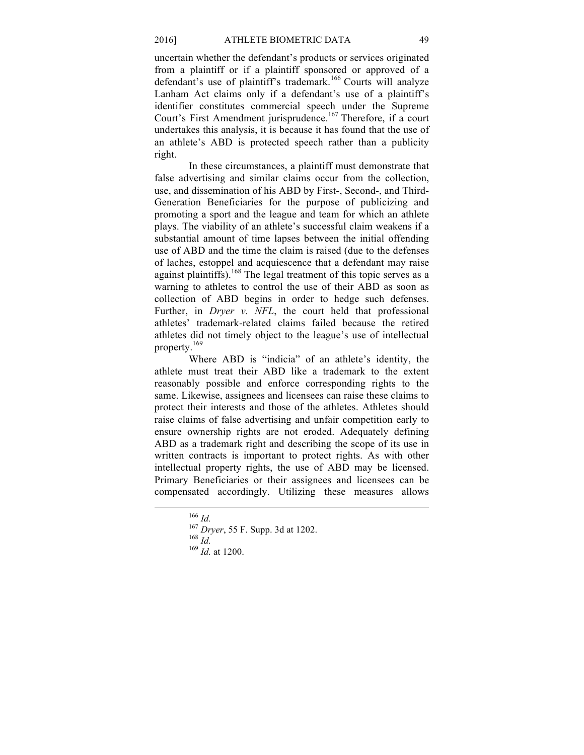uncertain whether the defendant's products or services originated from a plaintiff or if a plaintiff sponsored or approved of a defendant's use of plaintiff's trademark.[166] Courts will analyze Lanham Act claims only if a defendant's use of a plaintiff's identifier constitutes commercial speech under the Supreme Court's First Amendment jurisprudence.[167] Therefore, if a court undertakes this analysis, it is because it has found that the use of an athlete's ABD is protected speech rather than a publicity right.

In these circumstances, a plaintiff must demonstrate that false advertising and similar claims occur from the collection, use, and dissemination of his ABD by First-, Second-, and Third-Generation Beneficiaries for the purpose of publicizing and promoting a sport and the league and team for which an athlete plays. The viability of an athlete's successful claim weakens if a substantial amount of time lapses between the initial offending use of ABD and the time the claim is raised (due to the defenses of laches, estoppel and acquiescence that a defendant may raise against plaintiffs).[168] The legal treatment of this topic serves as a warning to athletes to control the use of their ABD as soon as collection of ABD begins in order to hedge such defenses. Further, in *Dryer v. NFL*, the court held that professional athletes' trademark-related claims failed because the retired athletes did not timely object to the league's use of intellectual property.[169]

Where ABD is "indicia" of an athlete's identity, the athlete must treat their ABD like a trademark to the extent reasonably possible and enforce corresponding rights to the same. Likewise, assignees and licensees can raise these claims to protect their interests and those of the athletes. Athletes should raise claims of false advertising and unfair competition early to ensure ownership rights are not eroded. Adequately defining ABD as a trademark right and describing the scope of its use in written contracts is important to protect rights. As with other intellectual property rights, the use of ABD may be licensed. Primary Beneficiaries or their assignees and licensees can be compensated accordingly. Utilizing these measures allows

---

[166] *Id.*

[167] *Dryer*, 55 F. Supp. 3d at 1202.

[168] *Id.*

[169] *Id.* at 1200.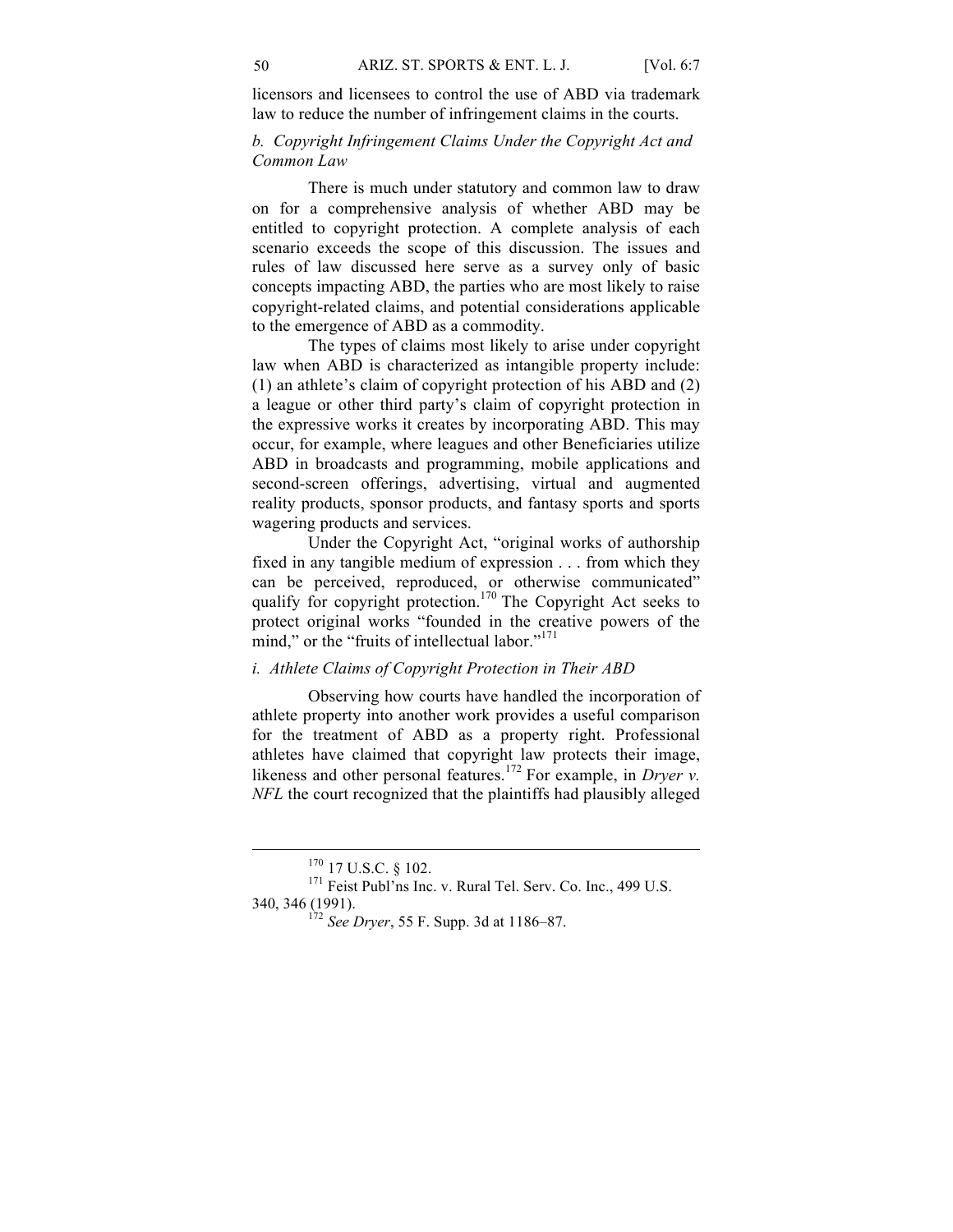licensors and licensees to control the use of ABD via trademark law to reduce the number of infringement claims in the courts.

*b. Copyright Infringement Claims Under the Copyright Act and Common Law*

There is much under statutory and common law to draw on for a comprehensive analysis of whether ABD may be entitled to copyright protection. A complete analysis of each scenario exceeds the scope of this discussion. The issues and rules of law discussed here serve as a survey only of basic concepts impacting ABD, the parties who are most likely to raise copyright-related claims, and potential considerations applicable to the emergence of ABD as a commodity.

The types of claims most likely to arise under copyright law when ABD is characterized as intangible property include: (1) an athlete's claim of copyright protection of his ABD and (2) a league or other third party's claim of copyright protection in the expressive works it creates by incorporating ABD. This may occur, for example, where leagues and other Beneficiaries utilize ABD in broadcasts and programming, mobile applications and second-screen offerings, advertising, virtual and augmented reality products, sponsor products, and fantasy sports and sports wagering products and services.

Under the Copyright Act, "original works of authorship fixed in any tangible medium of expression . . . from which they can be perceived, reproduced, or otherwise communicated" qualify for copyright protection.[170] The Copyright Act seeks to protect original works "founded in the creative powers of the mind," or the "fruits of intellectual labor."[171]

*i. Athlete Claims of Copyright Protection in Their ABD*

Observing how courts have handled the incorporation of athlete property into another work provides a useful comparison for the treatment of ABD as a property right. Professional athletes have claimed that copyright law protects their image, likeness and other personal features.[172] For example, in *Dryer v. NFL* the court recognized that the plaintiffs had plausibly alleged

---

[170] 17 U.S.C. § 102.

[171] Feist Publ'ns Inc. v. Rural Tel. Serv. Co. Inc., 499 U.S. 340, 346 (1991).

[172] *See Dryer*, 55 F. Supp. 3d at 1186–87.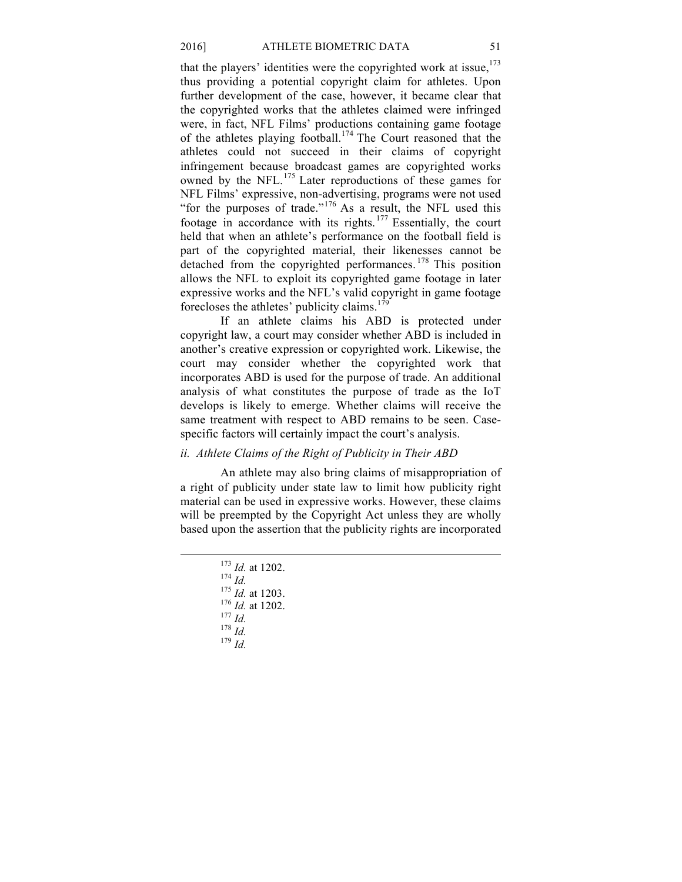that the players' identities were the copyrighted work at issue,[173] thus providing a potential copyright claim for athletes. Upon further development of the case, however, it became clear that the copyrighted works that the athletes claimed were infringed were, in fact, NFL Films' productions containing game footage of the athletes playing football.[174] The Court reasoned that the athletes could not succeed in their claims of copyright infringement because broadcast games are copyrighted works owned by the NFL.[175] Later reproductions of these games for NFL Films' expressive, non-advertising, programs were not used "for the purposes of trade."[176] As a result, the NFL used this footage in accordance with its rights.[177] Essentially, the court held that when an athlete's performance on the football field is part of the copyrighted material, their likenesses cannot be detached from the copyrighted performances.[178] This position allows the NFL to exploit its copyrighted game footage in later expressive works and the NFL's valid copyright in game footage forecloses the athletes' publicity claims.[179]

If an athlete claims his ABD is protected under copyright law, a court may consider whether ABD is included in another's creative expression or copyrighted work. Likewise, the court may consider whether the copyrighted work that incorporates ABD is used for the purpose of trade. An additional analysis of what constitutes the purpose of trade as the IoT develops is likely to emerge. Whether claims will receive the same treatment with respect to ABD remains to be seen. Case-specific factors will certainly impact the court's analysis.

*ii. Athlete Claims of the Right of Publicity in Their ABD*

An athlete may also bring claims of misappropriation of a right of publicity under state law to limit how publicity right material can be used in expressive works. However, these claims will be preempted by the Copyright Act unless they are wholly based upon the assertion that the publicity rights are incorporated

---

[173] *Id.* at 1202.
[174] *Id.*
[175] *Id.* at 1203.
[176] *Id.* at 1202.
[177] *Id.*
[178] *Id.*
[179] *Id.*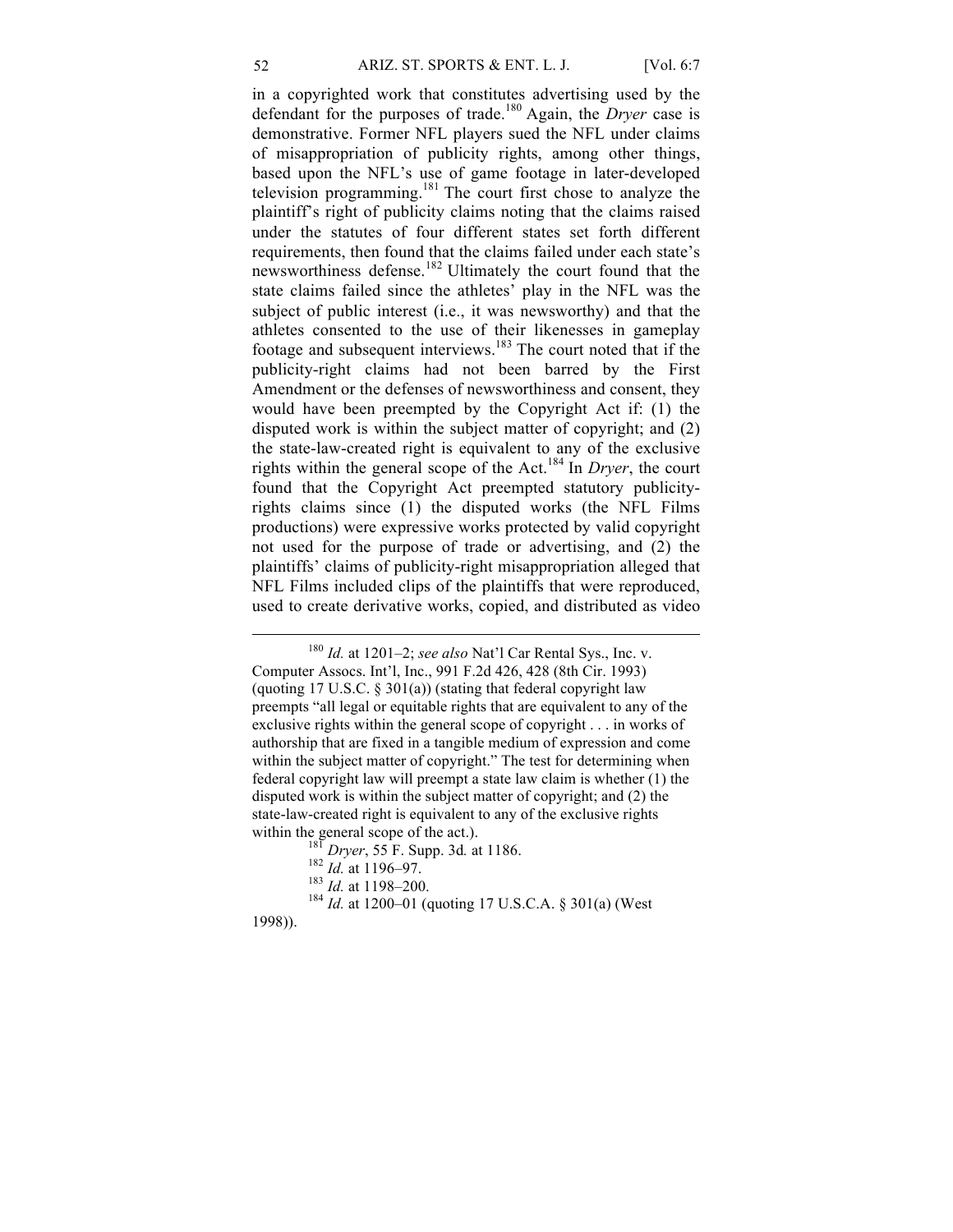in a copyrighted work that constitutes advertising used by the defendant for the purposes of trade.[180] Again, the *Dryer* case is demonstrative. Former NFL players sued the NFL under claims of misappropriation of publicity rights, among other things, based upon the NFL's use of game footage in later-developed television programming.[181] The court first chose to analyze the plaintiff's right of publicity claims noting that the claims raised under the statutes of four different states set forth different requirements, then found that the claims failed under each state's newsworthiness defense.[182] Ultimately the court found that the state claims failed since the athletes' play in the NFL was the subject of public interest (i.e., it was newsworthy) and that the athletes consented to the use of their likenesses in gameplay footage and subsequent interviews.[183] The court noted that if the publicity-right claims had not been barred by the First Amendment or the defenses of newsworthiness and consent, they would have been preempted by the Copyright Act if: (1) the disputed work is within the subject matter of copyright; and (2) the state-law-created right is equivalent to any of the exclusive rights within the general scope of the Act.[184] In *Dryer*, the court found that the Copyright Act preempted statutory publicity-rights claims since (1) the disputed works (the NFL Films productions) were expressive works protected by valid copyright not used for the purpose of trade or advertising, and (2) the plaintiffs' claims of publicity-right misappropriation alleged that NFL Films included clips of the plaintiffs that were reproduced, used to create derivative works, copied, and distributed as video

---

[180] *Id.* at 1201–2; *see also* Nat'l Car Rental Sys., Inc. v. Computer Assocs. Int'l, Inc., 991 F.2d 426, 428 (8th Cir. 1993) (quoting 17 U.S.C. § 301(a)) (stating that federal copyright law preempts "all legal or equitable rights that are equivalent to any of the exclusive rights within the general scope of copyright . . . in works of authorship that are fixed in a tangible medium of expression and come within the subject matter of copyright." The test for determining when federal copyright law will preempt a state law claim is whether (1) the disputed work is within the subject matter of copyright; and (2) the state-law-created right is equivalent to any of the exclusive rights within the general scope of the act.).

[181] *Dryer*, 55 F. Supp. 3d*.* at 1186.

[182] *Id.* at 1196–97.

[183] *Id.* at 1198–200.

[184] *Id.* at 1200–01 (quoting 17 U.S.C.A. § 301(a) (West 1998)).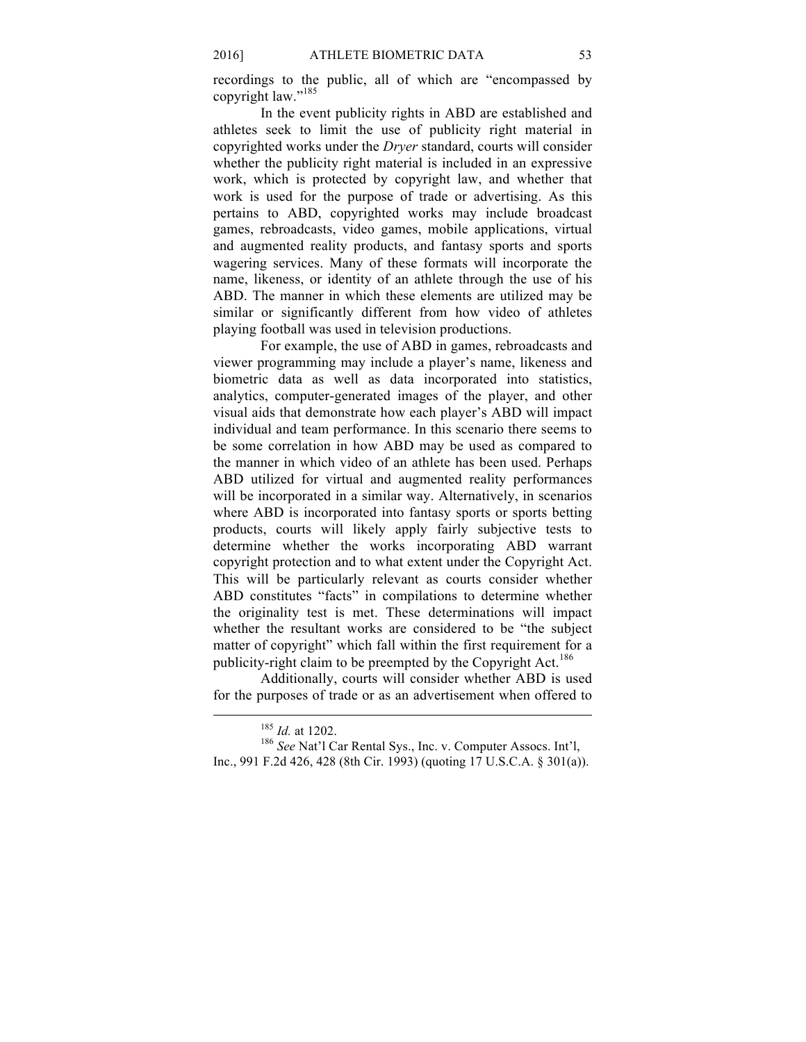recordings to the public, all of which are "encompassed by copyright law."[185]

In the event publicity rights in ABD are established and athletes seek to limit the use of publicity right material in copyrighted works under the *Dryer* standard, courts will consider whether the publicity right material is included in an expressive work, which is protected by copyright law, and whether that work is used for the purpose of trade or advertising. As this pertains to ABD, copyrighted works may include broadcast games, rebroadcasts, video games, mobile applications, virtual and augmented reality products, and fantasy sports and sports wagering services. Many of these formats will incorporate the name, likeness, or identity of an athlete through the use of his ABD. The manner in which these elements are utilized may be similar or significantly different from how video of athletes playing football was used in television productions.

For example, the use of ABD in games, rebroadcasts and viewer programming may include a player's name, likeness and biometric data as well as data incorporated into statistics, analytics, computer-generated images of the player, and other visual aids that demonstrate how each player's ABD will impact individual and team performance. In this scenario there seems to be some correlation in how ABD may be used as compared to the manner in which video of an athlete has been used. Perhaps ABD utilized for virtual and augmented reality performances will be incorporated in a similar way. Alternatively, in scenarios where ABD is incorporated into fantasy sports or sports betting products, courts will likely apply fairly subjective tests to determine whether the works incorporating ABD warrant copyright protection and to what extent under the Copyright Act. This will be particularly relevant as courts consider whether ABD constitutes "facts" in compilations to determine whether the originality test is met. These determinations will impact whether the resultant works are considered to be "the subject matter of copyright" which fall within the first requirement for a publicity-right claim to be preempted by the Copyright Act.[186]

Additionally, courts will consider whether ABD is used for the purposes of trade or as an advertisement when offered to

---

[185] *Id.* at 1202.

[186] *See* Nat'l Car Rental Sys., Inc. v. Computer Assocs. Int'l, Inc., 991 F.2d 426, 428 (8th Cir. 1993) (quoting 17 U.S.C.A. § 301(a)).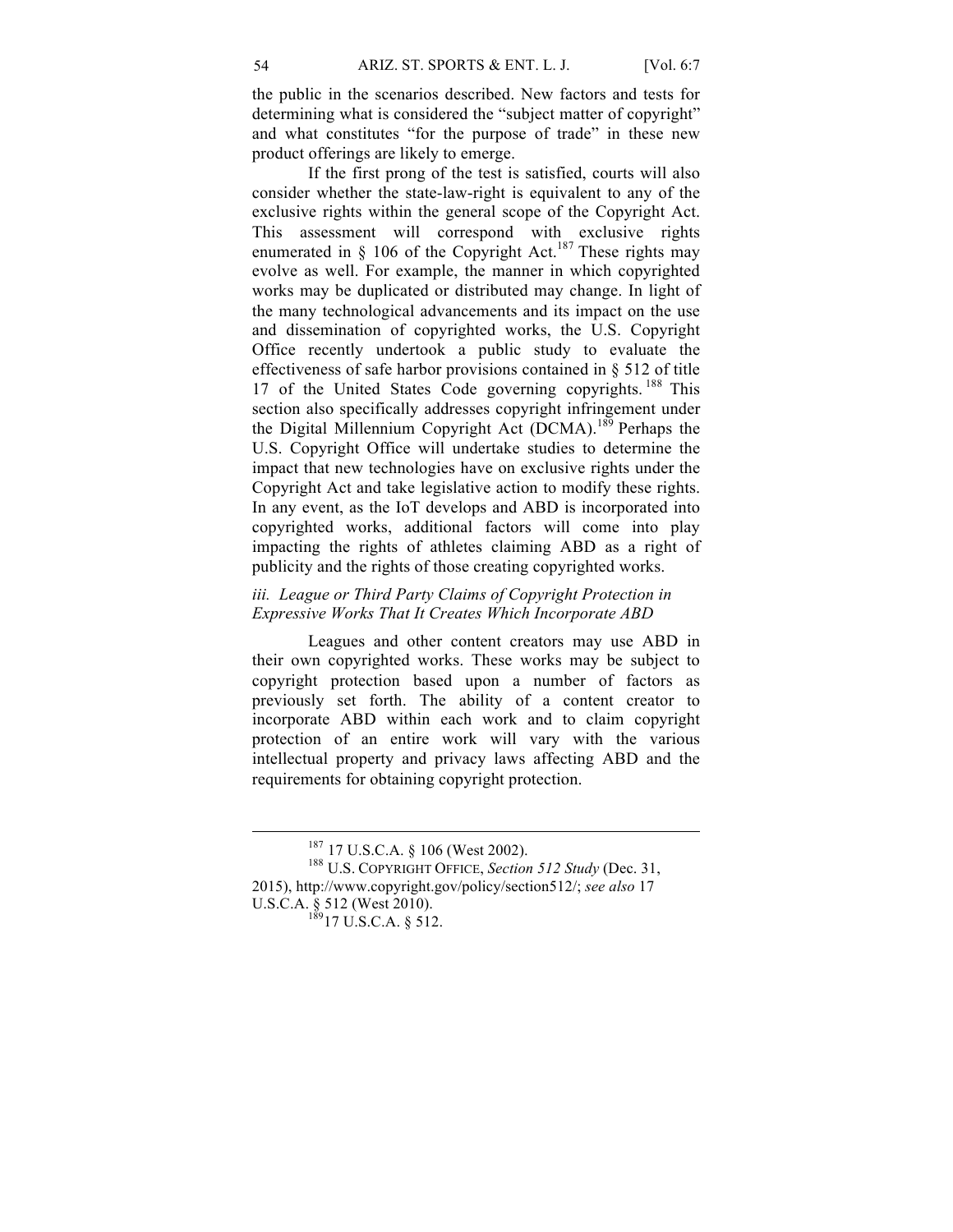the public in the scenarios described. New factors and tests for determining what is considered the "subject matter of copyright" and what constitutes "for the purpose of trade" in these new product offerings are likely to emerge.

If the first prong of the test is satisfied, courts will also consider whether the state-law-right is equivalent to any of the exclusive rights within the general scope of the Copyright Act. This assessment will correspond with exclusive rights enumerated in § 106 of the Copyright Act.[187] These rights may evolve as well. For example, the manner in which copyrighted works may be duplicated or distributed may change. In light of the many technological advancements and its impact on the use and dissemination of copyrighted works, the U.S. Copyright Office recently undertook a public study to evaluate the effectiveness of safe harbor provisions contained in § 512 of title 17 of the United States Code governing copyrights.[188] This section also specifically addresses copyright infringement under the Digital Millennium Copyright Act (DCMA).[189] Perhaps the U.S. Copyright Office will undertake studies to determine the impact that new technologies have on exclusive rights under the Copyright Act and take legislative action to modify these rights. In any event, as the IoT develops and ABD is incorporated into copyrighted works, additional factors will come into play impacting the rights of athletes claiming ABD as a right of publicity and the rights of those creating copyrighted works.

### *iii. League or Third Party Claims of Copyright Protection in Expressive Works That It Creates Which Incorporate ABD*

Leagues and other content creators may use ABD in their own copyrighted works. These works may be subject to copyright protection based upon a number of factors as previously set forth. The ability of a content creator to incorporate ABD within each work and to claim copyright protection of an entire work will vary with the various intellectual property and privacy laws affecting ABD and the requirements for obtaining copyright protection.

---

[187] 17 U.S.C.A. § 106 (West 2002).

[188] U.S. COPYRIGHT OFFICE, *Section 512 Study* (Dec. 31, 2015), http://www.copyright.gov/policy/section512/; *see also* 17 U.S.C.A. § 512 (West 2010).

[189] 17 U.S.C.A. § 512.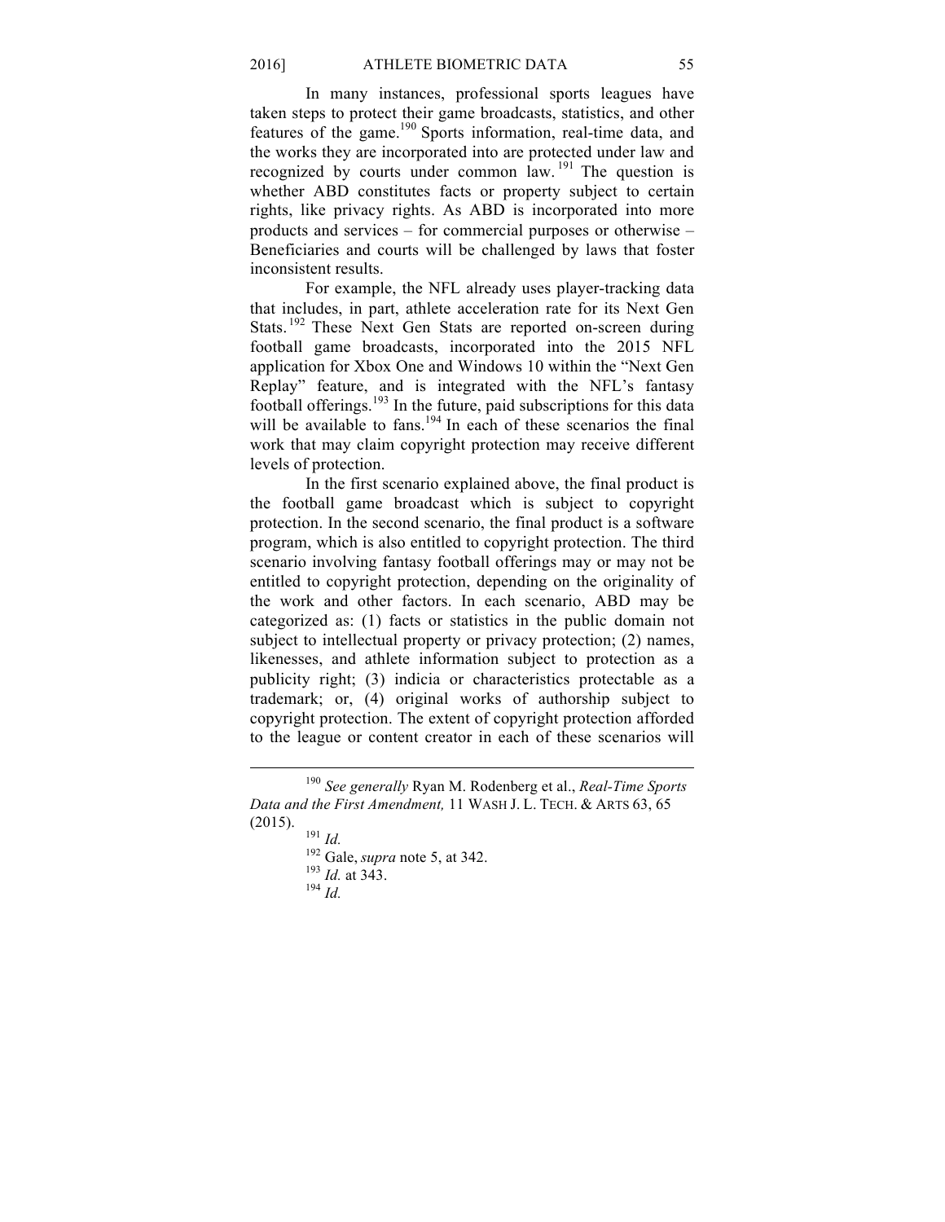In many instances, professional sports leagues have taken steps to protect their game broadcasts, statistics, and other features of the game.[190] Sports information, real-time data, and the works they are incorporated into are protected under law and recognized by courts under common law.[191] The question is whether ABD constitutes facts or property subject to certain rights, like privacy rights. As ABD is incorporated into more products and services – for commercial purposes or otherwise – Beneficiaries and courts will be challenged by laws that foster inconsistent results.

For example, the NFL already uses player-tracking data that includes, in part, athlete acceleration rate for its Next Gen Stats.[192] These Next Gen Stats are reported on-screen during football game broadcasts, incorporated into the 2015 NFL application for Xbox One and Windows 10 within the "Next Gen Replay" feature, and is integrated with the NFL's fantasy football offerings.[193] In the future, paid subscriptions for this data will be available to fans.[194] In each of these scenarios the final work that may claim copyright protection may receive different levels of protection.

In the first scenario explained above, the final product is the football game broadcast which is subject to copyright protection. In the second scenario, the final product is a software program, which is also entitled to copyright protection. The third scenario involving fantasy football offerings may or may not be entitled to copyright protection, depending on the originality of the work and other factors. In each scenario, ABD may be categorized as: (1) facts or statistics in the public domain not subject to intellectual property or privacy protection; (2) names, likenesses, and athlete information subject to protection as a publicity right; (3) indicia or characteristics protectable as a trademark; or, (4) original works of authorship subject to copyright protection. The extent of copyright protection afforded to the league or content creator in each of these scenarios will

---

[190] *See generally* Ryan M. Rodenberg et al., *Real-Time Sports Data and the First Amendment,* 11 WASH J. L. TECH. & ARTS 63, 65 (2015).

[191] *Id.*

[192] Gale, *supra* note 5, at 342.

[193] *Id.* at 343.

[194] *Id.*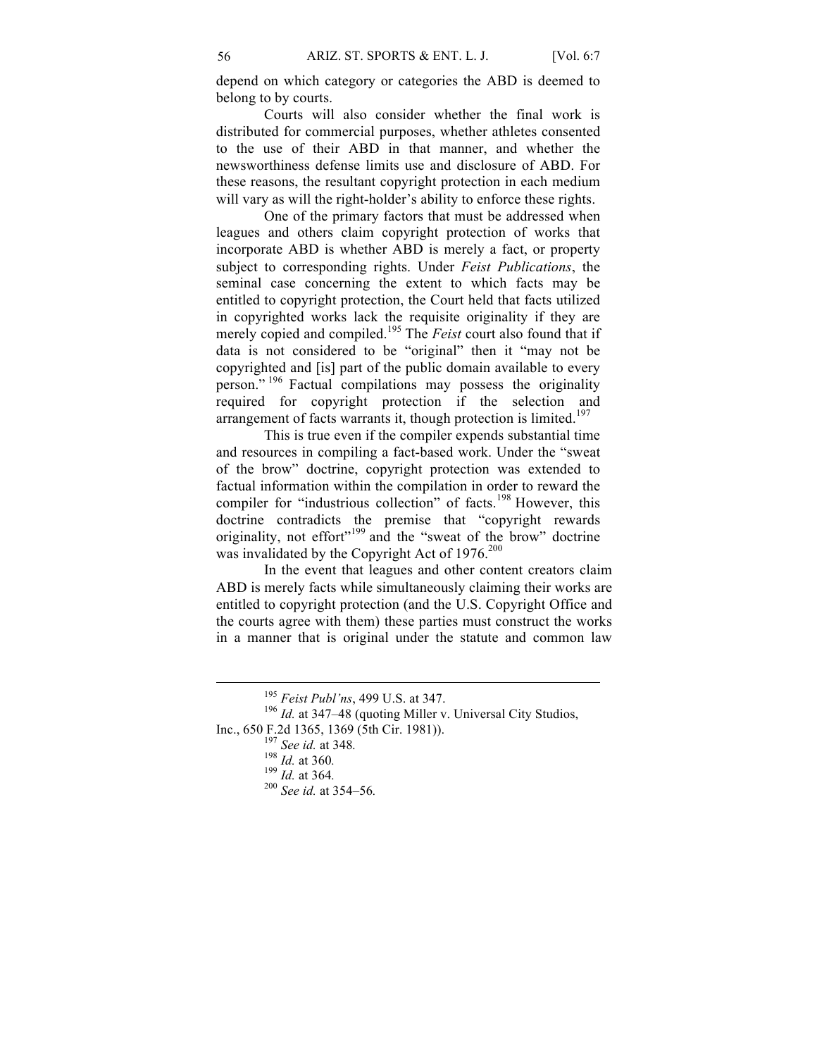depend on which category or categories the ABD is deemed to belong to by courts.

Courts will also consider whether the final work is distributed for commercial purposes, whether athletes consented to the use of their ABD in that manner, and whether the newsworthiness defense limits use and disclosure of ABD. For these reasons, the resultant copyright protection in each medium will vary as will the right-holder's ability to enforce these rights.

One of the primary factors that must be addressed when leagues and others claim copyright protection of works that incorporate ABD is whether ABD is merely a fact, or property subject to corresponding rights. Under *Feist Publications*, the seminal case concerning the extent to which facts may be entitled to copyright protection, the Court held that facts utilized in copyrighted works lack the requisite originality if they are merely copied and compiled.[195] The *Feist* court also found that if data is not considered to be "original" then it "may not be copyrighted and [is] part of the public domain available to every person."[196] Factual compilations may possess the originality required for copyright protection if the selection and arrangement of facts warrants it, though protection is limited.[197]

This is true even if the compiler expends substantial time and resources in compiling a fact-based work. Under the "sweat of the brow" doctrine, copyright protection was extended to factual information within the compilation in order to reward the compiler for "industrious collection" of facts.[198] However, this doctrine contradicts the premise that "copyright rewards originality, not effort"[199] and the "sweat of the brow" doctrine was invalidated by the Copyright Act of 1976.[200]

In the event that leagues and other content creators claim ABD is merely facts while simultaneously claiming their works are entitled to copyright protection (and the U.S. Copyright Office and the courts agree with them) these parties must construct the works in a manner that is original under the statute and common law

---

[195] *Feist Publ'ns*, 499 U.S. at 347.

[196] *Id.* at 347–48 (quoting Miller v. Universal City Studios, Inc., 650 F.2d 1365, 1369 (5th Cir. 1981)).

[197] *See id.* at 348.

[198] *Id.* at 360.

[199] *Id.* at 364.

[200] *See id.* at 354–56.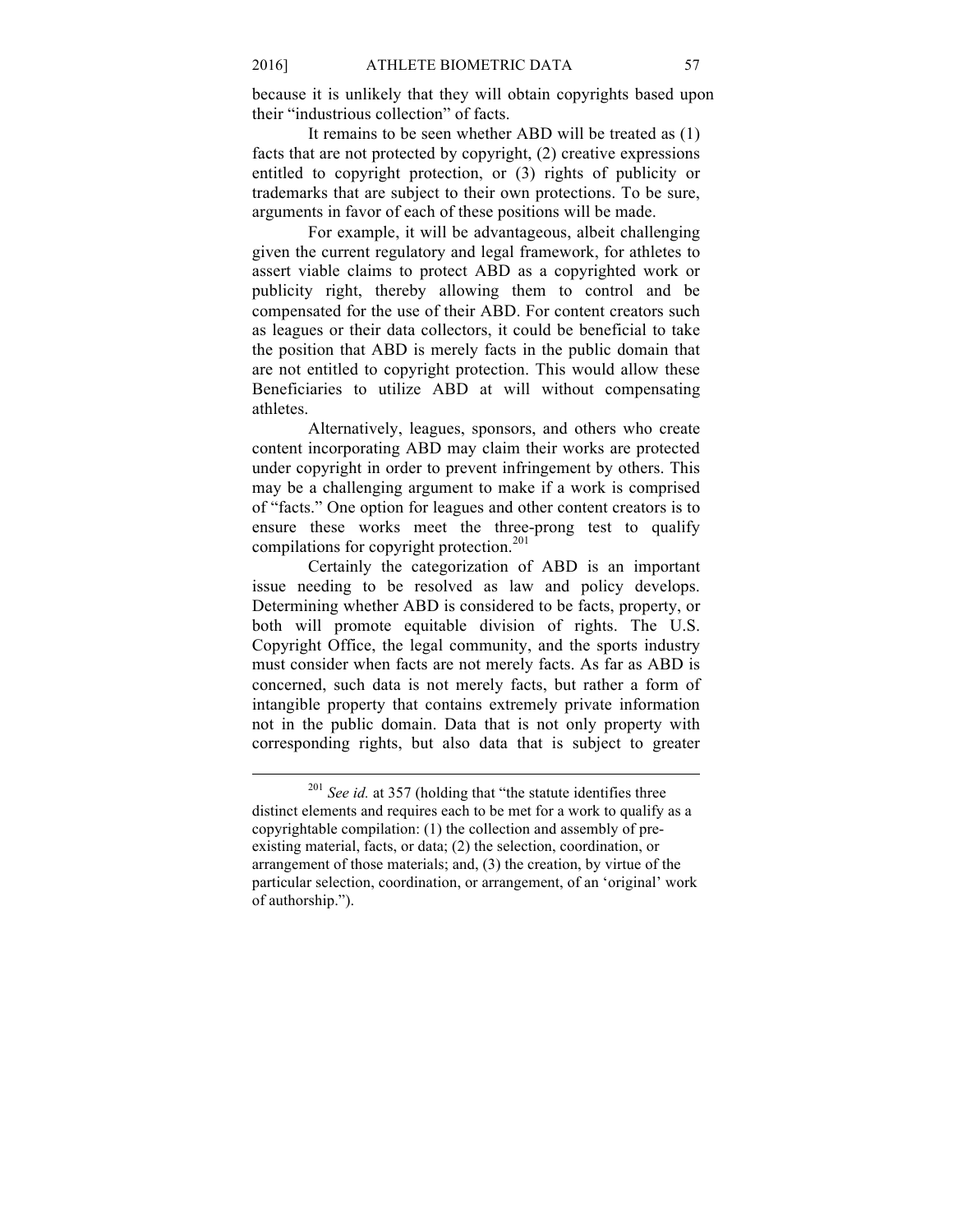because it is unlikely that they will obtain copyrights based upon their "industrious collection" of facts.

It remains to be seen whether ABD will be treated as (1) facts that are not protected by copyright, (2) creative expressions entitled to copyright protection, or (3) rights of publicity or trademarks that are subject to their own protections. To be sure, arguments in favor of each of these positions will be made.

For example, it will be advantageous, albeit challenging given the current regulatory and legal framework, for athletes to assert viable claims to protect ABD as a copyrighted work or publicity right, thereby allowing them to control and be compensated for the use of their ABD. For content creators such as leagues or their data collectors, it could be beneficial to take the position that ABD is merely facts in the public domain that are not entitled to copyright protection. This would allow these Beneficiaries to utilize ABD at will without compensating athletes.

Alternatively, leagues, sponsors, and others who create content incorporating ABD may claim their works are protected under copyright in order to prevent infringement by others. This may be a challenging argument to make if a work is comprised of "facts." One option for leagues and other content creators is to ensure these works meet the three-prong test to qualify compilations for copyright protection.[201]

Certainly the categorization of ABD is an important issue needing to be resolved as law and policy develops. Determining whether ABD is considered to be facts, property, or both will promote equitable division of rights. The U.S. Copyright Office, the legal community, and the sports industry must consider when facts are not merely facts. As far as ABD is concerned, such data is not merely facts, but rather a form of intangible property that contains extremely private information not in the public domain. Data that is not only property with corresponding rights, but also data that is subject to greater

---

[201] *See id.* at 357 (holding that "the statute identifies three distinct elements and requires each to be met for a work to qualify as a copyrightable compilation: (1) the collection and assembly of pre-existing material, facts, or data; (2) the selection, coordination, or arrangement of those materials; and, (3) the creation, by virtue of the particular selection, coordination, or arrangement, of an 'original' work of authorship.").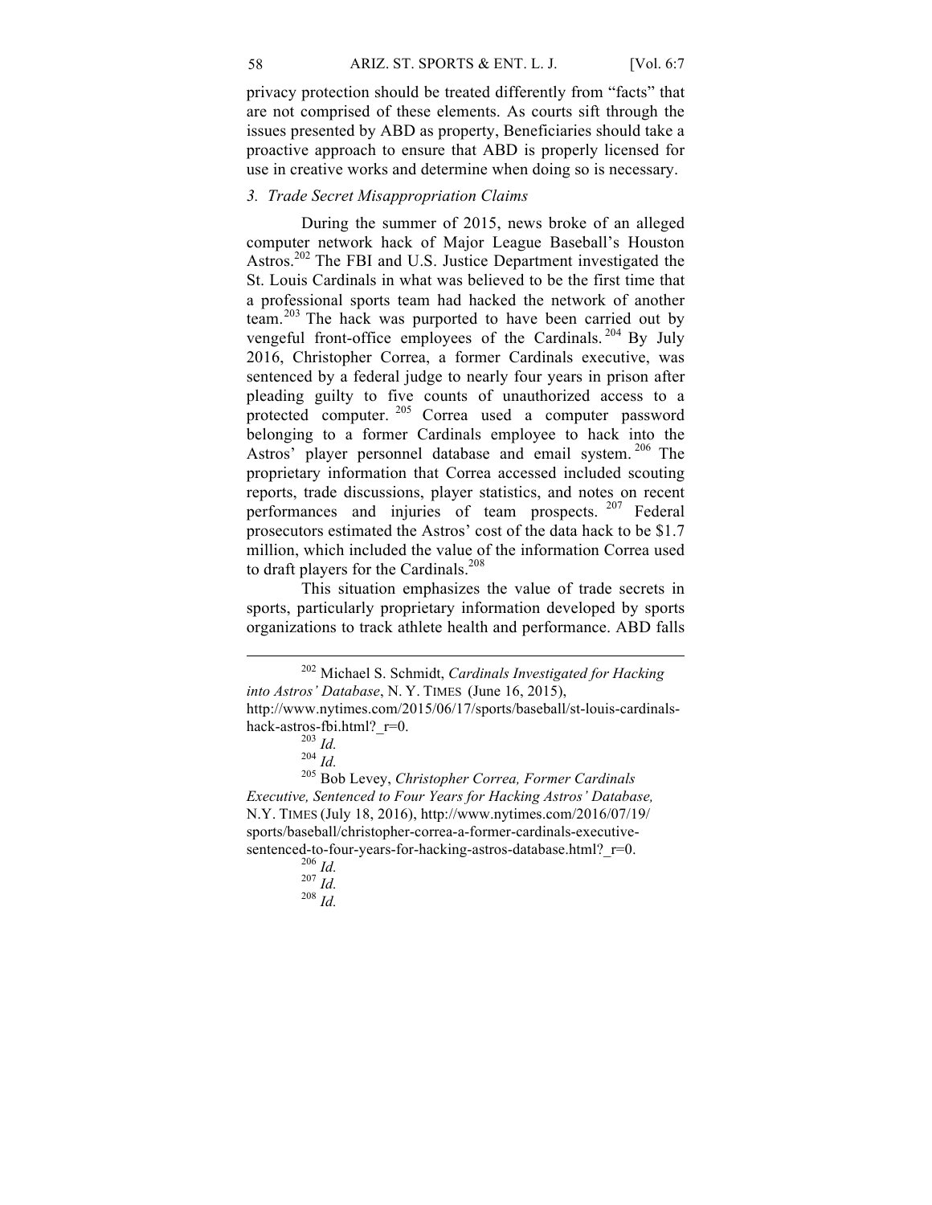privacy protection should be treated differently from "facts" that are not comprised of these elements. As courts sift through the issues presented by ABD as property, Beneficiaries should take a proactive approach to ensure that ABD is properly licensed for use in creative works and determine when doing so is necessary.

### *3. Trade Secret Misappropriation Claims*

During the summer of 2015, news broke of an alleged computer network hack of Major League Baseball's Houston Astros.[202] The FBI and U.S. Justice Department investigated the St. Louis Cardinals in what was believed to be the first time that a professional sports team had hacked the network of another team.[203] The hack was purported to have been carried out by vengeful front-office employees of the Cardinals.[204] By July 2016, Christopher Correa, a former Cardinals executive, was sentenced by a federal judge to nearly four years in prison after pleading guilty to five counts of unauthorized access to a protected computer.[205] Correa used a computer password belonging to a former Cardinals employee to hack into the Astros' player personnel database and email system.[206] The proprietary information that Correa accessed included scouting reports, trade discussions, player statistics, and notes on recent performances and injuries of team prospects.[207] Federal prosecutors estimated the Astros' cost of the data hack to be $1.7 million, which included the value of the information Correa used to draft players for the Cardinals.[208]

This situation emphasizes the value of trade secrets in sports, particularly proprietary information developed by sports organizations to track athlete health and performance. ABD falls

---

[202] Michael S. Schmidt, *Cardinals Investigated for Hacking into Astros' Database*, N. Y. TIMES (June 16, 2015), http://www.nytimes.com/2015/06/17/sports/baseball/st-louis-cardinals-hack-astros-fbi.html?_r=0.

[203] *Id.*

[204] *Id.*

[205] Bob Levey, *Christopher Correa, Former Cardinals Executive, Sentenced to Four Years for Hacking Astros' Database,* N.Y. TIMES (July 18, 2016), http://www.nytimes.com/2016/07/19/sports/baseball/christopher-correa-a-former-cardinals-executive-sentenced-to-four-years-for-hacking-astros-database.html?_r=0.

[206] *Id.*

[207] *Id.*

[208] *Id.*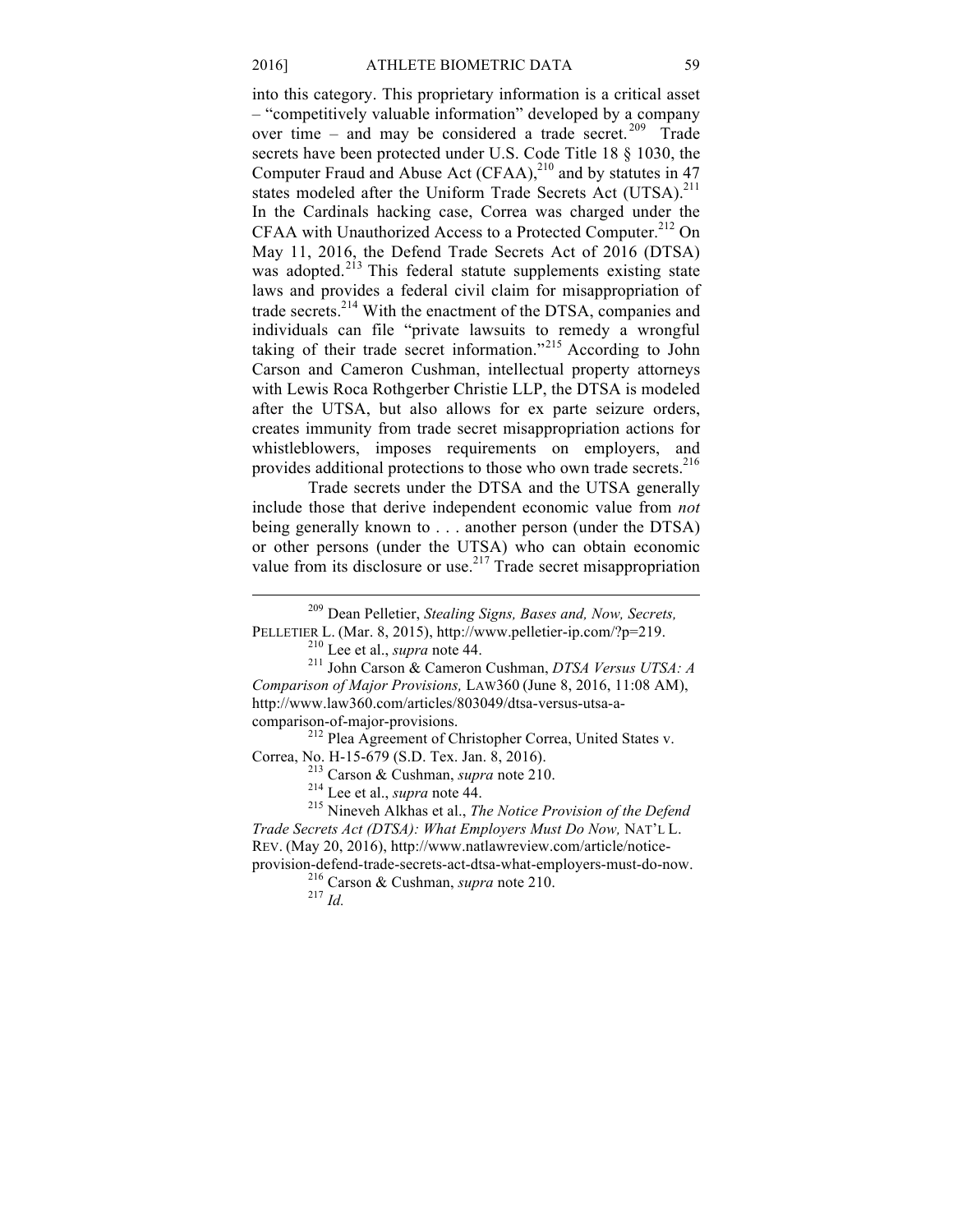into this category. This proprietary information is a critical asset – "competitively valuable information" developed by a company over time – and may be considered a trade secret.[209] Trade secrets have been protected under U.S. Code Title 18 § 1030, the Computer Fraud and Abuse Act (CFAA),[210] and by statutes in 47 states modeled after the Uniform Trade Secrets Act (UTSA).[211] In the Cardinals hacking case, Correa was charged under the CFAA with Unauthorized Access to a Protected Computer.[212] On May 11, 2016, the Defend Trade Secrets Act of 2016 (DTSA) was adopted.[213] This federal statute supplements existing state laws and provides a federal civil claim for misappropriation of trade secrets.[214] With the enactment of the DTSA, companies and individuals can file "private lawsuits to remedy a wrongful taking of their trade secret information."[215] According to John Carson and Cameron Cushman, intellectual property attorneys with Lewis Roca Rothgerber Christie LLP, the DTSA is modeled after the UTSA, but also allows for ex parte seizure orders, creates immunity from trade secret misappropriation actions for whistleblowers, imposes requirements on employers, and provides additional protections to those who own trade secrets.[216]

Trade secrets under the DTSA and the UTSA generally include those that derive independent economic value from *not* being generally known to . . . another person (under the DTSA) or other persons (under the UTSA) who can obtain economic value from its disclosure or use.[217] Trade secret misappropriation

---

[209] Dean Pelletier, *Stealing Signs, Bases and, Now, Secrets,* PELLETIER L. (Mar. 8, 2015), http://www.pelletier-ip.com/?p=219.

[210] Lee et al., *supra* note 44.

[211] John Carson & Cameron Cushman, *DTSA Versus UTSA: A Comparison of Major Provisions,* LAW360 (June 8, 2016, 11:08 AM), http://www.law360.com/articles/803049/dtsa-versus-utsa-a-comparison-of-major-provisions.

[212] Plea Agreement of Christopher Correa, United States v. Correa, No. H-15-679 (S.D. Tex. Jan. 8, 2016).

[213] Carson & Cushman, *supra* note 210.

[214] Lee et al., *supra* note 44.

[215] Nineveh Alkhas et al., *The Notice Provision of the Defend Trade Secrets Act (DTSA): What Employers Must Do Now,* NAT'L L. REV. (May 20, 2016), http://www.natlawreview.com/article/notice-provision-defend-trade-secrets-act-dtsa-what-employers-must-do-now.

[216] Carson & Cushman, *supra* note 210.

[217] *Id.*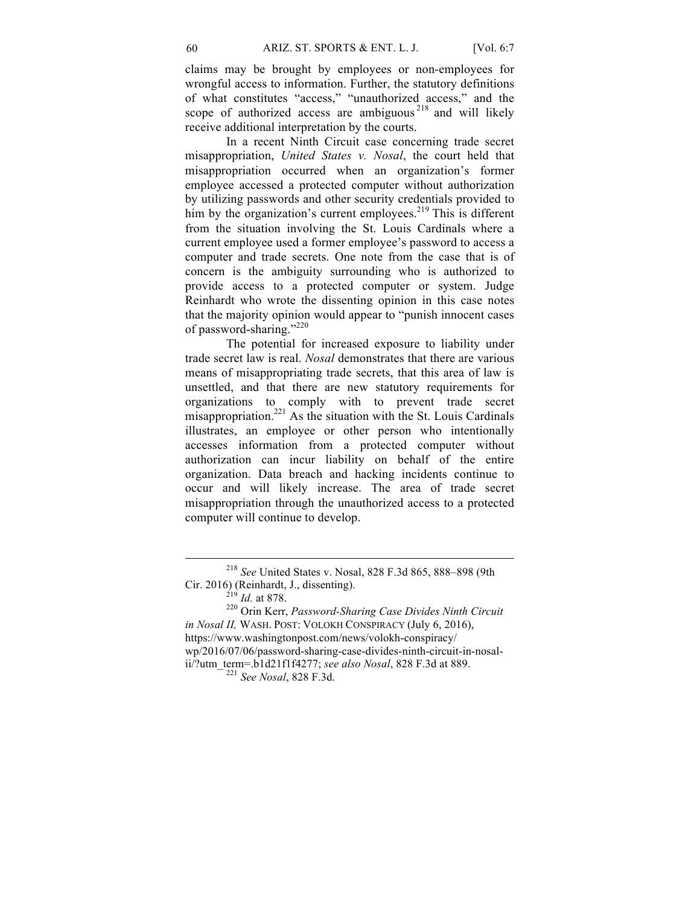claims may be brought by employees or non-employees for wrongful access to information. Further, the statutory definitions of what constitutes "access," "unauthorized access," and the scope of authorized access are ambiguous[218] and will likely receive additional interpretation by the courts.

In a recent Ninth Circuit case concerning trade secret misappropriation, *United States v. Nosal*, the court held that misappropriation occurred when an organization's former employee accessed a protected computer without authorization by utilizing passwords and other security credentials provided to him by the organization's current employees.[219] This is different from the situation involving the St. Louis Cardinals where a current employee used a former employee's password to access a computer and trade secrets. One note from the case that is of concern is the ambiguity surrounding who is authorized to provide access to a protected computer or system. Judge Reinhardt who wrote the dissenting opinion in this case notes that the majority opinion would appear to "punish innocent cases of password-sharing."[220]

The potential for increased exposure to liability under trade secret law is real. *Nosal* demonstrates that there are various means of misappropriating trade secrets, that this area of law is unsettled, and that there are new statutory requirements for organizations to comply with to prevent trade secret misappropriation.[221] As the situation with the St. Louis Cardinals illustrates, an employee or other person who intentionally accesses information from a protected computer without authorization can incur liability on behalf of the entire organization. Data breach and hacking incidents continue to occur and will likely increase. The area of trade secret misappropriation through the unauthorized access to a protected computer will continue to develop.

---

[218] *See* United States v. Nosal, 828 F.3d 865, 888–898 (9th Cir. 2016) (Reinhardt, J., dissenting).

[219] *Id.* at 878.

[220] Orin Kerr, *Password-Sharing Case Divides Ninth Circuit in Nosal II,* WASH. POST: VOLOKH CONSPIRACY (July 6, 2016), https://www.washingtonpost.com/news/volokh-conspiracy/wp/2016/07/06/password-sharing-case-divides-ninth-circuit-in-nosal-ii/?utm_term=.b1d21f1f4277; *see also Nosal*, 828 F.3d at 889.

[221] *See Nosal*, 828 F.3d.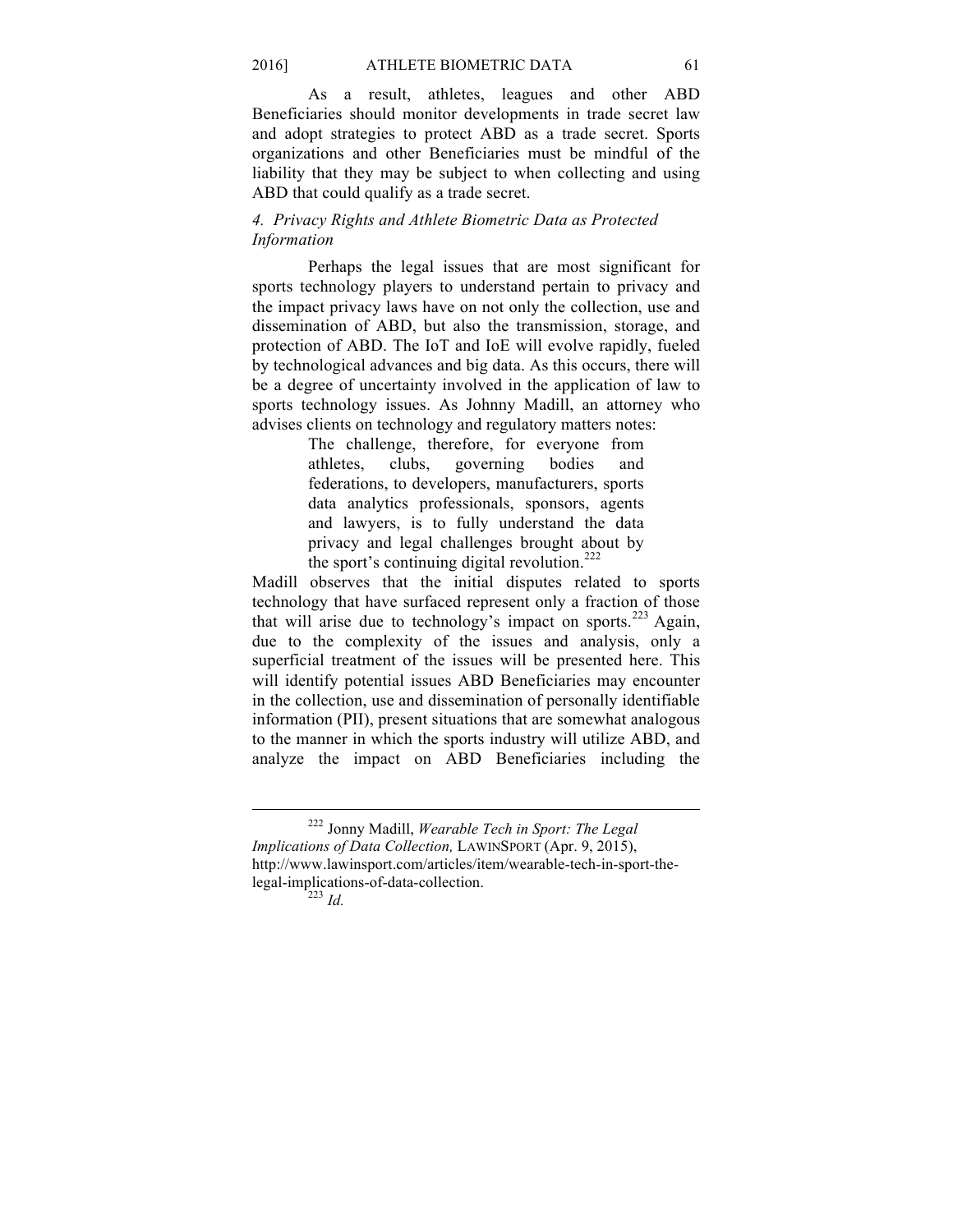As a result, athletes, leagues and other ABD Beneficiaries should monitor developments in trade secret law and adopt strategies to protect ABD as a trade secret. Sports organizations and other Beneficiaries must be mindful of the liability that they may be subject to when collecting and using ABD that could qualify as a trade secret.

### *4. Privacy Rights and Athlete Biometric Data as Protected Information*

Perhaps the legal issues that are most significant for sports technology players to understand pertain to privacy and the impact privacy laws have on not only the collection, use and dissemination of ABD, but also the transmission, storage, and protection of ABD. The IoT and IoE will evolve rapidly, fueled by technological advances and big data. As this occurs, there will be a degree of uncertainty involved in the application of law to sports technology issues. As Johnny Madill, an attorney who advises clients on technology and regulatory matters notes:

> The challenge, therefore, for everyone from athletes, clubs, governing bodies and federations, to developers, manufacturers, sports data analytics professionals, sponsors, agents and lawyers, is to fully understand the data privacy and legal challenges brought about by the sport's continuing digital revolution.[222]

Madill observes that the initial disputes related to sports technology that have surfaced represent only a fraction of those that will arise due to technology's impact on sports.[223] Again, due to the complexity of the issues and analysis, only a superficial treatment of the issues will be presented here. This will identify potential issues ABD Beneficiaries may encounter in the collection, use and dissemination of personally identifiable information (PII), present situations that are somewhat analogous to the manner in which the sports industry will utilize ABD, and analyze the impact on ABD Beneficiaries including the

---

[222] Jonny Madill, *Wearable Tech in Sport: The Legal Implications of Data Collection,* LAWINSPORT (Apr. 9, 2015), http://www.lawinsport.com/articles/item/wearable-tech-in-sport-the-legal-implications-of-data-collection.

[223] *Id.*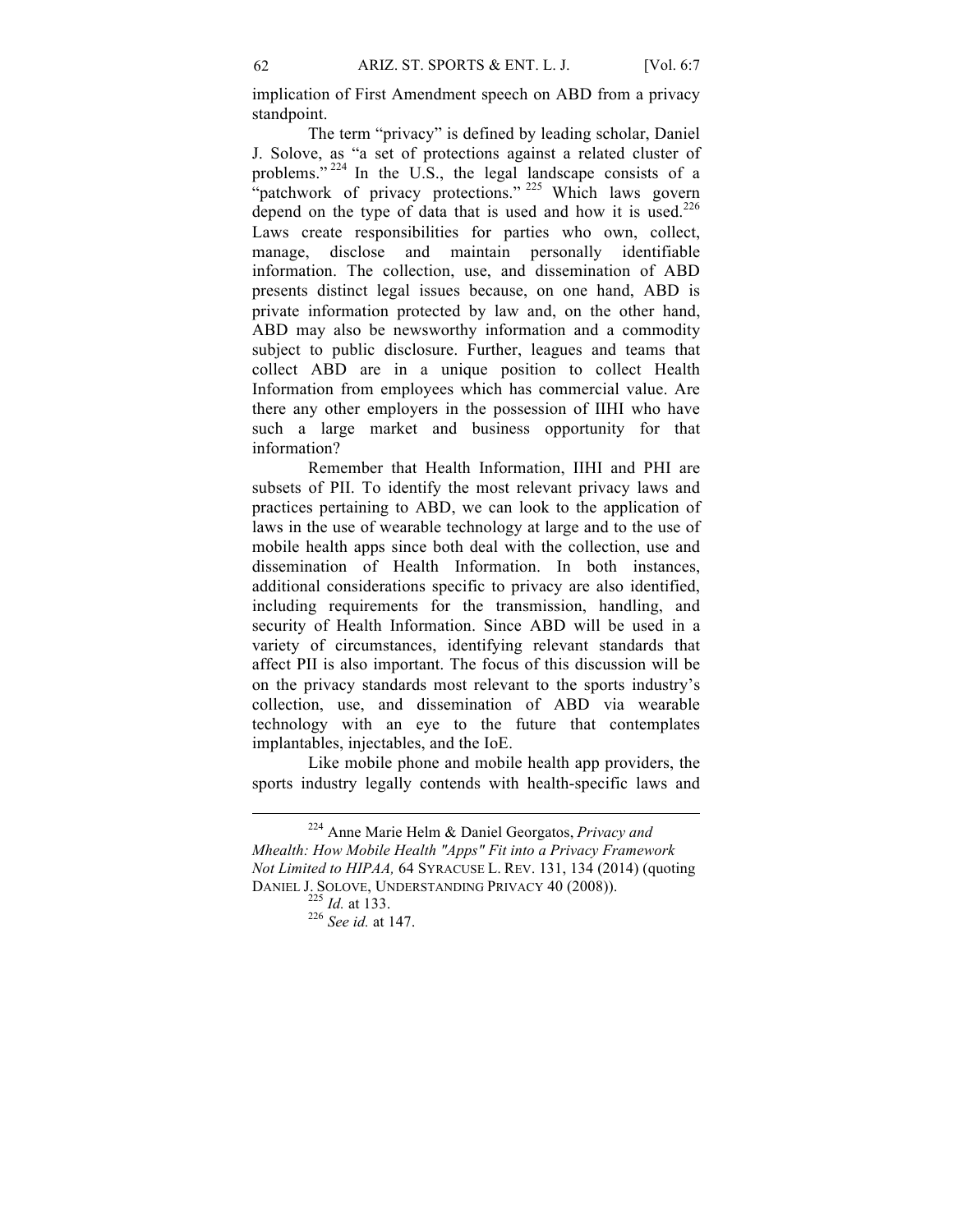implication of First Amendment speech on ABD from a privacy standpoint.

The term "privacy" is defined by leading scholar, Daniel J. Solove, as "a set of protections against a related cluster of problems."[224] In the U.S., the legal landscape consists of a "patchwork of privacy protections."[225] Which laws govern depend on the type of data that is used and how it is used.[226] Laws create responsibilities for parties who own, collect, manage, disclose and maintain personally identifiable information. The collection, use, and dissemination of ABD presents distinct legal issues because, on one hand, ABD is private information protected by law and, on the other hand, ABD may also be newsworthy information and a commodity subject to public disclosure. Further, leagues and teams that collect ABD are in a unique position to collect Health Information from employees which has commercial value. Are there any other employers in the possession of IIHI who have such a large market and business opportunity for that information?

Remember that Health Information, IIHI and PHI are subsets of PII. To identify the most relevant privacy laws and practices pertaining to ABD, we can look to the application of laws in the use of wearable technology at large and to the use of mobile health apps since both deal with the collection, use and dissemination of Health Information. In both instances, additional considerations specific to privacy are also identified, including requirements for the transmission, handling, and security of Health Information. Since ABD will be used in a variety of circumstances, identifying relevant standards that affect PII is also important. The focus of this discussion will be on the privacy standards most relevant to the sports industry's collection, use, and dissemination of ABD via wearable technology with an eye to the future that contemplates implantables, injectables, and the IoE.

Like mobile phone and mobile health app providers, the sports industry legally contends with health-specific laws and

---

[224] Anne Marie Helm & Daniel Georgatos, *Privacy and Mhealth: How Mobile Health "Apps" Fit into a Privacy Framework Not Limited to HIPAA,* 64 SYRACUSE L. REV. 131, 134 (2014) (quoting DANIEL J. SOLOVE, UNDERSTANDING PRIVACY 40 (2008)).

[225] *Id.* at 133.

[226] *See id.* at 147.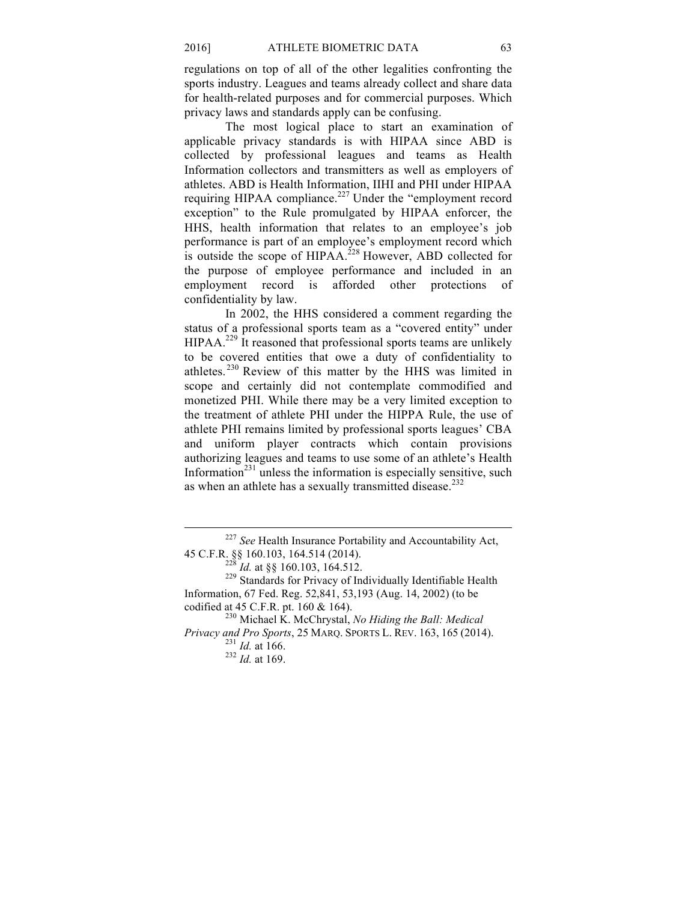regulations on top of all of the other legalities confronting the sports industry. Leagues and teams already collect and share data for health-related purposes and for commercial purposes. Which privacy laws and standards apply can be confusing.

The most logical place to start an examination of applicable privacy standards is with HIPAA since ABD is collected by professional leagues and teams as Health Information collectors and transmitters as well as employers of athletes. ABD is Health Information, IIHI and PHI under HIPAA requiring HIPAA compliance.[227] Under the "employment record exception" to the Rule promulgated by HIPAA enforcer, the HHS, health information that relates to an employee's job performance is part of an employee's employment record which is outside the scope of HIPAA.[228] However, ABD collected for the purpose of employee performance and included in an employment record is afforded other protections of confidentiality by law.

In 2002, the HHS considered a comment regarding the status of a professional sports team as a "covered entity" under HIPAA.[229] It reasoned that professional sports teams are unlikely to be covered entities that owe a duty of confidentiality to athletes.[230] Review of this matter by the HHS was limited in scope and certainly did not contemplate commodified and monetized PHI. While there may be a very limited exception to the treatment of athlete PHI under the HIPPA Rule, the use of athlete PHI remains limited by professional sports leagues' CBA and uniform player contracts which contain provisions authorizing leagues and teams to use some of an athlete's Health Information[231] unless the information is especially sensitive, such as when an athlete has a sexually transmitted disease.[232]

---

[227] *See* Health Insurance Portability and Accountability Act, 45 C.F.R. §§ 160.103, 164.514 (2014).

[228] *Id.* at §§ 160.103, 164.512.

[229] Standards for Privacy of Individually Identifiable Health Information, 67 Fed. Reg. 52,841, 53,193 (Aug. 14, 2002) (to be codified at 45 C.F.R. pt. 160 & 164).

[230] Michael K. McChrystal, *No Hiding the Ball: Medical Privacy and Pro Sports*, 25 MARQ. SPORTS L. REV. 163, 165 (2014).

[231] *Id.* at 166.

[232] *Id.* at 169.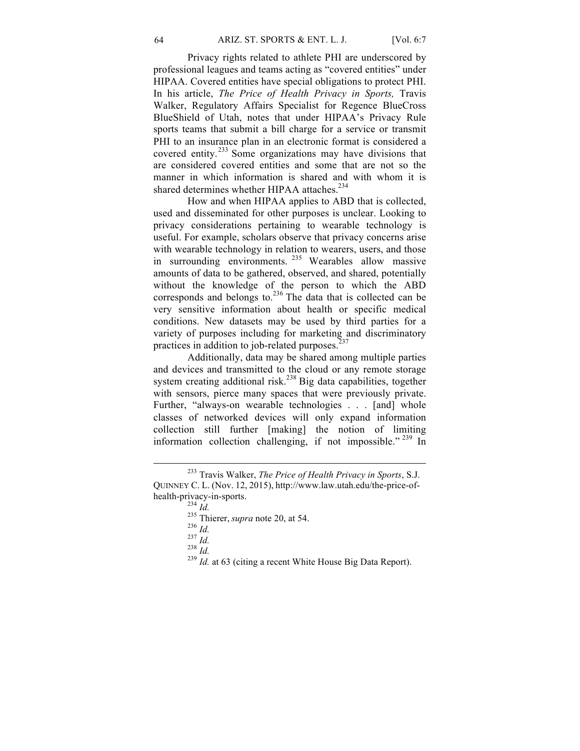Privacy rights related to athlete PHI are underscored by professional leagues and teams acting as "covered entities" under HIPAA. Covered entities have special obligations to protect PHI. In his article, *The Price of Health Privacy in Sports,* Travis Walker, Regulatory Affairs Specialist for Regence BlueCross BlueShield of Utah, notes that under HIPAA's Privacy Rule sports teams that submit a bill charge for a service or transmit PHI to an insurance plan in an electronic format is considered a covered entity.[233] Some organizations may have divisions that are considered covered entities and some that are not so the manner in which information is shared and with whom it is shared determines whether HIPAA attaches.[234]

How and when HIPAA applies to ABD that is collected, used and disseminated for other purposes is unclear. Looking to privacy considerations pertaining to wearable technology is useful. For example, scholars observe that privacy concerns arise with wearable technology in relation to wearers, users, and those in surrounding environments.[235] Wearables allow massive amounts of data to be gathered, observed, and shared, potentially without the knowledge of the person to which the ABD corresponds and belongs to.[236] The data that is collected can be very sensitive information about health or specific medical conditions. New datasets may be used by third parties for a variety of purposes including for marketing and discriminatory practices in addition to job-related purposes.[237]

Additionally, data may be shared among multiple parties and devices and transmitted to the cloud or any remote storage system creating additional risk.[238] Big data capabilities, together with sensors, pierce many spaces that were previously private. Further, "always-on wearable technologies . . . [and] whole classes of networked devices will only expand information collection still further [making] the notion of limiting information collection challenging, if not impossible."[239] In

---

[233] Travis Walker, *The Price of Health Privacy in Sports*, S.J. QUINNEY C. L. (Nov. 12, 2015), http://www.law.utah.edu/the-price-of-health-privacy-in-sports.

[234] *Id.*

[235] Thierer, *supra* note 20, at 54.

[236] *Id.*

[237] *Id.*

[238] *Id.*

[239] *Id.* at 63 (citing a recent White House Big Data Report).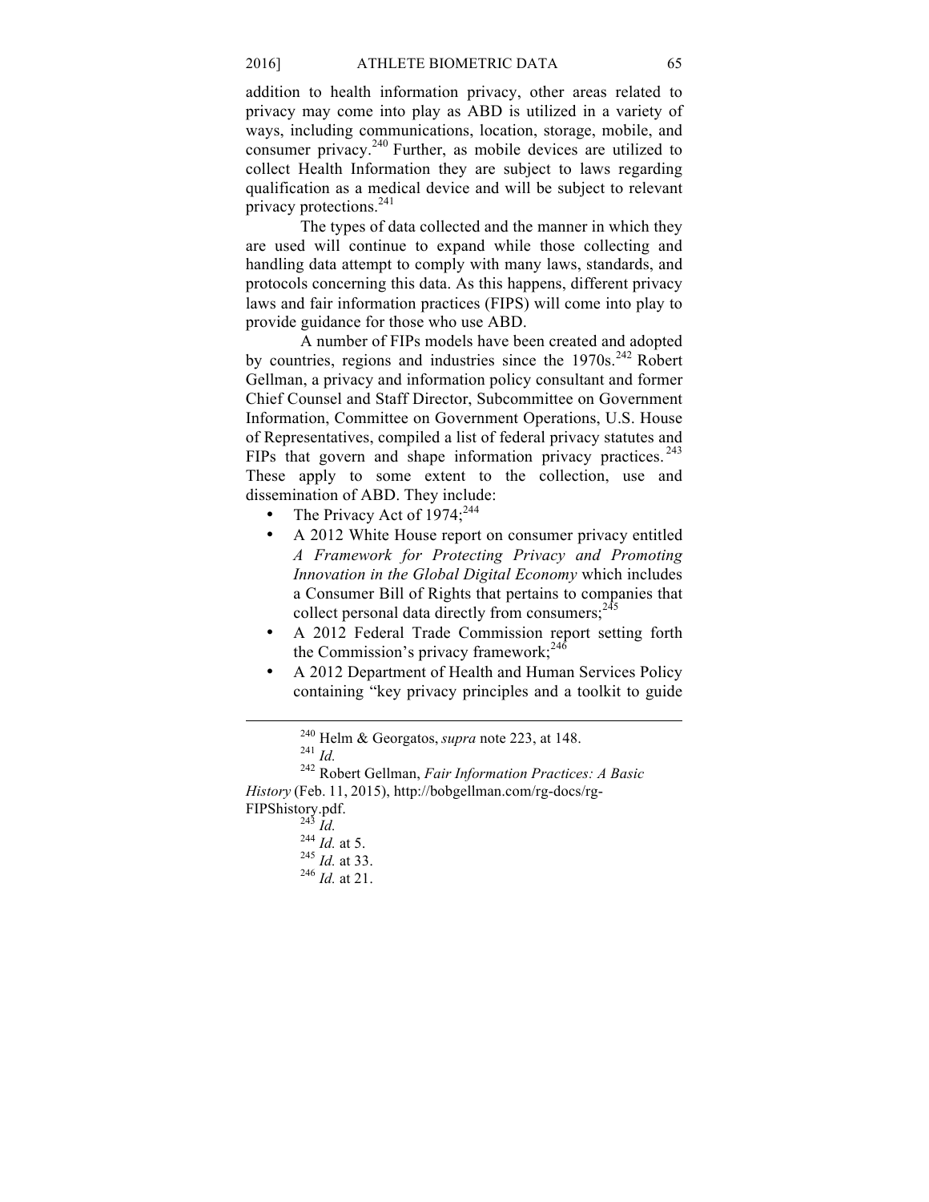addition to health information privacy, other areas related to privacy may come into play as ABD is utilized in a variety of ways, including communications, location, storage, mobile, and consumer privacy.[240] Further, as mobile devices are utilized to collect Health Information they are subject to laws regarding qualification as a medical device and will be subject to relevant privacy protections.[241]

The types of data collected and the manner in which they are used will continue to expand while those collecting and handling data attempt to comply with many laws, standards, and protocols concerning this data. As this happens, different privacy laws and fair information practices (FIPS) will come into play to provide guidance for those who use ABD.

A number of FIPs models have been created and adopted by countries, regions and industries since the 1970s.[242] Robert Gellman, a privacy and information policy consultant and former Chief Counsel and Staff Director, Subcommittee on Government Information, Committee on Government Operations, U.S. House of Representatives, compiled a list of federal privacy statutes and FIPs that govern and shape information privacy practices.[243] These apply to some extent to the collection, use and dissemination of ABD. They include:

- The Privacy Act of 1974;[244]
- A 2012 White House report on consumer privacy entitled *A Framework for Protecting Privacy and Promoting Innovation in the Global Digital Economy* which includes a Consumer Bill of Rights that pertains to companies that collect personal data directly from consumers;[245]
- A 2012 Federal Trade Commission report setting forth the Commission's privacy framework;[246]
- A 2012 Department of Health and Human Services Policy containing "key privacy principles and a toolkit to guide

---

[240] Helm & Georgatos, *supra* note 223, at 148.

[241] *Id.*

[242] Robert Gellman, *Fair Information Practices: A Basic History* (Feb. 11, 2015), http://bobgellman.com/rg-docs/rg-FIPShistory.pdf.

[243] *Id.*

[244] *Id.* at 5.

[245] *Id.* at 33.

[246] *Id.* at 21.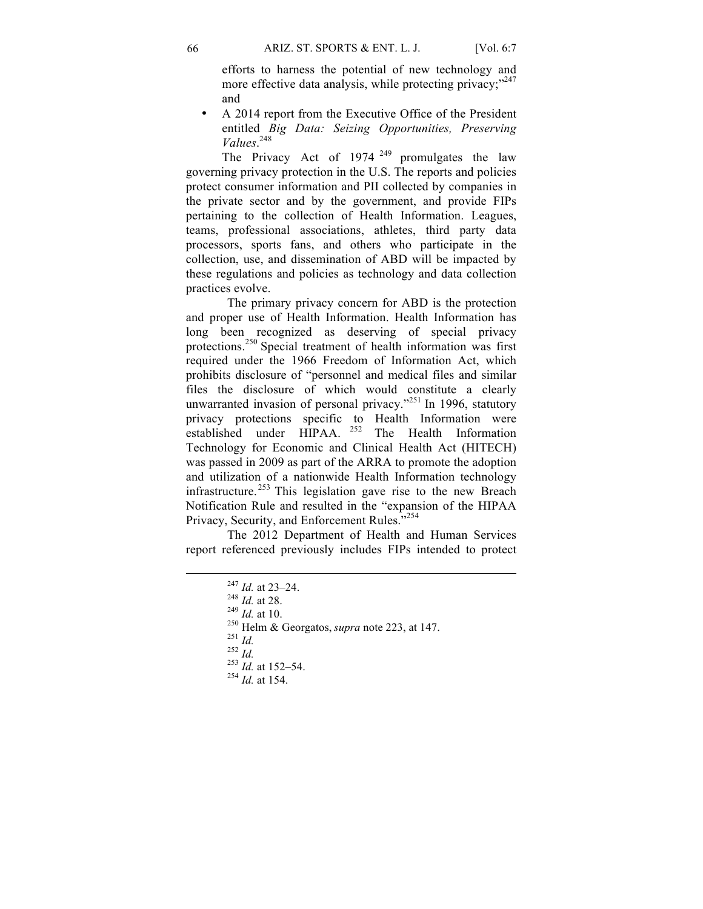efforts to harness the potential of new technology and more effective data analysis, while protecting privacy;"[247] and

- A 2014 report from the Executive Office of the President entitled *Big Data: Seizing Opportunities, Preserving Values*.[248]

The Privacy Act of 1974 [249] promulgates the law governing privacy protection in the U.S. The reports and policies protect consumer information and PII collected by companies in the private sector and by the government, and provide FIPs pertaining to the collection of Health Information. Leagues, teams, professional associations, athletes, third party data processors, sports fans, and others who participate in the collection, use, and dissemination of ABD will be impacted by these regulations and policies as technology and data collection practices evolve.

The primary privacy concern for ABD is the protection and proper use of Health Information. Health Information has long been recognized as deserving of special privacy protections.[250] Special treatment of health information was first required under the 1966 Freedom of Information Act, which prohibits disclosure of "personnel and medical files and similar files the disclosure of which would constitute a clearly unwarranted invasion of personal privacy."[251] In 1996, statutory privacy protections specific to Health Information were established under HIPAA. [252] The Health Information Technology for Economic and Clinical Health Act (HITECH) was passed in 2009 as part of the ARRA to promote the adoption and utilization of a nationwide Health Information technology infrastructure.[253] This legislation gave rise to the new Breach Notification Rule and resulted in the "expansion of the HIPAA Privacy, Security, and Enforcement Rules."[254]

The 2012 Department of Health and Human Services report referenced previously includes FIPs intended to protect

---

[247] *Id.* at 23–24.
[248] *Id.* at 28.
[249] *Id.* at 10.
[250] Helm & Georgatos, *supra* note 223, at 147.
[251] *Id.*
[252] *Id.*
[253] *Id.* at 152–54.
[254] *Id.* at 154.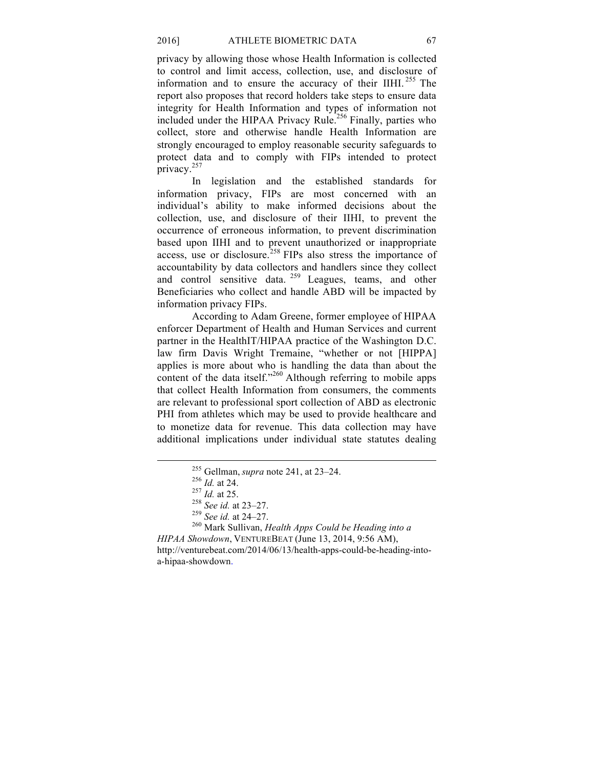privacy by allowing those whose Health Information is collected to control and limit access, collection, use, and disclosure of information and to ensure the accuracy of their IIHI.[255] The report also proposes that record holders take steps to ensure data integrity for Health Information and types of information not included under the HIPAA Privacy Rule.[256] Finally, parties who collect, store and otherwise handle Health Information are strongly encouraged to employ reasonable security safeguards to protect data and to comply with FIPs intended to protect privacy.[257]

In legislation and the established standards for information privacy, FIPs are most concerned with an individual's ability to make informed decisions about the collection, use, and disclosure of their IIHI, to prevent the occurrence of erroneous information, to prevent discrimination based upon IIHI and to prevent unauthorized or inappropriate access, use or disclosure.[258] FIPs also stress the importance of accountability by data collectors and handlers since they collect and control sensitive data.[259] Leagues, teams, and other Beneficiaries who collect and handle ABD will be impacted by information privacy FIPs.

According to Adam Greene, former employee of HIPAA enforcer Department of Health and Human Services and current partner in the HealthIT/HIPAA practice of the Washington D.C. law firm Davis Wright Tremaine, "whether or not [HIPPA] applies is more about who is handling the data than about the content of the data itself."[260] Although referring to mobile apps that collect Health Information from consumers, the comments are relevant to professional sport collection of ABD as electronic PHI from athletes which may be used to provide healthcare and to monetize data for revenue. This data collection may have additional implications under individual state statutes dealing

---

[255] Gellman, *supra* note 241, at 23–24.

[256] *Id.* at 24.

[257] *Id.* at 25.

[258] *See id.* at 23–27.

[259] *See id.* at 24–27.

[260] Mark Sullivan, *Health Apps Could be Heading into a HIPAA Showdown*, VENTUREBEAT (June 13, 2014, 9:56 AM), http://venturebeat.com/2014/06/13/health-apps-could-be-heading-into-a-hipaa-showdown.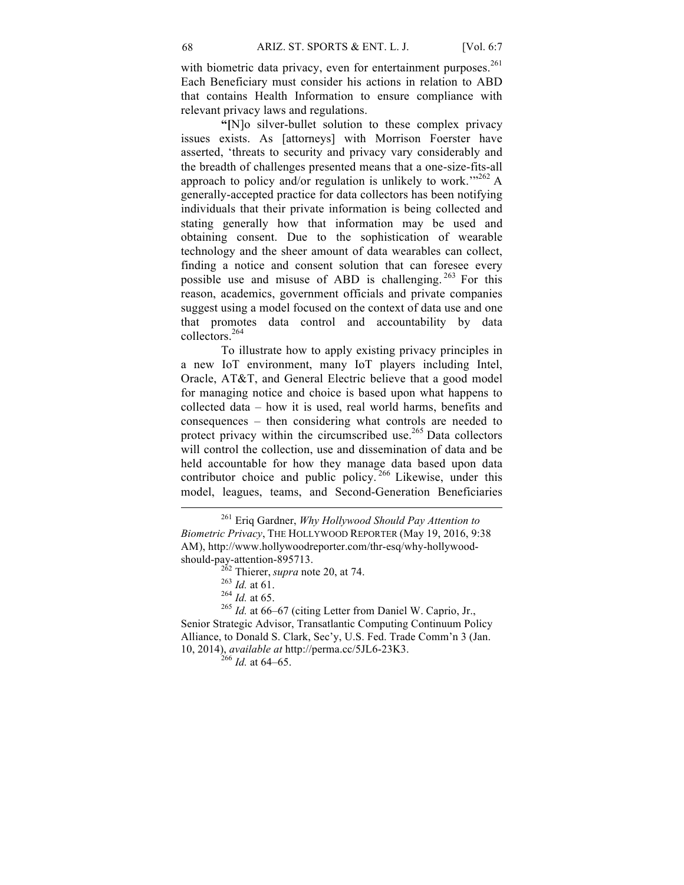with biometric data privacy, even for entertainment purposes.[261] Each Beneficiary must consider his actions in relation to ABD that contains Health Information to ensure compliance with relevant privacy laws and regulations.

**"**[N]o silver-bullet solution to these complex privacy issues exists. As [attorneys] with Morrison Foerster have asserted, 'threats to security and privacy vary considerably and the breadth of challenges presented means that a one-size-fits-all approach to policy and/or regulation is unlikely to work.'"[262] A generally-accepted practice for data collectors has been notifying individuals that their private information is being collected and stating generally how that information may be used and obtaining consent. Due to the sophistication of wearable technology and the sheer amount of data wearables can collect, finding a notice and consent solution that can foresee every possible use and misuse of ABD is challenging.[263] For this reason, academics, government officials and private companies suggest using a model focused on the context of data use and one that promotes data control and accountability by data collectors.[264]

To illustrate how to apply existing privacy principles in a new IoT environment, many IoT players including Intel, Oracle, AT&T, and General Electric believe that a good model for managing notice and choice is based upon what happens to collected data – how it is used, real world harms, benefits and consequences – then considering what controls are needed to protect privacy within the circumscribed use.[265] Data collectors will control the collection, use and dissemination of data and be held accountable for how they manage data based upon data contributor choice and public policy.[266] Likewise, under this model, leagues, teams, and Second-Generation Beneficiaries

---

[261] Eriq Gardner, *Why Hollywood Should Pay Attention to Biometric Privacy*, THE HOLLYWOOD REPORTER (May 19, 2016, 9:38 AM), http://www.hollywoodreporter.com/thr-esq/why-hollywood-should-pay-attention-895713.

[262] Thierer, *supra* note 20, at 74.

[263] *Id.* at 61.

[264] *Id.* at 65.

[265] *Id.* at 66–67 (citing Letter from Daniel W. Caprio, Jr., Senior Strategic Advisor, Transatlantic Computing Continuum Policy Alliance, to Donald S. Clark, Sec'y, U.S. Fed. Trade Comm'n 3 (Jan. 10, 2014), *available at* http://perma.cc/5JL6-23K3.

[266] *Id.* at 64–65.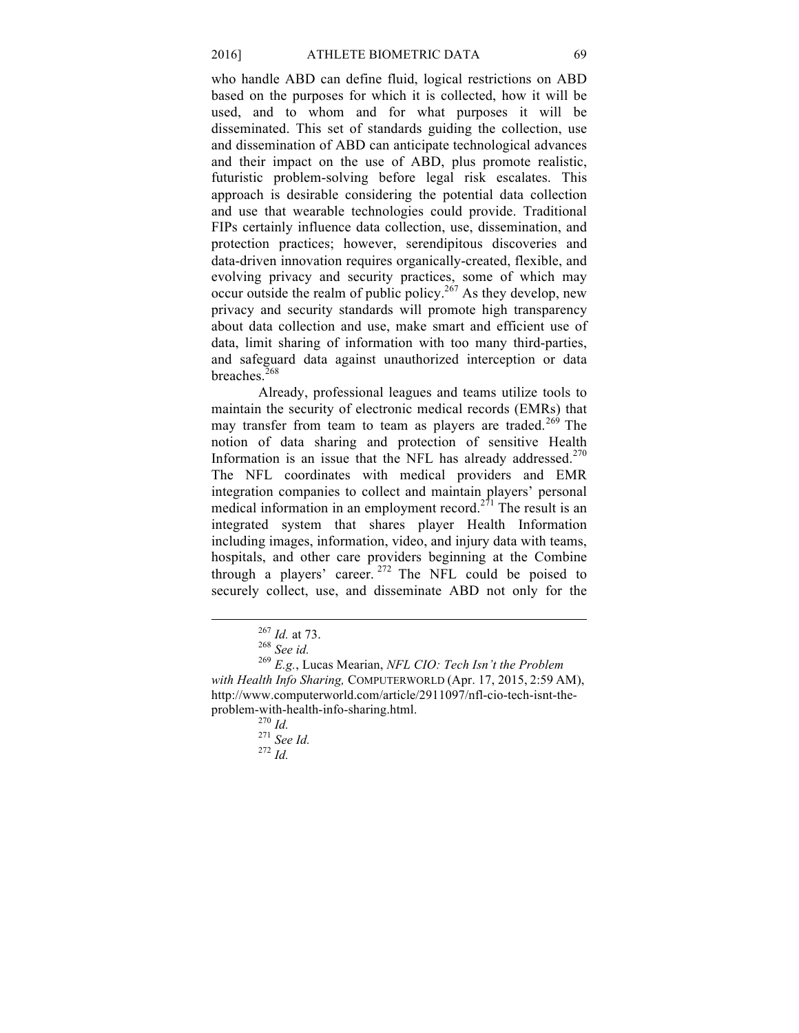who handle ABD can define fluid, logical restrictions on ABD based on the purposes for which it is collected, how it will be used, and to whom and for what purposes it will be disseminated. This set of standards guiding the collection, use and dissemination of ABD can anticipate technological advances and their impact on the use of ABD, plus promote realistic, futuristic problem-solving before legal risk escalates. This approach is desirable considering the potential data collection and use that wearable technologies could provide. Traditional FIPs certainly influence data collection, use, dissemination, and protection practices; however, serendipitous discoveries and data-driven innovation requires organically-created, flexible, and evolving privacy and security practices, some of which may occur outside the realm of public policy.[267] As they develop, new privacy and security standards will promote high transparency about data collection and use, make smart and efficient use of data, limit sharing of information with too many third-parties, and safeguard data against unauthorized interception or data breaches.[268]

Already, professional leagues and teams utilize tools to maintain the security of electronic medical records (EMRs) that may transfer from team to team as players are traded.[269] The notion of data sharing and protection of sensitive Health Information is an issue that the NFL has already addressed.[270] The NFL coordinates with medical providers and EMR integration companies to collect and maintain players' personal medical information in an employment record.[271] The result is an integrated system that shares player Health Information including images, information, video, and injury data with teams, hospitals, and other care providers beginning at the Combine through a players' career.[272] The NFL could be poised to securely collect, use, and disseminate ABD not only for the

---

[267] *Id.* at 73.

[268] *See id.*

[269] *E.g.*, Lucas Mearian, *NFL CIO: Tech Isn't the Problem with Health Info Sharing,* COMPUTERWORLD (Apr. 17, 2015, 2:59 AM), http://www.computerworld.com/article/2911097/nfl-cio-tech-isnt-the-problem-with-health-info-sharing.html.

[270] *Id.*

[271] *See Id.*

[272] *Id.*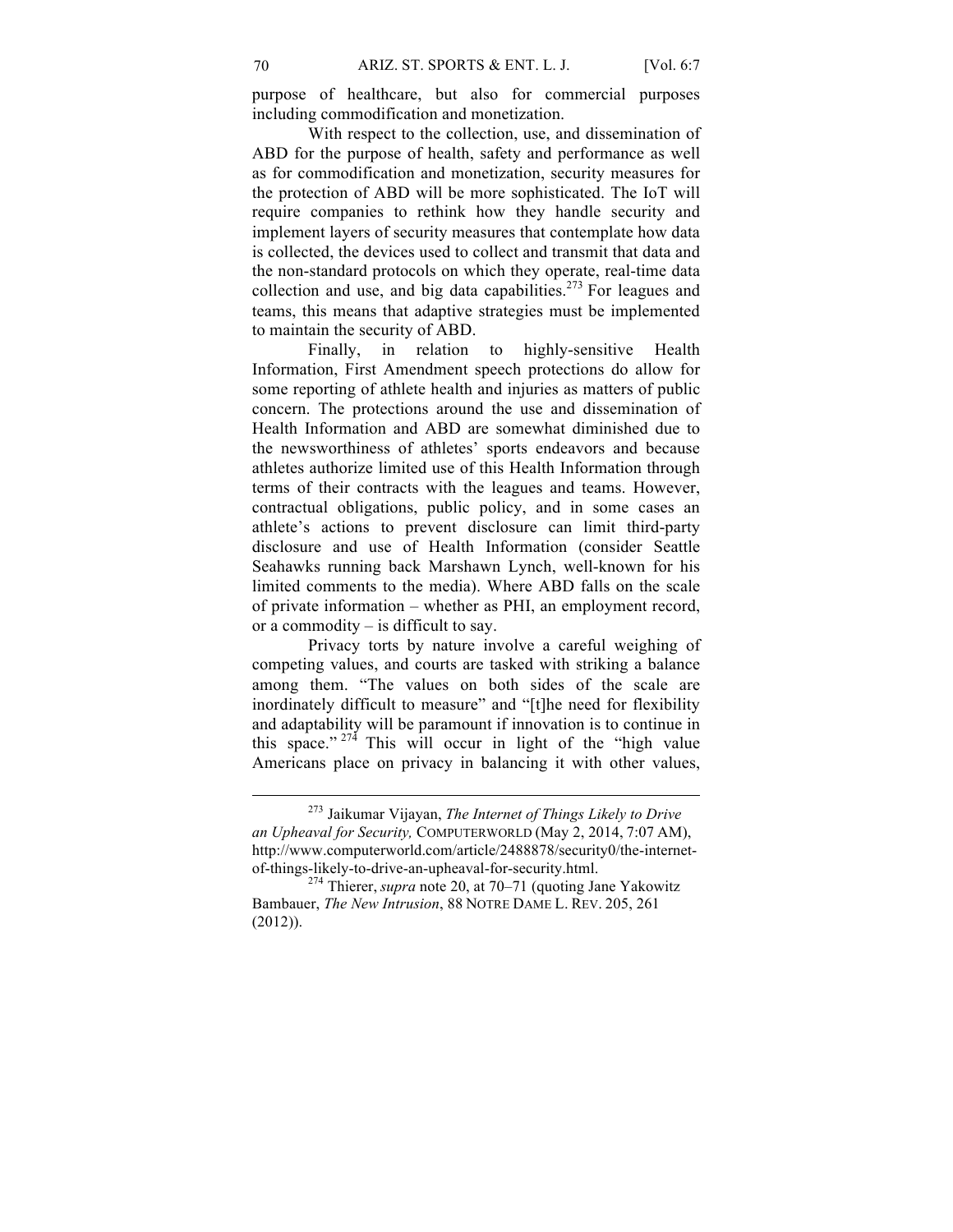purpose of healthcare, but also for commercial purposes including commodification and monetization.

With respect to the collection, use, and dissemination of ABD for the purpose of health, safety and performance as well as for commodification and monetization, security measures for the protection of ABD will be more sophisticated. The IoT will require companies to rethink how they handle security and implement layers of security measures that contemplate how data is collected, the devices used to collect and transmit that data and the non-standard protocols on which they operate, real-time data collection and use, and big data capabilities.[273] For leagues and teams, this means that adaptive strategies must be implemented to maintain the security of ABD.

Finally, in relation to highly-sensitive Health Information, First Amendment speech protections do allow for some reporting of athlete health and injuries as matters of public concern. The protections around the use and dissemination of Health Information and ABD are somewhat diminished due to the newsworthiness of athletes' sports endeavors and because athletes authorize limited use of this Health Information through terms of their contracts with the leagues and teams. However, contractual obligations, public policy, and in some cases an athlete's actions to prevent disclosure can limit third-party disclosure and use of Health Information (consider Seattle Seahawks running back Marshawn Lynch, well-known for his limited comments to the media). Where ABD falls on the scale of private information – whether as PHI, an employment record, or a commodity – is difficult to say.

Privacy torts by nature involve a careful weighing of competing values, and courts are tasked with striking a balance among them. "The values on both sides of the scale are inordinately difficult to measure" and "[t]he need for flexibility and adaptability will be paramount if innovation is to continue in this space."[274] This will occur in light of the "high value Americans place on privacy in balancing it with other values,

---

[273] Jaikumar Vijayan, *The Internet of Things Likely to Drive an Upheaval for Security,* COMPUTERWORLD (May 2, 2014, 7:07 AM), http://www.computerworld.com/article/2488878/security0/the-internet-of-things-likely-to-drive-an-upheaval-for-security.html.

[274] Thierer, *supra* note 20, at 70–71 (quoting Jane Yakowitz Bambauer, *The New Intrusion*, 88 NOTRE DAME L. REV. 205, 261 (2012)).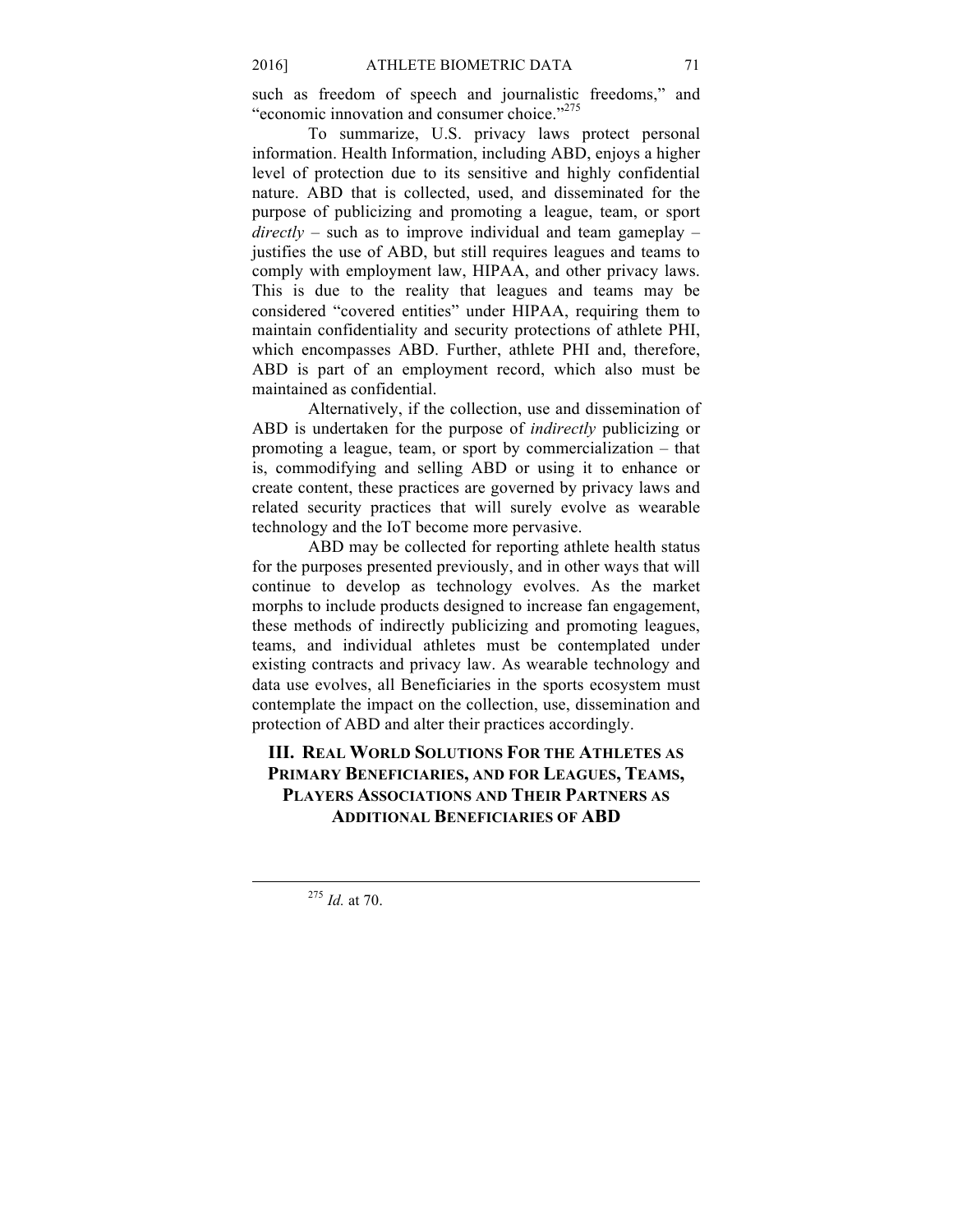such as freedom of speech and journalistic freedoms," and "economic innovation and consumer choice."[275]

To summarize, U.S. privacy laws protect personal information. Health Information, including ABD, enjoys a higher level of protection due to its sensitive and highly confidential nature. ABD that is collected, used, and disseminated for the purpose of publicizing and promoting a league, team, or sport *directly* – such as to improve individual and team gameplay – justifies the use of ABD, but still requires leagues and teams to comply with employment law, HIPAA, and other privacy laws. This is due to the reality that leagues and teams may be considered "covered entities" under HIPAA, requiring them to maintain confidentiality and security protections of athlete PHI, which encompasses ABD. Further, athlete PHI and, therefore, ABD is part of an employment record, which also must be maintained as confidential.

Alternatively, if the collection, use and dissemination of ABD is undertaken for the purpose of *indirectly* publicizing or promoting a league, team, or sport by commercialization – that is, commodifying and selling ABD or using it to enhance or create content, these practices are governed by privacy laws and related security practices that will surely evolve as wearable technology and the IoT become more pervasive.

ABD may be collected for reporting athlete health status for the purposes presented previously, and in other ways that will continue to develop as technology evolves. As the market morphs to include products designed to increase fan engagement, these methods of indirectly publicizing and promoting leagues, teams, and individual athletes must be contemplated under existing contracts and privacy law. As wearable technology and data use evolves, all Beneficiaries in the sports ecosystem must contemplate the impact on the collection, use, dissemination and protection of ABD and alter their practices accordingly.

## III. Real World Solutions For the Athletes as Primary Beneficiaries, and for Leagues, Teams, Players Associations and Their Partners as Additional Beneficiaries of ABD

[275] *Id.* at 70.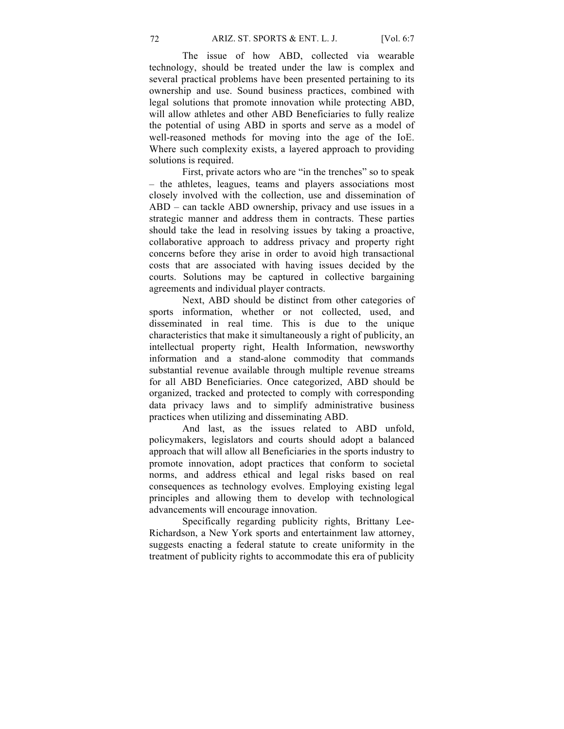The issue of how ABD, collected via wearable technology, should be treated under the law is complex and several practical problems have been presented pertaining to its ownership and use. Sound business practices, combined with legal solutions that promote innovation while protecting ABD, will allow athletes and other ABD Beneficiaries to fully realize the potential of using ABD in sports and serve as a model of well-reasoned methods for moving into the age of the IoE. Where such complexity exists, a layered approach to providing solutions is required.

First, private actors who are "in the trenches" so to speak – the athletes, leagues, teams and players associations most closely involved with the collection, use and dissemination of ABD – can tackle ABD ownership, privacy and use issues in a strategic manner and address them in contracts. These parties should take the lead in resolving issues by taking a proactive, collaborative approach to address privacy and property right concerns before they arise in order to avoid high transactional costs that are associated with having issues decided by the courts. Solutions may be captured in collective bargaining agreements and individual player contracts.

Next, ABD should be distinct from other categories of sports information, whether or not collected, used, and disseminated in real time. This is due to the unique characteristics that make it simultaneously a right of publicity, an intellectual property right, Health Information, newsworthy information and a stand-alone commodity that commands substantial revenue available through multiple revenue streams for all ABD Beneficiaries. Once categorized, ABD should be organized, tracked and protected to comply with corresponding data privacy laws and to simplify administrative business practices when utilizing and disseminating ABD.

And last, as the issues related to ABD unfold, policymakers, legislators and courts should adopt a balanced approach that will allow all Beneficiaries in the sports industry to promote innovation, adopt practices that conform to societal norms, and address ethical and legal risks based on real consequences as technology evolves. Employing existing legal principles and allowing them to develop with technological advancements will encourage innovation.

Specifically regarding publicity rights, Brittany Lee-Richardson, a New York sports and entertainment law attorney, suggests enacting a federal statute to create uniformity in the treatment of publicity rights to accommodate this era of publicity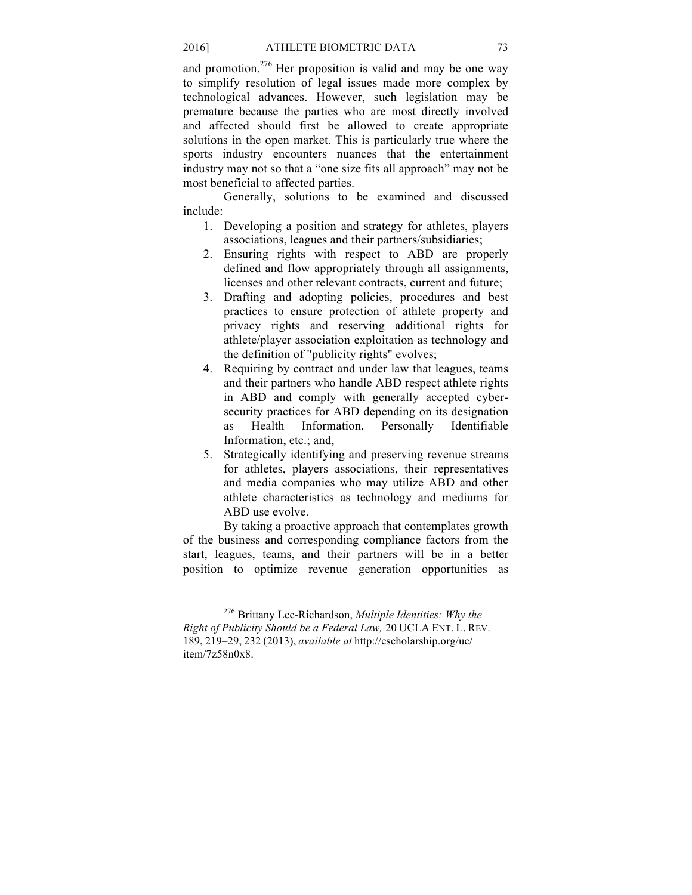and promotion.[276] Her proposition is valid and may be one way to simplify resolution of legal issues made more complex by technological advances. However, such legislation may be premature because the parties who are most directly involved and affected should first be allowed to create appropriate solutions in the open market. This is particularly true where the sports industry encounters nuances that the entertainment industry may not so that a "one size fits all approach" may not be most beneficial to affected parties.

Generally, solutions to be examined and discussed include:

1. Developing a position and strategy for athletes, players associations, leagues and their partners/subsidiaries;
2. Ensuring rights with respect to ABD are properly defined and flow appropriately through all assignments, licenses and other relevant contracts, current and future;
3. Drafting and adopting policies, procedures and best practices to ensure protection of athlete property and privacy rights and reserving additional rights for athlete/player association exploitation as technology and the definition of "publicity rights" evolves;
4. Requiring by contract and under law that leagues, teams and their partners who handle ABD respect athlete rights in ABD and comply with generally accepted cyber-security practices for ABD depending on its designation as Health Information, Personally Identifiable Information, etc.; and,
5. Strategically identifying and preserving revenue streams for athletes, players associations, their representatives and media companies who may utilize ABD and other athlete characteristics as technology and mediums for ABD use evolve.

By taking a proactive approach that contemplates growth of the business and corresponding compliance factors from the start, leagues, teams, and their partners will be in a better position to optimize revenue generation opportunities as

---

[276] Brittany Lee-Richardson, *Multiple Identities: Why the Right of Publicity Should be a Federal Law,* 20 UCLA ENT. L. REV. 189, 219–29, 232 (2013), *available at* http://escholarship.org/uc/item/7z58n0x8.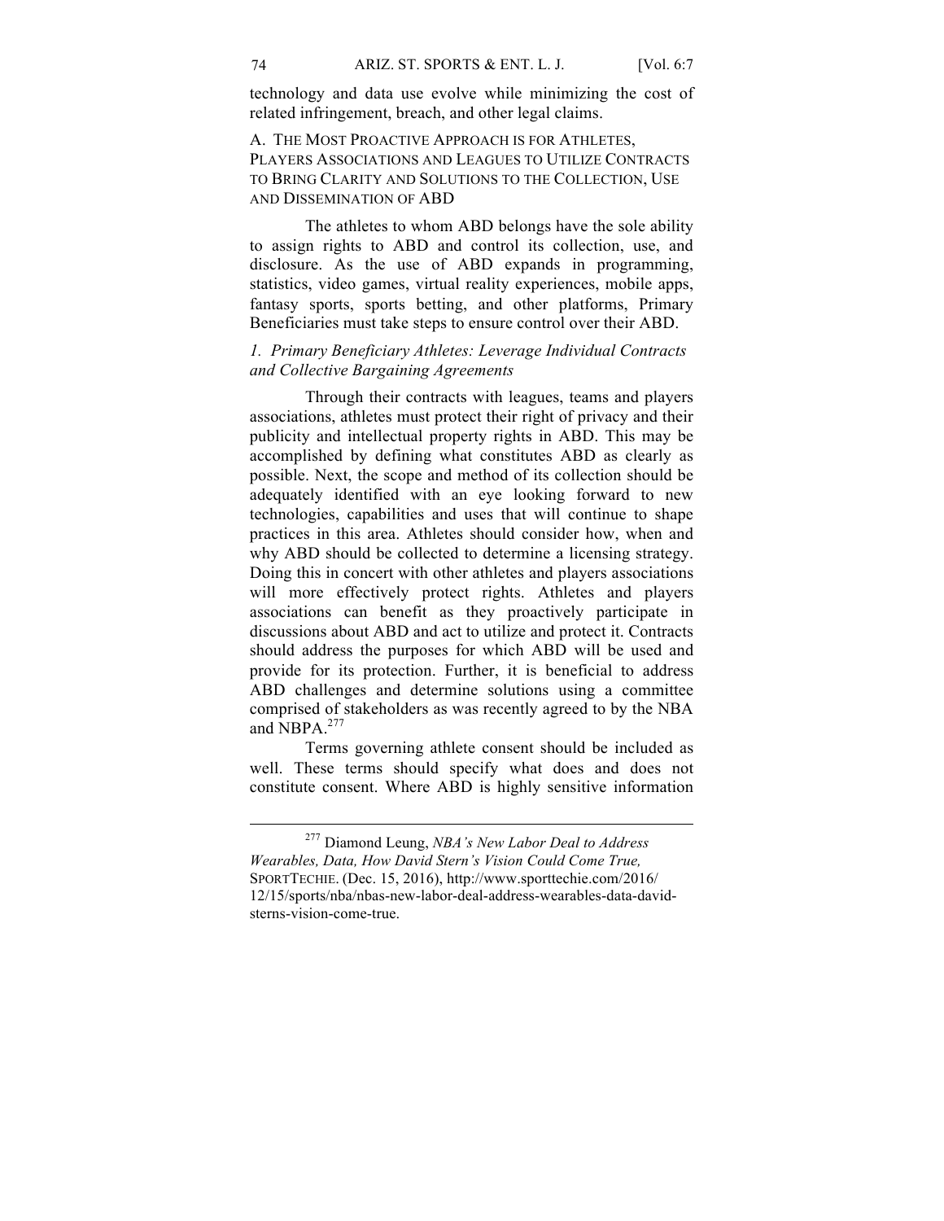technology and data use evolve while minimizing the cost of related infringement, breach, and other legal claims.

### A. The Most Proactive Approach is for Athletes, Players Associations and Leagues to Utilize Contracts to Bring Clarity and Solutions to the Collection, Use and Dissemination of ABD

The athletes to whom ABD belongs have the sole ability to assign rights to ABD and control its collection, use, and disclosure. As the use of ABD expands in programming, statistics, video games, virtual reality experiences, mobile apps, fantasy sports, sports betting, and other platforms, Primary Beneficiaries must take steps to ensure control over their ABD.

#### *1. Primary Beneficiary Athletes: Leverage Individual Contracts and Collective Bargaining Agreements*

Through their contracts with leagues, teams and players associations, athletes must protect their right of privacy and their publicity and intellectual property rights in ABD. This may be accomplished by defining what constitutes ABD as clearly as possible. Next, the scope and method of its collection should be adequately identified with an eye looking forward to new technologies, capabilities and uses that will continue to shape practices in this area. Athletes should consider how, when and why ABD should be collected to determine a licensing strategy. Doing this in concert with other athletes and players associations will more effectively protect rights. Athletes and players associations can benefit as they proactively participate in discussions about ABD and act to utilize and protect it. Contracts should address the purposes for which ABD will be used and provide for its protection. Further, it is beneficial to address ABD challenges and determine solutions using a committee comprised of stakeholders as was recently agreed to by the NBA and NBPA.[277]

Terms governing athlete consent should be included as well. These terms should specify what does and does not constitute consent. Where ABD is highly sensitive information

---

[277] Diamond Leung, *NBA's New Labor Deal to Address Wearables, Data, How David Stern's Vision Could Come True,* SportTechie. (Dec. 15, 2016), http://www.sporttechie.com/2016/12/15/sports/nba/nbas-new-labor-deal-address-wearables-data-david-sterns-vision-come-true.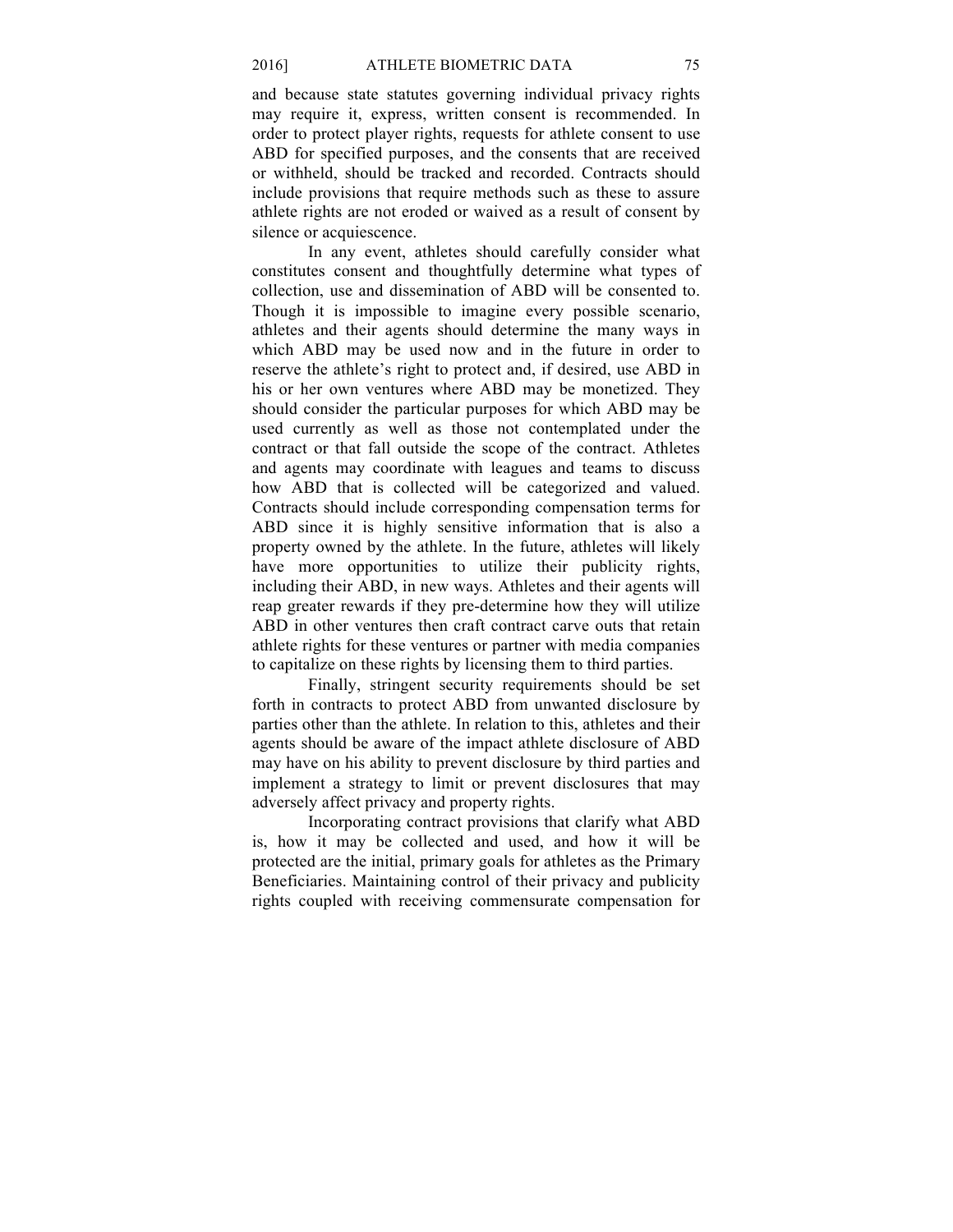and because state statutes governing individual privacy rights may require it, express, written consent is recommended. In order to protect player rights, requests for athlete consent to use ABD for specified purposes, and the consents that are received or withheld, should be tracked and recorded. Contracts should include provisions that require methods such as these to assure athlete rights are not eroded or waived as a result of consent by silence or acquiescence.

In any event, athletes should carefully consider what constitutes consent and thoughtfully determine what types of collection, use and dissemination of ABD will be consented to. Though it is impossible to imagine every possible scenario, athletes and their agents should determine the many ways in which ABD may be used now and in the future in order to reserve the athlete's right to protect and, if desired, use ABD in his or her own ventures where ABD may be monetized. They should consider the particular purposes for which ABD may be used currently as well as those not contemplated under the contract or that fall outside the scope of the contract. Athletes and agents may coordinate with leagues and teams to discuss how ABD that is collected will be categorized and valued. Contracts should include corresponding compensation terms for ABD since it is highly sensitive information that is also a property owned by the athlete. In the future, athletes will likely have more opportunities to utilize their publicity rights, including their ABD, in new ways. Athletes and their agents will reap greater rewards if they pre-determine how they will utilize ABD in other ventures then craft contract carve outs that retain athlete rights for these ventures or partner with media companies to capitalize on these rights by licensing them to third parties.

Finally, stringent security requirements should be set forth in contracts to protect ABD from unwanted disclosure by parties other than the athlete. In relation to this, athletes and their agents should be aware of the impact athlete disclosure of ABD may have on his ability to prevent disclosure by third parties and implement a strategy to limit or prevent disclosures that may adversely affect privacy and property rights.

Incorporating contract provisions that clarify what ABD is, how it may be collected and used, and how it will be protected are the initial, primary goals for athletes as the Primary Beneficiaries. Maintaining control of their privacy and publicity rights coupled with receiving commensurate compensation for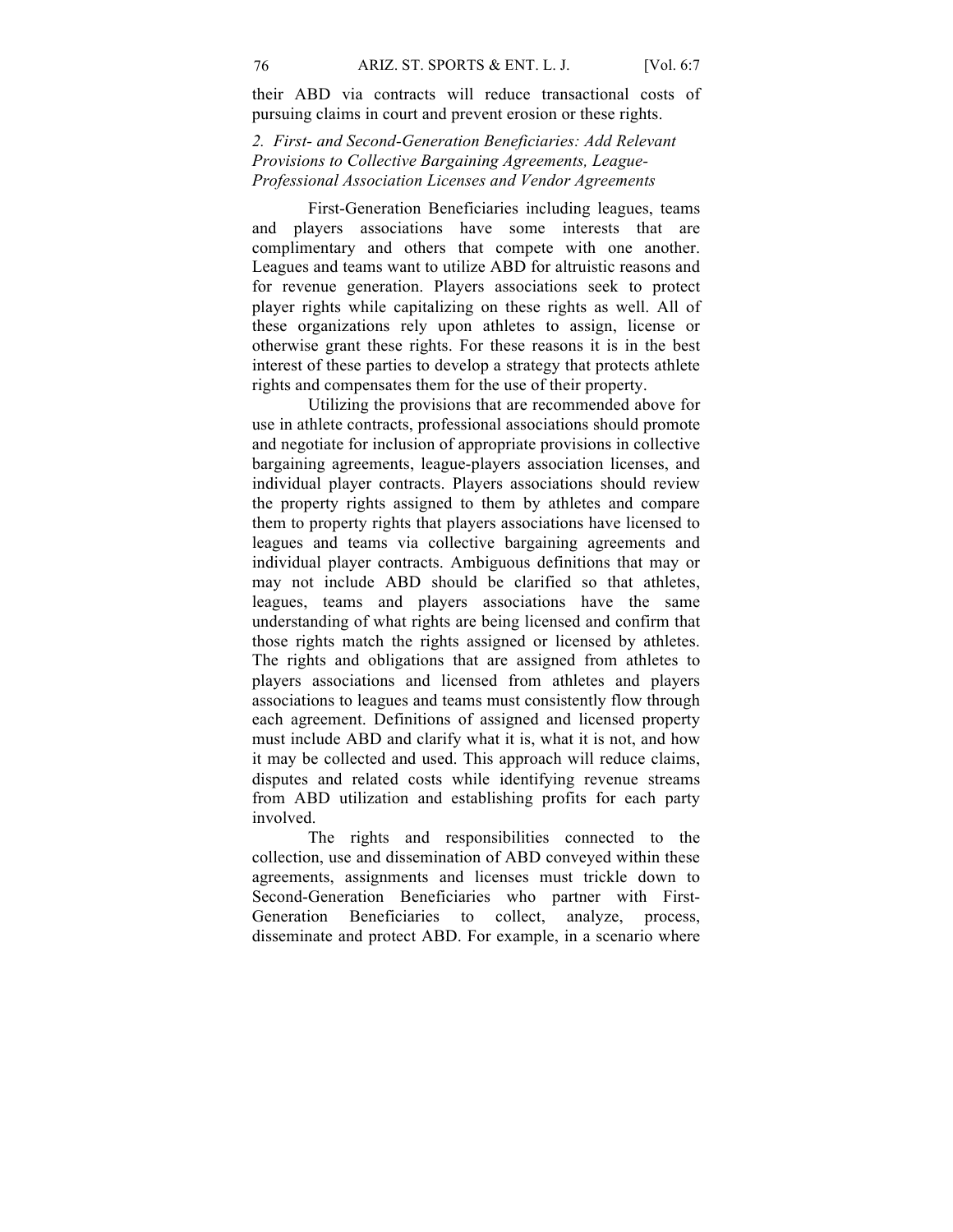their ABD via contracts will reduce transactional costs of pursuing claims in court and prevent erosion or these rights.

### *2. First- and Second-Generation Beneficiaries: Add Relevant Provisions to Collective Bargaining Agreements, League-Professional Association Licenses and Vendor Agreements*

First-Generation Beneficiaries including leagues, teams and players associations have some interests that are complimentary and others that compete with one another. Leagues and teams want to utilize ABD for altruistic reasons and for revenue generation. Players associations seek to protect player rights while capitalizing on these rights as well. All of these organizations rely upon athletes to assign, license or otherwise grant these rights. For these reasons it is in the best interest of these parties to develop a strategy that protects athlete rights and compensates them for the use of their property.

Utilizing the provisions that are recommended above for use in athlete contracts, professional associations should promote and negotiate for inclusion of appropriate provisions in collective bargaining agreements, league-players association licenses, and individual player contracts. Players associations should review the property rights assigned to them by athletes and compare them to property rights that players associations have licensed to leagues and teams via collective bargaining agreements and individual player contracts. Ambiguous definitions that may or may not include ABD should be clarified so that athletes, leagues, teams and players associations have the same understanding of what rights are being licensed and confirm that those rights match the rights assigned or licensed by athletes. The rights and obligations that are assigned from athletes to players associations and licensed from athletes and players associations to leagues and teams must consistently flow through each agreement. Definitions of assigned and licensed property must include ABD and clarify what it is, what it is not, and how it may be collected and used. This approach will reduce claims, disputes and related costs while identifying revenue streams from ABD utilization and establishing profits for each party involved.

The rights and responsibilities connected to the collection, use and dissemination of ABD conveyed within these agreements, assignments and licenses must trickle down to Second-Generation Beneficiaries who partner with First-Generation Beneficiaries to collect, analyze, process, disseminate and protect ABD. For example, in a scenario where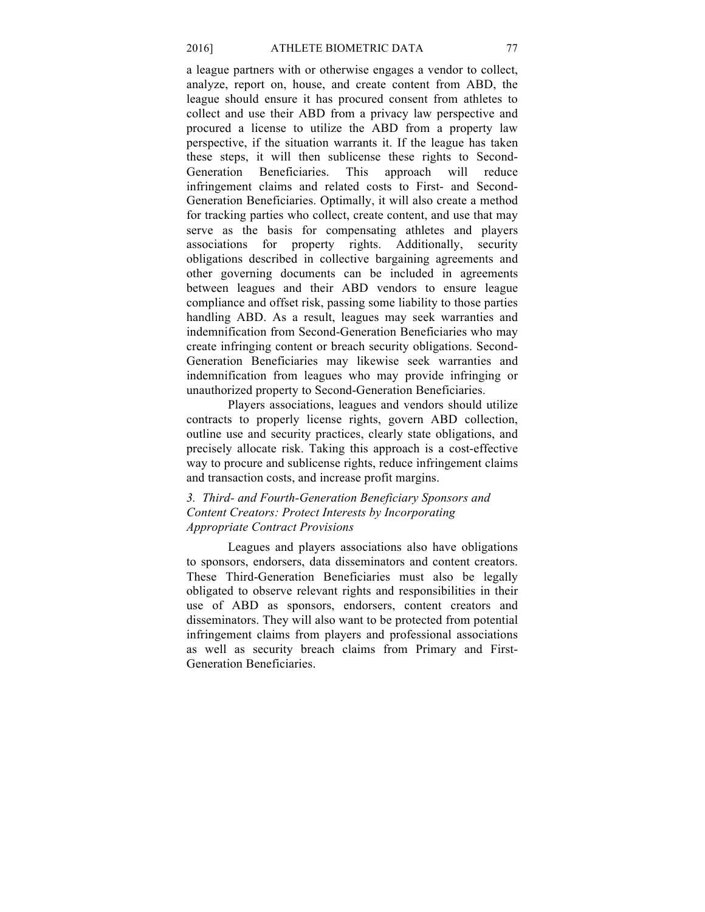a league partners with or otherwise engages a vendor to collect, analyze, report on, house, and create content from ABD, the league should ensure it has procured consent from athletes to collect and use their ABD from a privacy law perspective and procured a license to utilize the ABD from a property law perspective, if the situation warrants it. If the league has taken these steps, it will then sublicense these rights to Second-Generation Beneficiaries. This approach will reduce infringement claims and related costs to First- and Second-Generation Beneficiaries. Optimally, it will also create a method for tracking parties who collect, create content, and use that may serve as the basis for compensating athletes and players associations for property rights. Additionally, security obligations described in collective bargaining agreements and other governing documents can be included in agreements between leagues and their ABD vendors to ensure league compliance and offset risk, passing some liability to those parties handling ABD. As a result, leagues may seek warranties and indemnification from Second-Generation Beneficiaries who may create infringing content or breach security obligations. Second-Generation Beneficiaries may likewise seek warranties and indemnification from leagues who may provide infringing or unauthorized property to Second-Generation Beneficiaries.

Players associations, leagues and vendors should utilize contracts to properly license rights, govern ABD collection, outline use and security practices, clearly state obligations, and precisely allocate risk. Taking this approach is a cost-effective way to procure and sublicense rights, reduce infringement claims and transaction costs, and increase profit margins.

### *3. Third- and Fourth-Generation Beneficiary Sponsors and Content Creators: Protect Interests by Incorporating Appropriate Contract Provisions*

Leagues and players associations also have obligations to sponsors, endorsers, data disseminators and content creators. These Third-Generation Beneficiaries must also be legally obligated to observe relevant rights and responsibilities in their use of ABD as sponsors, endorsers, content creators and disseminators. They will also want to be protected from potential infringement claims from players and professional associations as well as security breach claims from Primary and First-Generation Beneficiaries.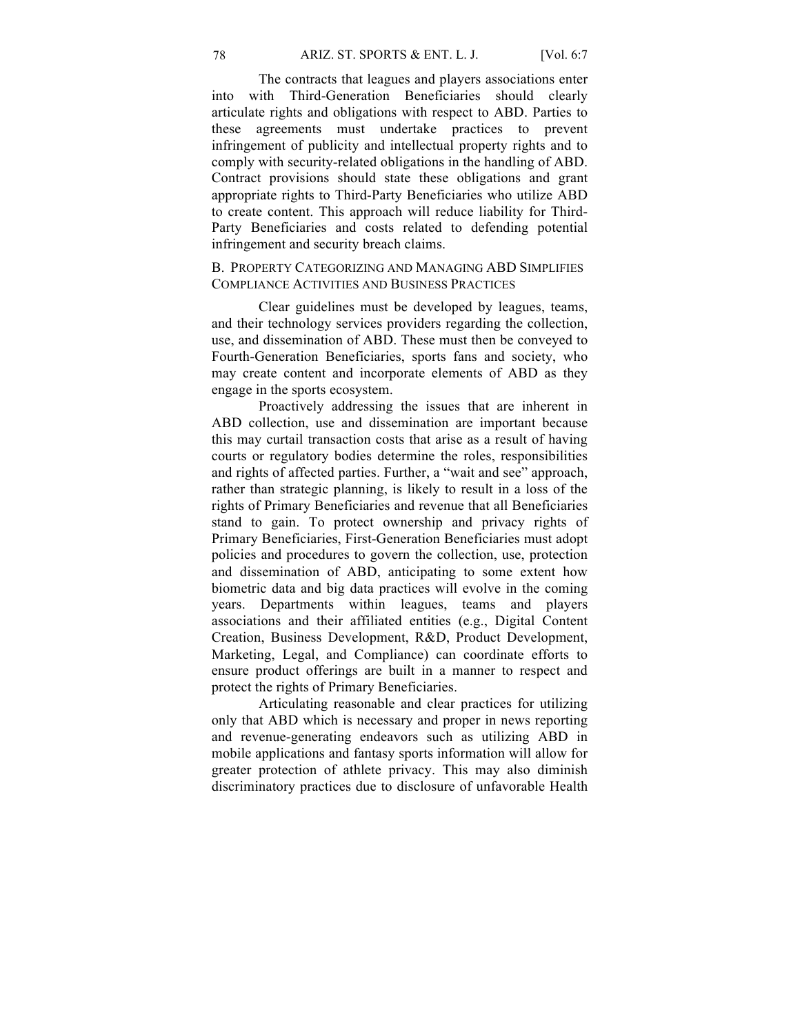The contracts that leagues and players associations enter into with Third-Generation Beneficiaries should clearly articulate rights and obligations with respect to ABD. Parties to these agreements must undertake practices to prevent infringement of publicity and intellectual property rights and to comply with security-related obligations in the handling of ABD. Contract provisions should state these obligations and grant appropriate rights to Third-Party Beneficiaries who utilize ABD to create content. This approach will reduce liability for Third-Party Beneficiaries and costs related to defending potential infringement and security breach claims.

### B. PROPERTY CATEGORIZING AND MANAGING ABD SIMPLIFIES COMPLIANCE ACTIVITIES AND BUSINESS PRACTICES

Clear guidelines must be developed by leagues, teams, and their technology services providers regarding the collection, use, and dissemination of ABD. These must then be conveyed to Fourth-Generation Beneficiaries, sports fans and society, who may create content and incorporate elements of ABD as they engage in the sports ecosystem.

Proactively addressing the issues that are inherent in ABD collection, use and dissemination are important because this may curtail transaction costs that arise as a result of having courts or regulatory bodies determine the roles, responsibilities and rights of affected parties. Further, a "wait and see" approach, rather than strategic planning, is likely to result in a loss of the rights of Primary Beneficiaries and revenue that all Beneficiaries stand to gain. To protect ownership and privacy rights of Primary Beneficiaries, First-Generation Beneficiaries must adopt policies and procedures to govern the collection, use, protection and dissemination of ABD, anticipating to some extent how biometric data and big data practices will evolve in the coming years. Departments within leagues, teams and players associations and their affiliated entities (e.g., Digital Content Creation, Business Development, R&D, Product Development, Marketing, Legal, and Compliance) can coordinate efforts to ensure product offerings are built in a manner to respect and protect the rights of Primary Beneficiaries.

Articulating reasonable and clear practices for utilizing only that ABD which is necessary and proper in news reporting and revenue-generating endeavors such as utilizing ABD in mobile applications and fantasy sports information will allow for greater protection of athlete privacy. This may also diminish discriminatory practices due to disclosure of unfavorable Health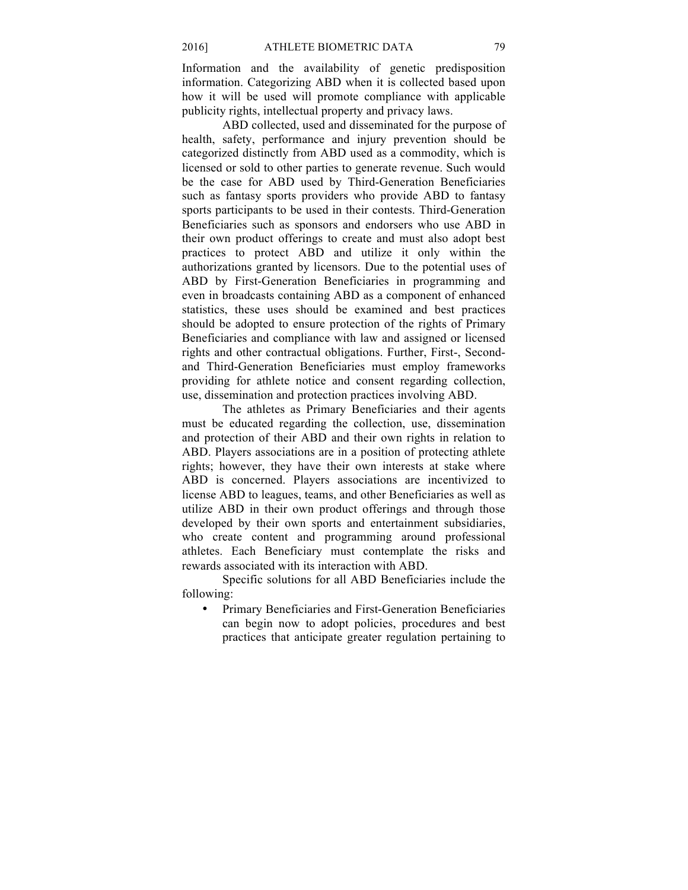Information and the availability of genetic predisposition information. Categorizing ABD when it is collected based upon how it will be used will promote compliance with applicable publicity rights, intellectual property and privacy laws.

ABD collected, used and disseminated for the purpose of health, safety, performance and injury prevention should be categorized distinctly from ABD used as a commodity, which is licensed or sold to other parties to generate revenue. Such would be the case for ABD used by Third-Generation Beneficiaries such as fantasy sports providers who provide ABD to fantasy sports participants to be used in their contests. Third-Generation Beneficiaries such as sponsors and endorsers who use ABD in their own product offerings to create and must also adopt best practices to protect ABD and utilize it only within the authorizations granted by licensors. Due to the potential uses of ABD by First-Generation Beneficiaries in programming and even in broadcasts containing ABD as a component of enhanced statistics, these uses should be examined and best practices should be adopted to ensure protection of the rights of Primary Beneficiaries and compliance with law and assigned or licensed rights and other contractual obligations. Further, First-, Second- and Third-Generation Beneficiaries must employ frameworks providing for athlete notice and consent regarding collection, use, dissemination and protection practices involving ABD.

The athletes as Primary Beneficiaries and their agents must be educated regarding the collection, use, dissemination and protection of their ABD and their own rights in relation to ABD. Players associations are in a position of protecting athlete rights; however, they have their own interests at stake where ABD is concerned. Players associations are incentivized to license ABD to leagues, teams, and other Beneficiaries as well as utilize ABD in their own product offerings and through those developed by their own sports and entertainment subsidiaries, who create content and programming around professional athletes. Each Beneficiary must contemplate the risks and rewards associated with its interaction with ABD.

Specific solutions for all ABD Beneficiaries include the following:

- Primary Beneficiaries and First-Generation Beneficiaries can begin now to adopt policies, procedures and best practices that anticipate greater regulation pertaining to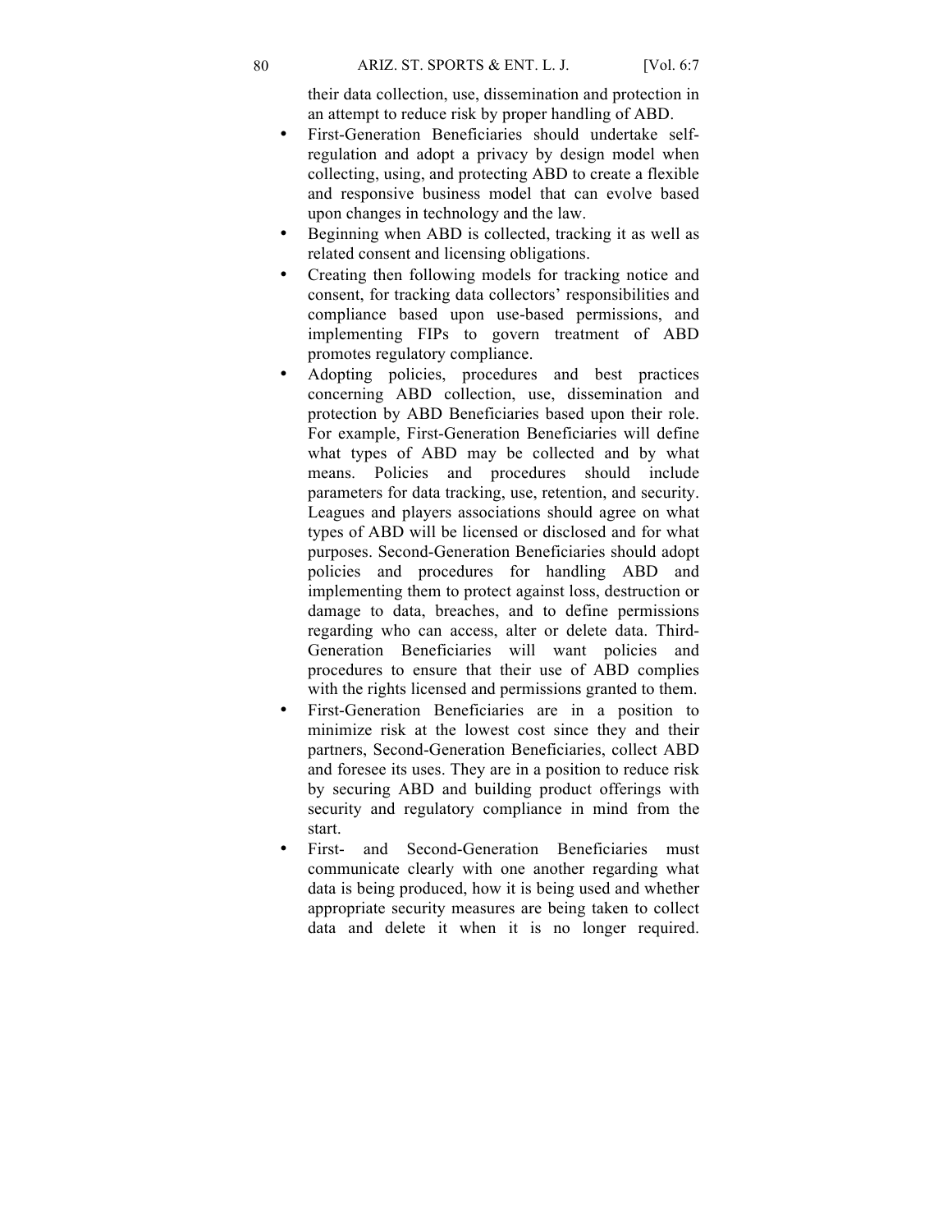their data collection, use, dissemination and protection in an attempt to reduce risk by proper handling of ABD.

- First-Generation Beneficiaries should undertake self-regulation and adopt a privacy by design model when collecting, using, and protecting ABD to create a flexible and responsive business model that can evolve based upon changes in technology and the law.
- Beginning when ABD is collected, tracking it as well as related consent and licensing obligations.
- Creating then following models for tracking notice and consent, for tracking data collectors' responsibilities and compliance based upon use-based permissions, and implementing FIPs to govern treatment of ABD promotes regulatory compliance.
- Adopting policies, procedures and best practices concerning ABD collection, use, dissemination and protection by ABD Beneficiaries based upon their role. For example, First-Generation Beneficiaries will define what types of ABD may be collected and by what means. Policies and procedures should include parameters for data tracking, use, retention, and security. Leagues and players associations should agree on what types of ABD will be licensed or disclosed and for what purposes. Second-Generation Beneficiaries should adopt policies and procedures for handling ABD and implementing them to protect against loss, destruction or damage to data, breaches, and to define permissions regarding who can access, alter or delete data. Third-Generation Beneficiaries will want policies and procedures to ensure that their use of ABD complies with the rights licensed and permissions granted to them.
- First-Generation Beneficiaries are in a position to minimize risk at the lowest cost since they and their partners, Second-Generation Beneficiaries, collect ABD and foresee its uses. They are in a position to reduce risk by securing ABD and building product offerings with security and regulatory compliance in mind from the start.
- First- and Second-Generation Beneficiaries must communicate clearly with one another regarding what data is being produced, how it is being used and whether appropriate security measures are being taken to collect data and delete it when it is no longer required.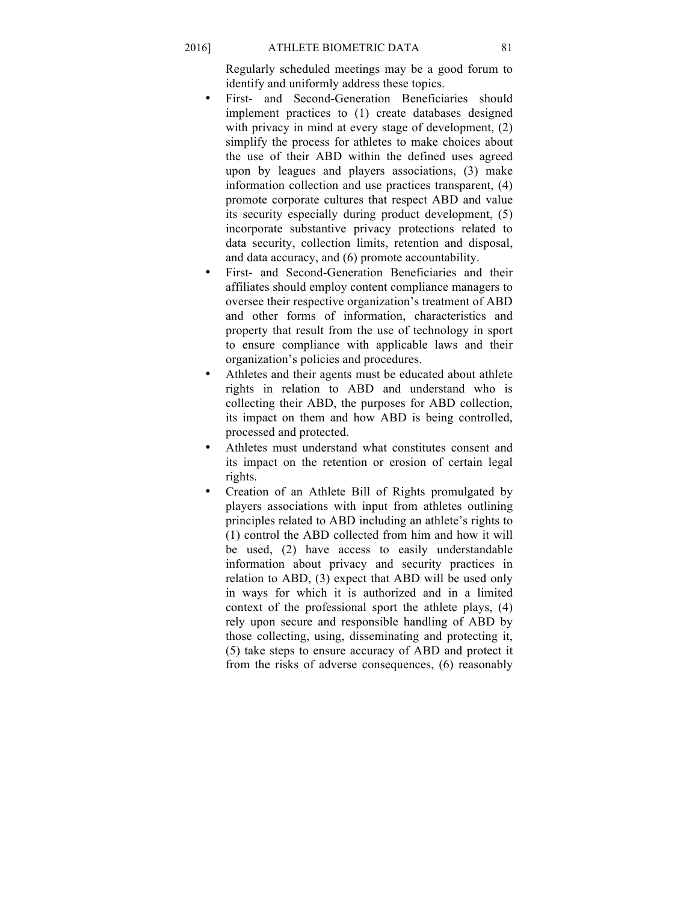Regularly scheduled meetings may be a good forum to identify and uniformly address these topics.

- First- and Second-Generation Beneficiaries should implement practices to (1) create databases designed with privacy in mind at every stage of development, (2) simplify the process for athletes to make choices about the use of their ABD within the defined uses agreed upon by leagues and players associations, (3) make information collection and use practices transparent, (4) promote corporate cultures that respect ABD and value its security especially during product development, (5) incorporate substantive privacy protections related to data security, collection limits, retention and disposal, and data accuracy, and (6) promote accountability.
- First- and Second-Generation Beneficiaries and their affiliates should employ content compliance managers to oversee their respective organization's treatment of ABD and other forms of information, characteristics and property that result from the use of technology in sport to ensure compliance with applicable laws and their organization's policies and procedures.
- Athletes and their agents must be educated about athlete rights in relation to ABD and understand who is collecting their ABD, the purposes for ABD collection, its impact on them and how ABD is being controlled, processed and protected.
- Athletes must understand what constitutes consent and its impact on the retention or erosion of certain legal rights.
- Creation of an Athlete Bill of Rights promulgated by players associations with input from athletes outlining principles related to ABD including an athlete's rights to (1) control the ABD collected from him and how it will be used, (2) have access to easily understandable information about privacy and security practices in relation to ABD, (3) expect that ABD will be used only in ways for which it is authorized and in a limited context of the professional sport the athlete plays, (4) rely upon secure and responsible handling of ABD by those collecting, using, disseminating and protecting it, (5) take steps to ensure accuracy of ABD and protect it from the risks of adverse consequences, (6) reasonably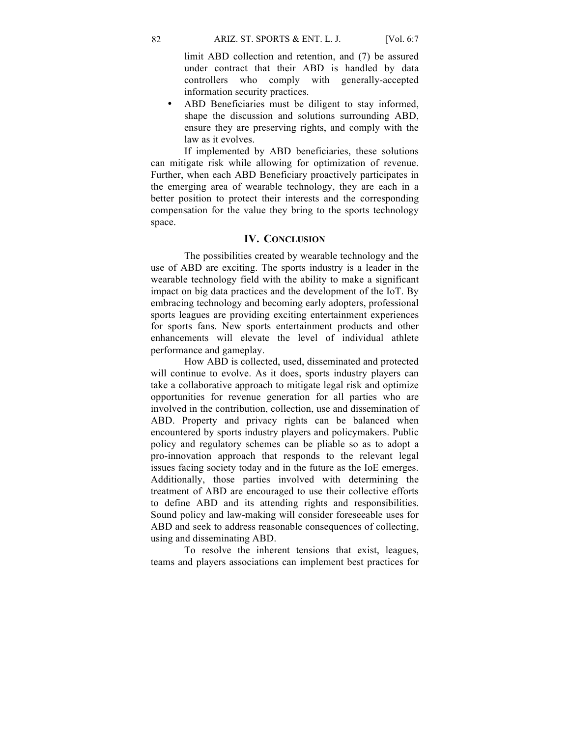limit ABD collection and retention, and (7) be assured under contract that their ABD is handled by data controllers who comply with generally-accepted information security practices.

- ABD Beneficiaries must be diligent to stay informed, shape the discussion and solutions surrounding ABD, ensure they are preserving rights, and comply with the law as it evolves.

If implemented by ABD beneficiaries, these solutions can mitigate risk while allowing for optimization of revenue. Further, when each ABD Beneficiary proactively participates in the emerging area of wearable technology, they are each in a better position to protect their interests and the corresponding compensation for the value they bring to the sports technology space.

## IV. CONCLUSION

The possibilities created by wearable technology and the use of ABD are exciting. The sports industry is a leader in the wearable technology field with the ability to make a significant impact on big data practices and the development of the IoT. By embracing technology and becoming early adopters, professional sports leagues are providing exciting entertainment experiences for sports fans. New sports entertainment products and other enhancements will elevate the level of individual athlete performance and gameplay.

How ABD is collected, used, disseminated and protected will continue to evolve. As it does, sports industry players can take a collaborative approach to mitigate legal risk and optimize opportunities for revenue generation for all parties who are involved in the contribution, collection, use and dissemination of ABD. Property and privacy rights can be balanced when encountered by sports industry players and policymakers. Public policy and regulatory schemes can be pliable so as to adopt a pro-innovation approach that responds to the relevant legal issues facing society today and in the future as the IoE emerges. Additionally, those parties involved with determining the treatment of ABD are encouraged to use their collective efforts to define ABD and its attending rights and responsibilities. Sound policy and law-making will consider foreseeable uses for ABD and seek to address reasonable consequences of collecting, using and disseminating ABD.

To resolve the inherent tensions that exist, leagues, teams and players associations can implement best practices for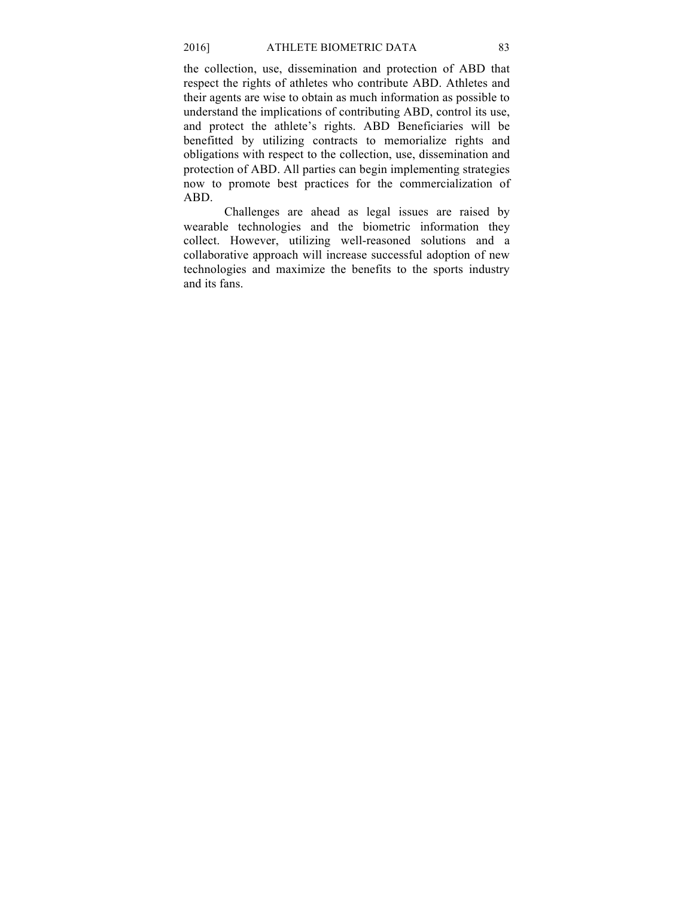the collection, use, dissemination and protection of ABD that respect the rights of athletes who contribute ABD. Athletes and their agents are wise to obtain as much information as possible to understand the implications of contributing ABD, control its use, and protect the athlete's rights. ABD Beneficiaries will be benefitted by utilizing contracts to memorialize rights and obligations with respect to the collection, use, dissemination and protection of ABD. All parties can begin implementing strategies now to promote best practices for the commercialization of ABD.

Challenges are ahead as legal issues are raised by wearable technologies and the biometric information they collect. However, utilizing well-reasoned solutions and a collaborative approach will increase successful adoption of new technologies and maximize the benefits to the sports industry and its fans.